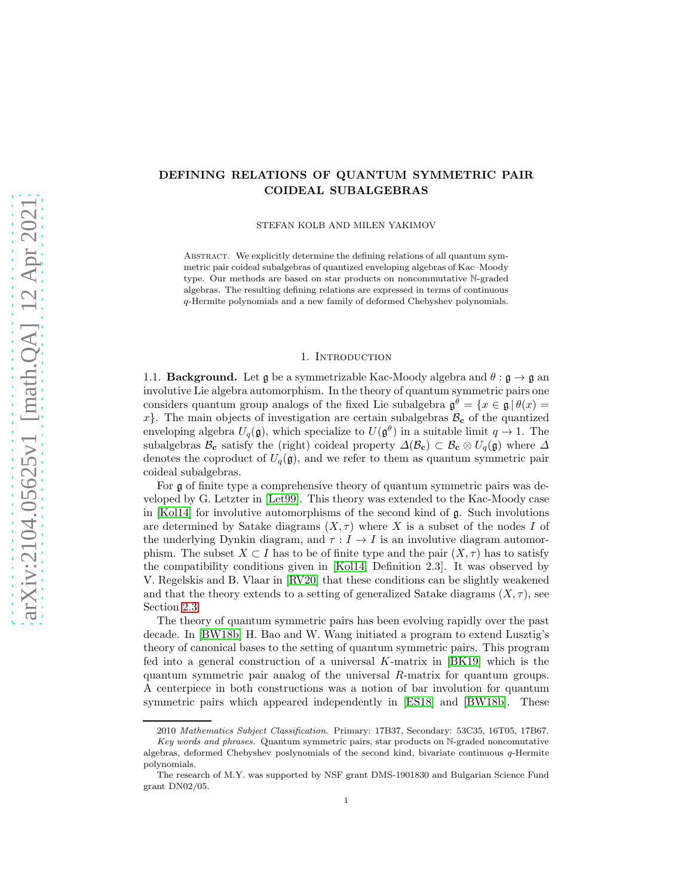# DEFINING RELATIONS OF QUANTUM SYMMETRIC PAIR COIDEAL SUBALGEBRAS

STEFAN KOLB AND MILEN YAKIMOV

Abstract. We explicitly determine the defining relations of all quantum symmetric pair coideal subalgebras of quantized enveloping algebras of Kac–Moody type. Our methods are based on star products on noncommutative $\mathbb{N}$-graded algebras. The resulting defining relations are expressed in terms of continuous $q$-Hermite polynomials and a new family of deformed Chebyshev polynomials.

## 1. Introduction

**1.1. Background.** Let $\mathfrak{g}$ be a symmetrizable Kac-Moody algebra and $\theta : \mathfrak{g} \to \mathfrak{g}$ an involutive Lie algebra automorphism. In the theory of quantum symmetric pairs one considers quantum group analogs of the fixed Lie subalgebra $\mathfrak{g}^\theta = \{x \in \mathfrak{g} \mid \theta(x) = x\}$. The main objects of investigation are certain subalgebras $\mathcal{B}_\mathbf{c}$ of the quantized enveloping algebra $U_q(\mathfrak{g})$, which specialize to $U(\mathfrak{g}^\theta)$ in a suitable limit $q \to 1$. The subalgebras $\mathcal{B}_\mathbf{c}$ satisfy the (right) coideal property $\Delta(\mathcal{B}_\mathbf{c}) \subset \mathcal{B}_\mathbf{c} \otimes U_q(\mathfrak{g})$ where $\Delta$ denotes the coproduct of $U_q(\mathfrak{g})$, and we refer to them as quantum symmetric pair coideal subalgebras.

For $\mathfrak{g}$ of finite type a comprehensive theory of quantum symmetric pairs was developed by G. Letzter in [Let99]. This theory was extended to the Kac-Moody case in [Kol14] for involutive automorphisms of the second kind of $\mathfrak{g}$. Such involutions are determined by Satake diagrams $(X, \tau)$ where $X$ is a subset of the nodes $I$ of the underlying Dynkin diagram, and $\tau : I \to I$ is an involutive diagram automorphism. The subset $X \subset I$ has to be of finite type and the pair $(X, \tau)$ has to satisfy the compatibility conditions given in [Kol14, Definition 2.3]. It was observed by V. Regelskis and B. Vlaar in [RV20] that these conditions can be slightly weakened and that the theory extends to a setting of generalized Satake diagrams $(X, \tau)$, see Section 2.3.

The theory of quantum symmetric pairs has been evolving rapidly over the past decade. In [BW18b] H. Bao and W. Wang initiated a program to extend Lusztig's theory of canonical bases to the setting of quantum symmetric pairs. This program fed into a general construction of a universal $K$-matrix in [BK19] which is the quantum symmetric pair analog of the universal $R$-matrix for quantum groups. A centerpiece in both constructions was a notion of bar involution for quantum symmetric pairs which appeared independently in [ES18] and [BW18b]. These

---

2010 *Mathematics Subject Classification.* Primary: 17B37, Secondary: 53C35, 16T05, 17B67.

*Key words and phrases.* Quantum symmetric pairs, star products on $\mathbb{N}$-graded noncomutative algebras, deformed Chebyshev poslynomials of the second kind, bivariate continuous $q$-Hermite polynomials.

The research of M.Y. was supported by NSF grant DMS-1901830 and Bulgarian Science Fund grant DN02/05.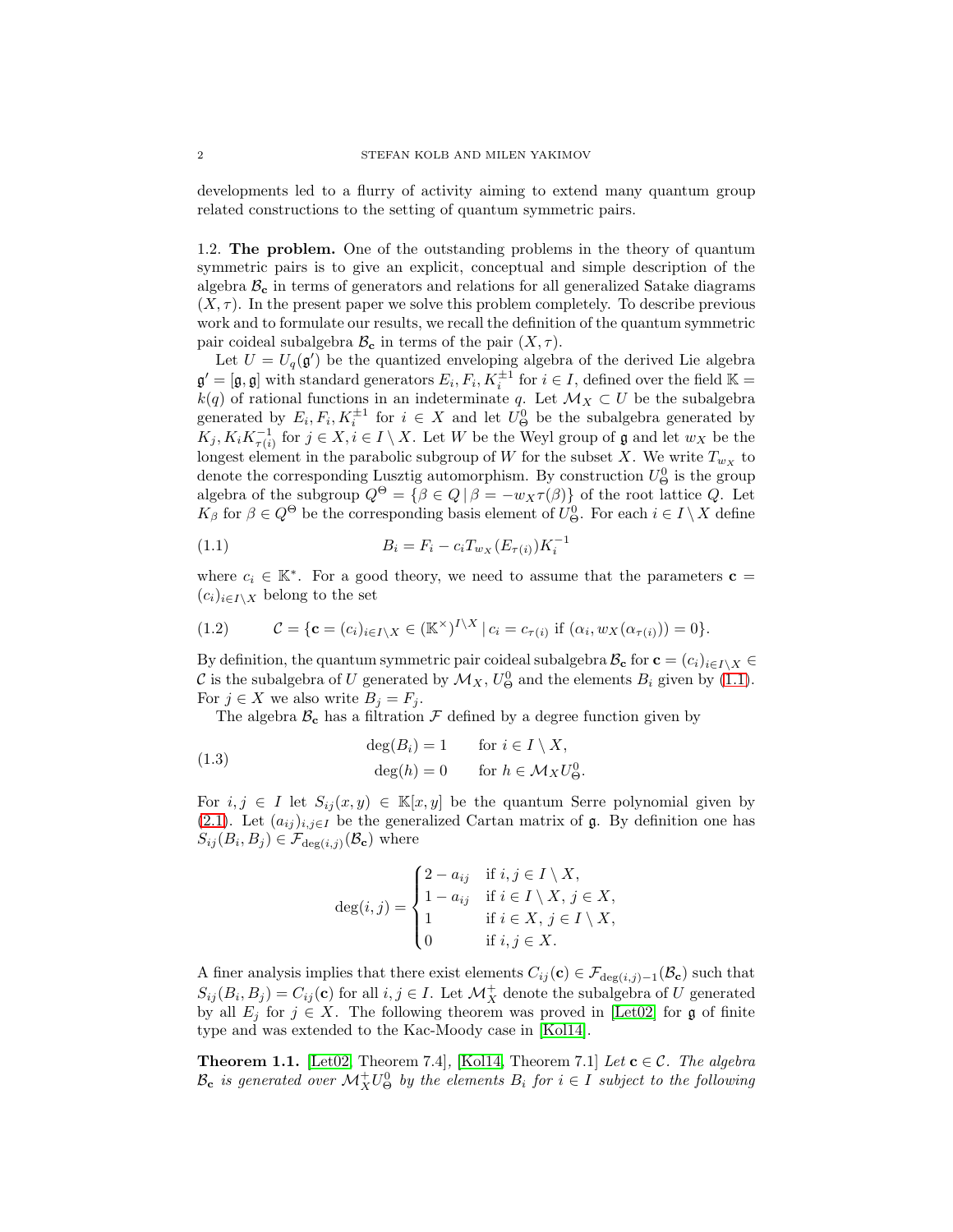developments led to a flurry of activity aiming to extend many quantum group related constructions to the setting of quantum symmetric pairs.

**1.2. The problem.** One of the outstanding problems in the theory of quantum symmetric pairs is to give an explicit, conceptual and simple description of the algebra $\mathcal{B}_{\mathbf{c}}$ in terms of generators and relations for all generalized Satake diagrams $(X,\tau)$. In the present paper we solve this problem completely. To describe previous work and to formulate our results, we recall the definition of the quantum symmetric pair coideal subalgebra $\mathcal{B}_{\mathbf{c}}$ in terms of the pair $(X,\tau)$.

Let $U = U_q(\mathfrak{g}')$ be the quantized enveloping algebra of the derived Lie algebra $\mathfrak{g}' = [\mathfrak{g},\mathfrak{g}]$ with standard generators $E_i, F_i, K_i^{\pm 1}$ for $i \in I$, defined over the field $\mathbb{K} = k(q)$ of rational functions in an indeterminate $q$. Let $\mathcal{M}_X \subset U$ be the subalgebra generated by $E_i, F_i, K_i^{\pm 1}$ for $i \in X$ and let $U^0_\Theta$ be the subalgebra generated by $K_j, K_i K_{\tau(i)}^{-1}$ for $j \in X, i \in I \setminus X$. Let $W$ be the Weyl group of $\mathfrak{g}$ and let $w_X$ be the longest element in the parabolic subgroup of $W$ for the subset $X$. We write $T_{w_X}$ to denote the corresponding Lusztig automorphism. By construction $U^0_\Theta$ is the group algebra of the subgroup $Q^\Theta = \{\beta \in Q \,|\, \beta = -w_X\tau(\beta)\}$ of the root lattice $Q$. Let $K_\beta$ for $\beta \in Q^\Theta$ be the corresponding basis element of $U^0_\Theta$. For each $i \in I \setminus X$ define

$$B_i = F_i - c_i T_{w_X}(E_{\tau(i)})K_i^{-1} \tag{1.1}$$

where $c_i \in \mathbb{K}^*$. For a good theory, we need to assume that the parameters $\mathbf{c} = (c_i)_{i \in I\setminus X}$ belong to the set

$$\mathcal{C} = \{\mathbf{c} = (c_i)_{i\in I\setminus X} \in (\mathbb{K}^\times)^{I\setminus X} \,|\, c_i = c_{\tau(i)} \text{ if } (\alpha_i, w_X(\alpha_{\tau(i)})) = 0\}. \tag{1.2}$$

By definition, the quantum symmetric pair coideal subalgebra $\mathcal{B}_{\mathbf{c}}$ for $\mathbf{c} = (c_i)_{i\in I\setminus X} \in \mathcal{C}$ is the subalgebra of $U$ generated by $\mathcal{M}_X$, $U^0_\Theta$ and the elements $B_i$ given by (1.1). For $j \in X$ we also write $B_j = F_j$.

The algebra $\mathcal{B}_{\mathbf{c}}$ has a filtration $\mathcal{F}$ defined by a degree function given by

$$\begin{aligned} \deg(B_i) &= 1 \qquad \text{for } i \in I \setminus X, \\ \deg(h) &= 0 \qquad \text{for } h \in \mathcal{M}_X U^0_\Theta. \end{aligned} \tag{1.3}$$

For $i,j \in I$ let $S_{ij}(x,y) \in \mathbb{K}[x,y]$ be the quantum Serre polynomial given by (2.1). Let $(a_{ij})_{i,j\in I}$ be the generalized Cartan matrix of $\mathfrak{g}$. By definition one has $S_{ij}(B_i,B_j) \in \mathcal{F}_{\deg(i,j)}(\mathcal{B}_{\mathbf{c}})$ where

$$\deg(i,j) = \begin{cases} 2 - a_{ij} & \text{if } i,j \in I \setminus X, \\ 1 - a_{ij} & \text{if } i \in I\setminus X,\, j \in X, \\ 1 & \text{if } i \in X,\, j \in I \setminus X, \\ 0 & \text{if } i,j \in X. \end{cases}$$

A finer analysis implies that there exist elements $C_{ij}(\mathbf{c}) \in \mathcal{F}_{\deg(i,j)-1}(\mathcal{B}_{\mathbf{c}})$ such that $S_{ij}(B_i,B_j) = C_{ij}(\mathbf{c})$ for all $i,j \in I$. Let $\mathcal{M}_X^+$ denote the subalgebra of $U$ generated by all $E_j$ for $j \in X$. The following theorem was proved in [Let02] for $\mathfrak{g}$ of finite type and was extended to the Kac-Moody case in [Kol14].

**Theorem 1.1.** [Let02, Theorem 7.4], [Kol14, Theorem 7.1] *Let $\mathbf{c} \in \mathcal{C}$. The algebra $\mathcal{B}_{\mathbf{c}}$ is generated over $\mathcal{M}_X^+ U^0_\Theta$ by the elements $B_i$ for $i \in I$ subject to the following*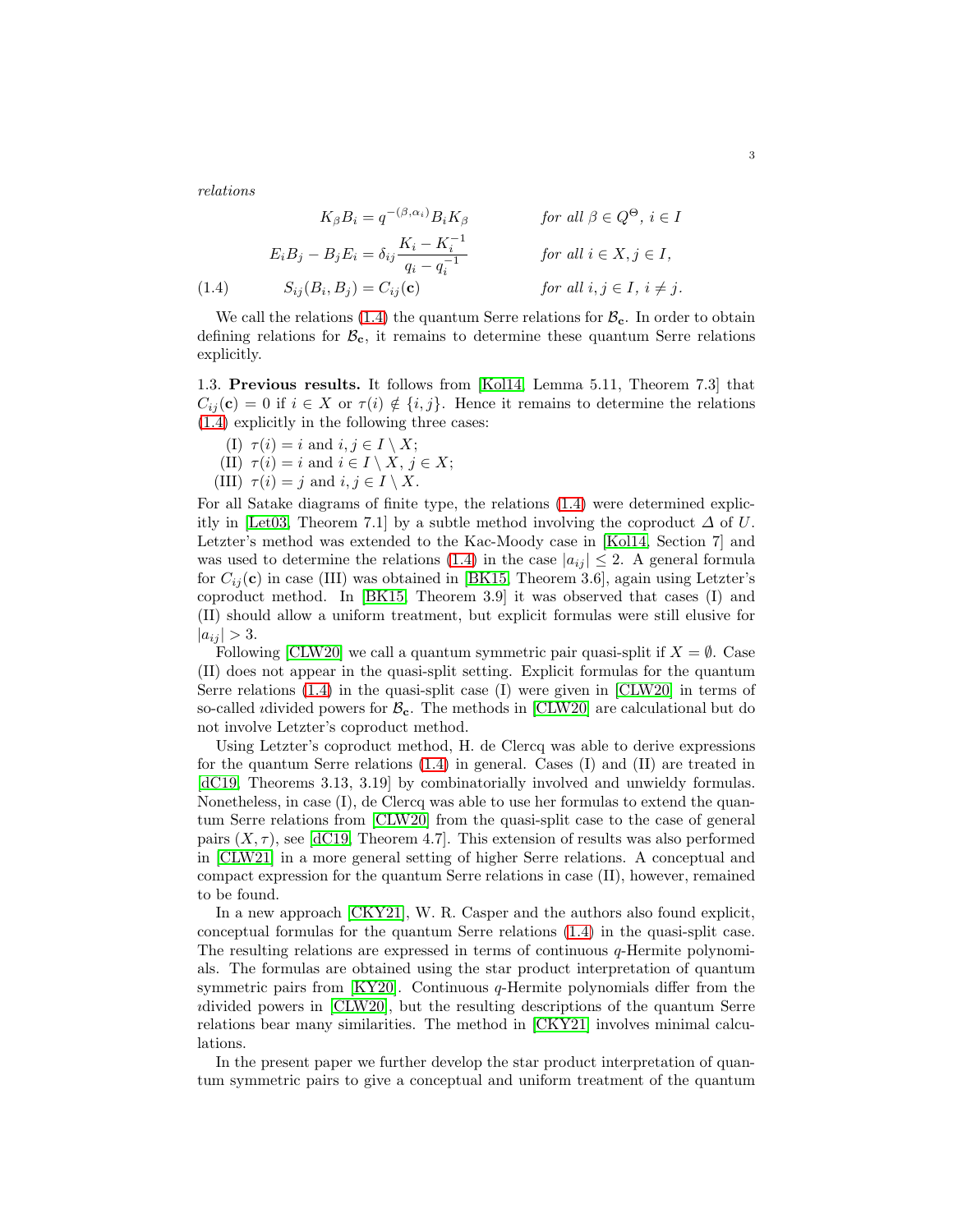*relations*

$$
\begin{aligned}
&K_\beta B_i = q^{-(\beta,\alpha_i)} B_i K_\beta && \textit{for all } \beta \in Q^\Theta,\ i \in I\\
&E_i B_j - B_j E_i = \delta_{ij} \frac{K_i - K_i^{-1}}{q_i - q_i^{-1}} && \textit{for all } i \in X, j \in I,\\
&S_{ij}(B_i, B_j) = C_{ij}(\mathbf{c}) && \textit{for all } i,j \in I,\ i \neq j. \qquad (1.4)
\end{aligned}
$$

We call the relations (1.4) the quantum Serre relations for $\mathcal{B}_\mathbf{c}$. In order to obtain defining relations for $\mathcal{B}_\mathbf{c}$, it remains to determine these quantum Serre relations explicitly.

1.3. **Previous results.** It follows from [Kol14, Lemma 5.11, Theorem 7.3] that $C_{ij}(\mathbf{c}) = 0$ if $i \in X$ or $\tau(i) \notin \{i,j\}$. Hence it remains to determine the relations (1.4) explicitly in the following three cases:

(I) $\tau(i) = i$ and $i,j \in I \setminus X$;
(II) $\tau(i) = i$ and $i \in I \setminus X$, $j \in X$;
(III) $\tau(i) = j$ and $i,j \in I \setminus X$.

For all Satake diagrams of finite type, the relations (1.4) were determined explicitly in [Let03, Theorem 7.1] by a subtle method involving the coproduct $\varDelta$ of $U$. Letzter's method was extended to the Kac-Moody case in [Kol14, Section 7] and was used to determine the relations (1.4) in the case $|a_{ij}| \le 2$. A general formula for $C_{ij}(\mathbf{c})$ in case (III) was obtained in [BK15, Theorem 3.6], again using Letzter's coproduct method. In [BK15, Theorem 3.9] it was observed that cases (I) and (II) should allow a uniform treatment, but explicit formulas were still elusive for $|a_{ij}| > 3$.

Following [CLW20] we call a quantum symmetric pair quasi-split if $X = \emptyset$. Case (II) does not appear in the quasi-split setting. Explicit formulas for the quantum Serre relations (1.4) in the quasi-split case (I) were given in [CLW20] in terms of so-called $\imath$divided powers for $\mathcal{B}_\mathbf{c}$. The methods in [CLW20] are calculational but do not involve Letzter's coproduct method.

Using Letzter's coproduct method, H. de Clercq was able to derive expressions for the quantum Serre relations (1.4) in general. Cases (I) and (II) are treated in [dC19, Theorems 3.13, 3.19] by combinatorially involved and unwieldy formulas. Nonetheless, in case (I), de Clercq was able to use her formulas to extend the quantum Serre relations from [CLW20] from the quasi-split case to the case of general pairs $(X,\tau)$, see [dC19, Theorem 4.7]. This extension of results was also performed in [CLW21] in a more general setting of higher Serre relations. A conceptual and compact expression for the quantum Serre relations in case (II), however, remained to be found.

In a new approach [CKY21], W. R. Casper and the authors also found explicit, conceptual formulas for the quantum Serre relations (1.4) in the quasi-split case. The resulting relations are expressed in terms of continuous $q$-Hermite polynomials. The formulas are obtained using the star product interpretation of quantum symmetric pairs from [KY20]. Continuous $q$-Hermite polynomials differ from the $\imath$divided powers in [CLW20], but the resulting descriptions of the quantum Serre relations bear many similarities. The method in [CKY21] involves minimal calculations.

In the present paper we further develop the star product interpretation of quantum symmetric pairs to give a conceptual and uniform treatment of the quantum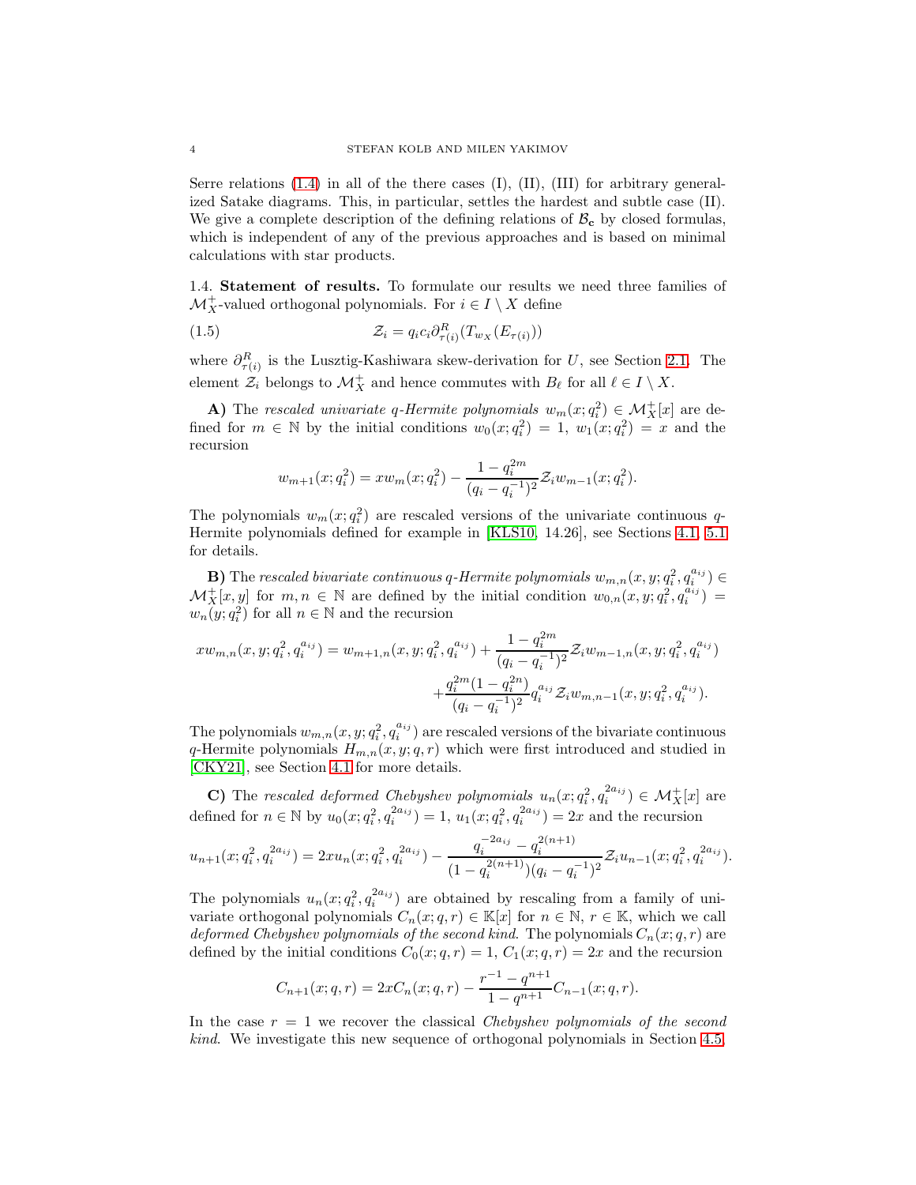Serre relations (1.4) in all of the there cases (I), (II), (III) for arbitrary generalized Satake diagrams. This, in particular, settles the hardest and subtle case (II). We give a complete description of the defining relations of $\mathcal{B}_{\mathbf{c}}$ by closed formulas, which is independent of any of the previous approaches and is based on minimal calculations with star products.

**1.4. Statement of results.** To formulate our results we need three families of $\mathcal{M}_X^+$-valued orthogonal polynomials. For $i \in I \setminus X$ define

$$\mathcal{Z}_i = q_i c_i \partial^R_{\tau(i)}(T_{w_X}(E_{\tau(i)})) \tag{1.5}$$

where $\partial^R_{\tau(i)}$ is the Lusztig-Kashiwara skew-derivation for $U$, see Section 2.1. The element $\mathcal{Z}_i$ belongs to $\mathcal{M}_X^+$ and hence commutes with $B_\ell$ for all $\ell \in I \setminus X$.

**A)** The *rescaled univariate q-Hermite polynomials* $w_m(x; q_i^2) \in \mathcal{M}_X^+[x]$ are defined for $m \in \mathbb{N}$ by the initial conditions $w_0(x; q_i^2) = 1$, $w_1(x; q_i^2) = x$ and the recursion

$$w_{m+1}(x; q_i^2) = x w_m(x; q_i^2) - \frac{1 - q_i^{2m}}{(q_i - q_i^{-1})^2} \mathcal{Z}_i w_{m-1}(x; q_i^2).$$

The polynomials $w_m(x; q_i^2)$ are rescaled versions of the univariate continuous $q$-Hermite polynomials defined for example in [KLS10, 14.26], see Sections 4.1, 5.1 for details.

**B)** The *rescaled bivariate continuous q-Hermite polynomials* $w_{m,n}(x, y; q_i^2, q_i^{a_{ij}}) \in \mathcal{M}_X^+[x, y]$ for $m, n \in \mathbb{N}$ are defined by the initial condition $w_{0,n}(x, y; q_i^2, q_i^{a_{ij}}) = w_n(y; q_i^2)$ for all $n \in \mathbb{N}$ and the recursion

$$\begin{aligned} x w_{m,n}(x, y; q_i^2, q_i^{a_{ij}}) = w_{m+1,n}(x, y; q_i^2, q_i^{a_{ij}}) &+ \frac{1 - q_i^{2m}}{(q_i - q_i^{-1})^2} \mathcal{Z}_i w_{m-1,n}(x, y; q_i^2, q_i^{a_{ij}}) \\ &+ \frac{q_i^{2m}(1 - q_i^{2n})}{(q_i - q_i^{-1})^2} q_i^{a_{ij}} \mathcal{Z}_i w_{m,n-1}(x, y; q_i^2, q_i^{a_{ij}}). \end{aligned}$$

The polynomials $w_{m,n}(x, y; q_i^2, q_i^{a_{ij}})$ are rescaled versions of the bivariate continuous $q$-Hermite polynomials $H_{m,n}(x, y; q, r)$ which were first introduced and studied in [CKY21], see Section 4.1 for more details.

**C)** The *rescaled deformed Chebyshev polynomials* $u_n(x; q_i^2, q_i^{2a_{ij}}) \in \mathcal{M}_X^+[x]$ are defined for $n \in \mathbb{N}$ by $u_0(x; q_i^2, q_i^{2a_{ij}}) = 1$, $u_1(x; q_i^2, q_i^{2a_{ij}}) = 2x$ and the recursion

$$u_{n+1}(x; q_i^2, q_i^{2a_{ij}}) = 2x u_n(x; q_i^2, q_i^{2a_{ij}}) - \frac{q_i^{-2a_{ij}} - q_i^{2(n+1)}}{(1 - q_i^{2(n+1)})(q_i - q_i^{-1})^2} \mathcal{Z}_i u_{n-1}(x; q_i^2, q_i^{2a_{ij}}).$$

The polynomials $u_n(x; q_i^2, q_i^{2a_{ij}})$ are obtained by rescaling from a family of univariate orthogonal polynomials $C_n(x; q, r) \in \mathbb{K}[x]$ for $n \in \mathbb{N}$, $r \in \mathbb{K}$, which we call *deformed Chebyshev polynomials of the second kind*. The polynomials $C_n(x; q, r)$ are defined by the initial conditions $C_0(x; q, r) = 1$, $C_1(x; q, r) = 2x$ and the recursion

$$C_{n+1}(x; q, r) = 2x C_n(x; q, r) - \frac{r^{-1} - q^{n+1}}{1 - q^{n+1}} C_{n-1}(x; q, r).$$

In the case $r = 1$ we recover the classical *Chebyshev polynomials of the second kind*. We investigate this new sequence of orthogonal polynomials in Section 4.5.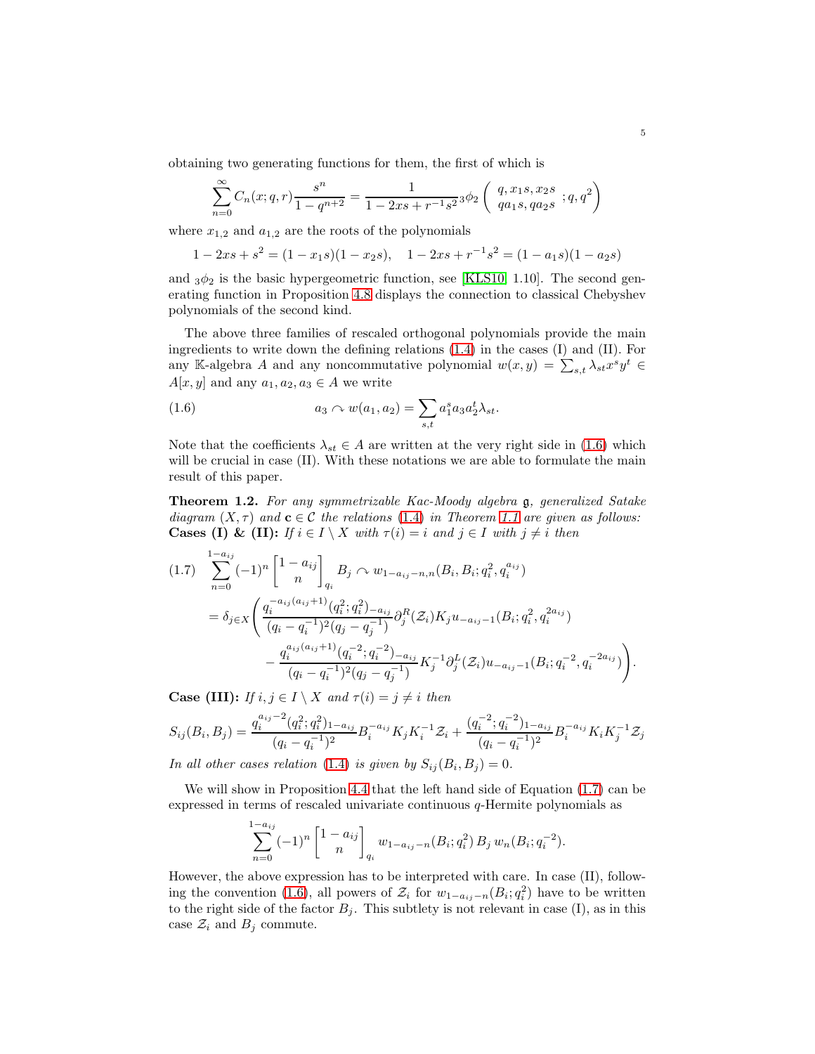obtaining two generating functions for them, the first of which is

$$\sum_{n=0}^{\infty} C_n(x;q,r)\frac{s^n}{1-q^{n+2}} = \frac{1}{1-2xs+r^{-1}s^2}\,{}_3\phi_2\left(\begin{matrix} q, x_1 s, x_2 s \\ q a_1 s, q a_2 s \end{matrix}\ ; q, q^2\right)$$

where $x_{1,2}$ and $a_{1,2}$ are the roots of the polynomials

$$1-2xs+s^2 = (1-x_1 s)(1-x_2 s), \quad 1-2xs+r^{-1}s^2 = (1-a_1 s)(1-a_2 s)$$

and ${}_3\phi_2$ is the basic hypergeometric function, see [KLS10, 1.10]. The second generating function in Proposition 4.8 displays the connection to classical Chebyshev polynomials of the second kind.

The above three families of rescaled orthogonal polynomials provide the main ingredients to write down the defining relations (1.4) in the cases (I) and (II). For any $\mathbb{K}$-algebra $A$ and any noncommutative polynomial $w(x,y) = \sum_{s,t} \lambda_{st} x^s y^t \in A[x,y]$ and any $a_1, a_2, a_3 \in A$ we write

$$a_3 \curvearrowright w(a_1,a_2) = \sum_{s,t} a_1^s a_3 a_2^t \lambda_{st}. \tag{1.6}$$

Note that the coefficients $\lambda_{st} \in A$ are written at the very right side in (1.6) which will be crucial in case (II). With these notations we are able to formulate the main result of this paper.

**Theorem 1.2.** *For any symmetrizable Kac-Moody algebra $\mathfrak{g}$, generalized Satake diagram $(X,\tau)$ and $\mathbf{c} \in \mathcal{C}$ the relations (1.4) in Theorem 1.1 are given as follows:*
**Cases (I) & (II):** *If $i \in I \setminus X$ with $\tau(i) = i$ and $j \in I$ with $j \neq i$ then*

$$\begin{aligned}
&\sum_{n=0}^{1-a_{ij}} (-1)^n \begin{bmatrix} 1-a_{ij} \\ n \end{bmatrix}_{q_i} B_j \curvearrowright w_{1-a_{ij}-n,n}(B_i, B_i; q_i^2, q_i^{a_{ij}}) \\
&= \delta_{j\in X}\Bigg( \frac{q_i^{-a_{ij}(a_{ij}+1)}(q_i^2;q_i^2)_{-a_{ij}}}{(q_i-q_i^{-1})^2(q_j-q_j^{-1})} \partial_j^R(\mathcal{Z}_i) K_j u_{-a_{ij}-1}(B_i; q_i^2, q_i^{2a_{ij}}) \\
&\qquad - \frac{q_i^{a_{ij}(a_{ij}+1)}(q_i^{-2};q_i^{-2})_{-a_{ij}}}{(q_i-q_i^{-1})^2(q_j-q_j^{-1})} K_j^{-1} \partial_j^L(\mathcal{Z}_i) u_{-a_{ij}-1}(B_i; q_i^{-2}, q_i^{-2a_{ij}}) \Bigg).
\end{aligned} \tag{1.7}$$

**Case (III):** *If $i,j \in I \setminus X$ and $\tau(i) = j \neq i$ then*

$$S_{ij}(B_i,B_j) = \frac{q_i^{a_{ij}-2}(q_i^2;q_i^2)_{1-a_{ij}}}{(q_i-q_i^{-1})^2} B_i^{-a_{ij}} K_j K_i^{-1} \mathcal{Z}_i + \frac{(q_i^{-2};q_i^{-2})_{1-a_{ij}}}{(q_i-q_i^{-1})^2} B_i^{-a_{ij}} K_i K_j^{-1} \mathcal{Z}_j$$

*In all other cases relation (1.4) is given by $S_{ij}(B_i,B_j) = 0$.*

We will show in Proposition 4.4 that the left hand side of Equation (1.7) can be expressed in terms of rescaled univariate continuous $q$-Hermite polynomials as

$$\sum_{n=0}^{1-a_{ij}} (-1)^n \begin{bmatrix} 1-a_{ij} \\ n \end{bmatrix}_{q_i} w_{1-a_{ij}-n}(B_i; q_i^2)\, B_j\, w_n(B_i; q_i^{-2}).$$

However, the above expression has to be interpreted with care. In case (II), following the convention (1.6), all powers of $\mathcal{Z}_i$ for $w_{1-a_{ij}-n}(B_i; q_i^2)$ have to be written to the right side of the factor $B_j$. This subtlety is not relevant in case (I), as in this case $\mathcal{Z}_i$ and $B_j$ commute.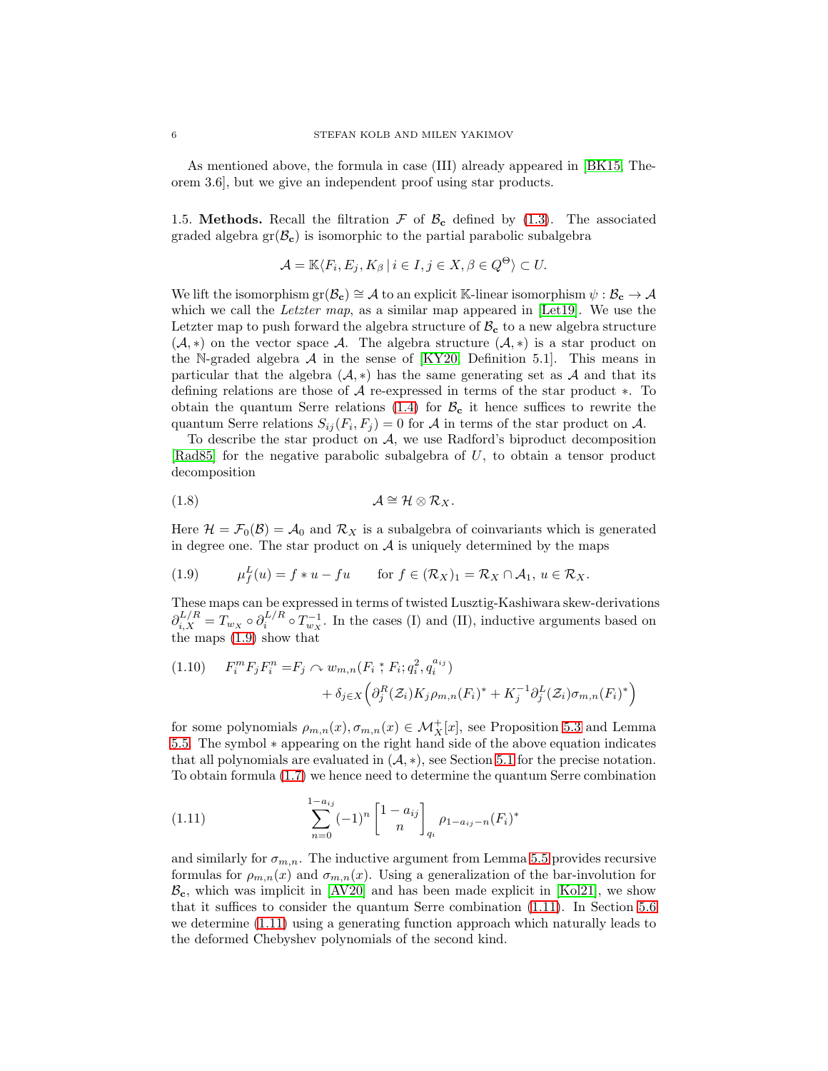As mentioned above, the formula in case (III) already appeared in [BK15, Theorem 3.6], but we give an independent proof using star products.

**1.5. Methods.** Recall the filtration $\mathcal{F}$ of $\mathcal{B}_{\mathbf{c}}$ defined by (1.3). The associated graded algebra $\mathrm{gr}(\mathcal{B}_{\mathbf{c}})$ is isomorphic to the partial parabolic subalgebra

$$\mathcal{A} = \mathbb{K}\langle F_i, E_j, K_\beta \,|\, i \in I, j \in X, \beta \in Q^\Theta \rangle \subset U.$$

We lift the isomorphism $\mathrm{gr}(\mathcal{B}_{\mathbf{c}}) \cong \mathcal{A}$ to an explicit $\mathbb{K}$-linear isomorphism $\psi : \mathcal{B}_{\mathbf{c}} \to \mathcal{A}$ which we call the *Letzter map*, as a similar map appeared in [Let19]. We use the Letzter map to push forward the algebra structure of $\mathcal{B}_{\mathbf{c}}$ to a new algebra structure $(\mathcal{A}, *)$ on the vector space $\mathcal{A}$. The algebra structure $(\mathcal{A}, *)$ is a star product on the $\mathbb{N}$-graded algebra $\mathcal{A}$ in the sense of [KY20, Definition 5.1]. This means in particular that the algebra $(\mathcal{A}, *)$ has the same generating set as $\mathcal{A}$ and that its defining relations are those of $\mathcal{A}$ re-expressed in terms of the star product $*$. To obtain the quantum Serre relations (1.4) for $\mathcal{B}_{\mathbf{c}}$ it hence suffices to rewrite the quantum Serre relations $S_{ij}(F_i, F_j) = 0$ for $\mathcal{A}$ in terms of the star product on $\mathcal{A}$.

To describe the star product on $\mathcal{A}$, we use Radford's biproduct decomposition [Rad85] for the negative parabolic subalgebra of $U$, to obtain a tensor product decomposition

$$\mathcal{A} \cong \mathcal{H} \otimes \mathcal{R}_X. \tag{1.8}$$

Here $\mathcal{H} = \mathcal{F}_0(\mathcal{B}) = \mathcal{A}_0$ and $\mathcal{R}_X$ is a subalgebra of coinvariants which is generated in degree one. The star product on $\mathcal{A}$ is uniquely determined by the maps

$$\mu^L_f(u) = f * u - fu \qquad \text{for } f \in (\mathcal{R}_X)_1 = \mathcal{R}_X \cap \mathcal{A}_1,\; u \in \mathcal{R}_X. \tag{1.9}$$

These maps can be expressed in terms of twisted Lusztig-Kashiwara skew-derivations $\partial^{L/R}_{i,X} = T_{w_X} \circ \partial^{L/R}_i \circ T^{-1}_{w_X}$. In the cases (I) and (II), inductive arguments based on the maps (1.9) show that

$$\begin{aligned} F_i^m F_j F_i^n =& F_j \curvearrowright w_{m,n}(F_i \overset{*}{;} F_i; q_i^2, q_i^{a_{ij}}) \\ &+ \delta_{j\in X}\Big(\partial^R_j(\mathcal{Z}_i) K_j \rho_{m,n}(F_i)^* + K_j^{-1}\partial^L_j(\mathcal{Z}_i)\sigma_{m,n}(F_i)^*\Big) \end{aligned} \tag{1.10}$$

for some polynomials $\rho_{m,n}(x), \sigma_{m,n}(x) \in \mathcal{M}^+_X[x]$, see Proposition 5.3 and Lemma 5.5. The symbol $*$ appearing on the right hand side of the above equation indicates that all polynomials are evaluated in $(\mathcal{A}, *)$, see Section 5.1 for the precise notation. To obtain formula (1.7) we hence need to determine the quantum Serre combination

$$\sum_{n=0}^{1-a_{ij}} (-1)^n \begin{bmatrix} 1-a_{ij} \\ n \end{bmatrix}_{q_i} \rho_{1-a_{ij}-n}(F_i)^* \tag{1.11}$$

and similarly for $\sigma_{m,n}$. The inductive argument from Lemma 5.5 provides recursive formulas for $\rho_{m,n}(x)$ and $\sigma_{m,n}(x)$. Using a generalization of the bar-involution for $\mathcal{B}_{\mathbf{c}}$, which was implicit in [AV20] and has been made explicit in [Kol21], we show that it suffices to consider the quantum Serre combination (1.11). In Section 5.6 we determine (1.11) using a generating function approach which naturally leads to the deformed Chebyshev polynomials of the second kind.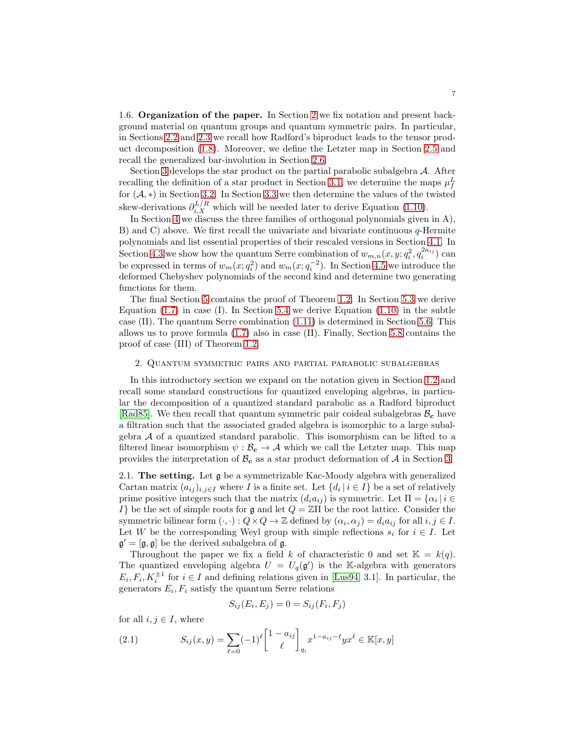1.6. **Organization of the paper.** In Section 2 we fix notation and present background material on quantum groups and quantum symmetric pairs. In particular, in Sections 2.2 and 2.3 we recall how Radford's biproduct leads to the tensor product decomposition (1.8). Moreover, we define the Letzter map in Section 2.5 and recall the generalized bar-involution in Section 2.6.

Section 3 develops the star product on the partial parabolic subalgebra $\mathcal{A}$. After recalling the definition of a star product in Section 3.1, we determine the maps $\mu_f^L$ for $(\mathcal{A}, *)$ in Section 3.2. In Section 3.3 we then determine the values of the twisted skew-derivations $\partial_{i,X}^{L/R}$ which will be needed later to derive Equation (1.10).

In Section 4 we discuss the three families of orthogonal polynomials given in A), B) and C) above. We first recall the univariate and bivariate continuous $q$-Hermite polynomials and list essential properties of their rescaled versions in Section 4.1. In Section 4.3 we show how the quantum Serre combination of $w_{m,n}(x, y; q_i^2, q_i^{2a_{ij}})$ can be expressed in terms of $w_m(x; q_i^2)$ and $w_m(x; q_i^{-2})$. In Section 4.5 we introduce the deformed Chebyshev polynomials of the second kind and determine two generating functions for them.

The final Section 5 contains the proof of Theorem 1.2. In Section 5.3 we derive Equation (1.7) in case (I). In Section 5.4 we derive Equation (1.10) in the subtle case (II). The quantum Serre combination (1.11) is determined in Section 5.6. This allows us to prove formula (1.7) also in case (II). Finally, Section 5.8 contains the proof of case (III) of Theorem 1.2.

## 2. Quantum symmetric pairs and partial parabolic subalgebras

In this introductory section we expand on the notation given in Section 1.2 and recall some standard constructions for quantized enveloping algebras, in particular the decomposition of a quantized standard parabolic as a Radford biproduct [Rad85]. We then recall that quantum symmetric pair coideal subalgebras $\mathcal{B}_{\mathbf{c}}$ have a filtration such that the associated graded algebra is isomorphic to a large subalgebra $\mathcal{A}$ of a quantized standard parabolic. This isomorphism can be lifted to a filtered linear isomorphism $\psi : \mathcal{B}_{\mathbf{c}} \to \mathcal{A}$ which we call the Letzter map. This map provides the interpretation of $\mathcal{B}_{\mathbf{c}}$ as a star product deformation of $\mathcal{A}$ in Section 3.

2.1. **The setting.** Let $\mathfrak{g}$ be a symmetrizable Kac-Moody algebra with generalized Cartan matrix $(a_{ij})_{i,j\in I}$ where $I$ is a finite set. Let $\{d_i \,|\, i \in I\}$ be a set of relatively prime positive integers such that the matrix $(d_i a_{ij})$ is symmetric. Let $\Pi = \{\alpha_i \,|\, i \in I\}$ be the set of simple roots for $\mathfrak{g}$ and let $Q = \mathbb{Z}\Pi$ be the root lattice. Consider the symmetric bilinear form $(\cdot,\cdot) : Q \times Q \to \mathbb{Z}$ defined by $(\alpha_i, \alpha_j) = d_i a_{ij}$ for all $i, j \in I$. Let $W$ be the corresponding Weyl group with simple reflections $s_i$ for $i \in I$. Let $\mathfrak{g}' = [\mathfrak{g}, \mathfrak{g}]$ be the derived subalgebra of $\mathfrak{g}$.

Throughout the paper we fix a field $k$ of characteristic 0 and set $\mathbb{K} = k(q)$. The quantized enveloping algebra $U = U_q(\mathfrak{g}')$ is the $\mathbb{K}$-algebra with generators $E_i, F_i, K_i^{\pm 1}$ for $i \in I$ and defining relations given in [Lus94, 3.1]. In particular, the generators $E_i, F_i$ satisfy the quantum Serre relations

$$S_{ij}(E_i, E_j) = 0 = S_{ij}(F_i, F_j)$$

for all $i, j \in I$, where

$$S_{ij}(x, y) = \sum_{\ell=0} (-1)^\ell \begin{bmatrix} 1 - a_{ij} \\ \ell \end{bmatrix}_{q_i} x^{1-a_{ij}-\ell} y x^\ell \in \mathbb{K}[x, y] \tag{2.1}$$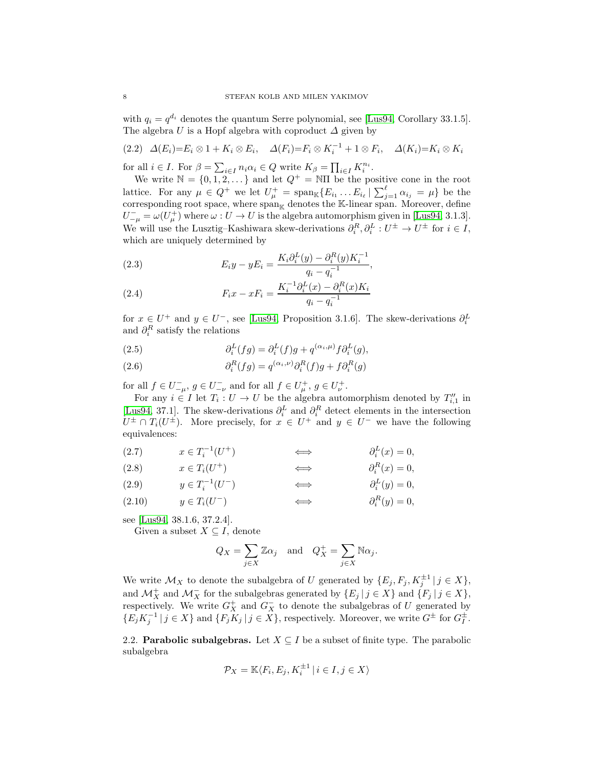with $q_i = q^{d_i}$ denotes the quantum Serre polynomial, see [Lus94, Corollary 33.1.5]. The algebra $U$ is a Hopf algebra with coproduct $\varDelta$ given by

$$\varDelta(E_i)=E_i\otimes 1+K_i\otimes E_i,\quad \varDelta(F_i)=F_i\otimes K_i^{-1}+1\otimes F_i,\quad \varDelta(K_i)=K_i\otimes K_i \tag{2.2}$$

for all $i\in I$. For $\beta=\sum_{i\in I}n_i\alpha_i\in Q$ write $K_\beta=\prod_{i\in I}K_i^{n_i}$.

We write $\mathbb{N}=\{0,1,2,\dots\}$ and let $Q^+=\mathbb{N}\Pi$ be the positive cone in the root lattice. For any $\mu\in Q^+$ we let $U^+_\mu=\mathrm{span}_{\mathbb{K}}\{E_{i_1}\dots E_{i_\ell}\,|\,\sum_{j=1}^{\ell}\alpha_{i_j}=\mu\}$ be the corresponding root space, where $\mathrm{span}_{\mathbb{K}}$ denotes the $\mathbb{K}$-linear span. Moreover, define $U^-_{-\mu}=\omega(U^+_\mu)$ where $\omega:U\to U$ is the algebra automorphism given in [Lus94, 3.1.3]. We will use the Lusztig–Kashiwara skew-derivations $\partial_i^R,\partial_i^L:U^\pm\to U^\pm$ for $i\in I$, which are uniquely determined by

$$E_iy-yE_i=\frac{K_i\partial_i^L(y)-\partial_i^R(y)K_i^{-1}}{q_i-q_i^{-1}}, \tag{2.3}$$

$$F_ix-xF_i=\frac{K_i^{-1}\partial_i^L(x)-\partial_i^R(x)K_i}{q_i-q_i^{-1}} \tag{2.4}$$

for $x\in U^+$ and $y\in U^-$, see [Lus94, Proposition 3.1.6]. The skew-derivations $\partial_i^L$ and $\partial_i^R$ satisfy the relations

$$\partial_i^L(fg)=\partial_i^L(f)g+q^{(\alpha_i,\mu)}f\partial_i^L(g), \tag{2.5}$$

$$\partial_i^R(fg)=q^{(\alpha_i,\nu)}\partial_i^R(f)g+f\partial_i^R(g) \tag{2.6}$$

for all $f\in U^-_{-\mu}$, $g\in U^-_{-\nu}$ and for all $f\in U^+_\mu$, $g\in U^+_\nu$.

For any $i\in I$ let $T_i:U\to U$ be the algebra automorphism denoted by $T''_{i,1}$ in [Lus94, 37.1]. The skew-derivations $\partial_i^L$ and $\partial_i^R$ detect elements in the intersection $U^\pm\cap T_i(U^\pm)$. More precisely, for $x\in U^+$ and $y\in U^-$ we have the following equivalences:

$$x\in T_i^{-1}(U^+)\quad\Longleftrightarrow\quad \partial_i^L(x)=0, \tag{2.7}$$

$$x\in T_i(U^+)\quad\Longleftrightarrow\quad \partial_i^R(x)=0, \tag{2.8}$$

$$y\in T_i^{-1}(U^-)\quad\Longleftrightarrow\quad \partial_i^L(y)=0, \tag{2.9}$$

$$y\in T_i(U^-)\quad\Longleftrightarrow\quad \partial_i^R(y)=0, \tag{2.10}$$

see [Lus94, 38.1.6, 37.2.4].

Given a subset $X\subseteq I$, denote

$$Q_X=\sum_{j\in X}\mathbb{Z}\alpha_j\quad\text{and}\quad Q_X^+=\sum_{j\in X}\mathbb{N}\alpha_j.$$

We write $\mathcal{M}_X$ to denote the subalgebra of $U$ generated by $\{E_j,F_j,K_j^{\pm1}\,|\,j\in X\}$, and $\mathcal{M}_X^+$ and $\mathcal{M}_X^-$ for the subalgebras generated by $\{E_j\,|\,j\in X\}$ and $\{F_j\,|\,j\in X\}$, respectively. We write $G_X^+$ and $G_X^-$ to denote the subalgebras of $U$ generated by $\{E_jK_j^{-1}\,|\,j\in X\}$ and $\{F_jK_j\,|\,j\in X\}$, respectively. Moreover, we write $G^\pm$ for $G_I^\pm$.

**2.2. Parabolic subalgebras.** Let $X\subseteq I$ be a subset of finite type. The parabolic subalgebra

$$\mathcal{P}_X=\mathbb{K}\langle F_i,E_j,K_i^{\pm1}\,|\,i\in I,j\in X\rangle$$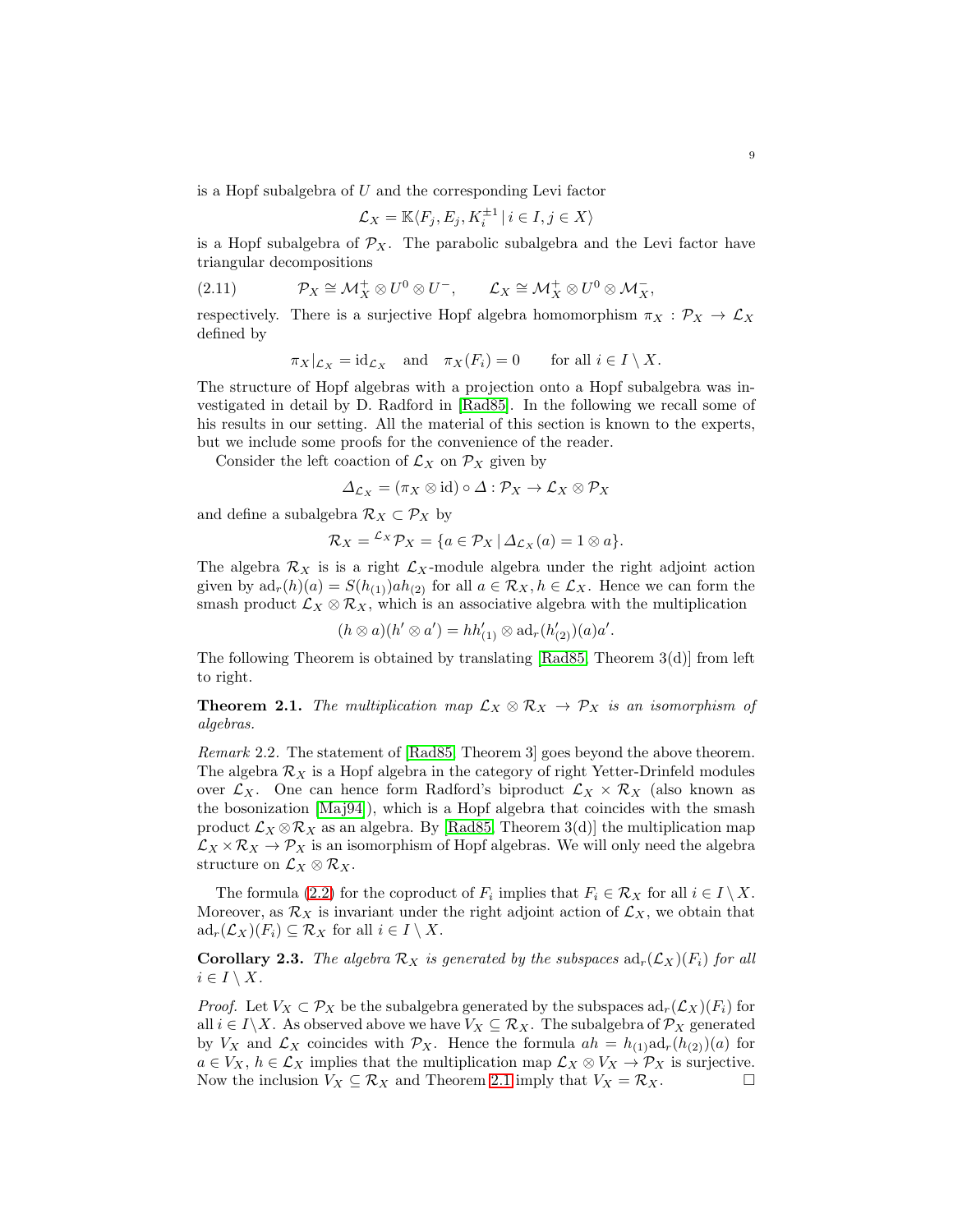is a Hopf subalgebra of $U$ and the corresponding Levi factor

$$\mathcal{L}_X = \mathbb{K}\langle F_j, E_j, K_i^{\pm 1} \,|\, i \in I, j \in X\rangle$$

is a Hopf subalgebra of $\mathcal{P}_X$. The parabolic subalgebra and the Levi factor have triangular decompositions

$$\mathcal{P}_X \cong \mathcal{M}_X^+ \otimes U^0 \otimes U^-, \qquad \mathcal{L}_X \cong \mathcal{M}_X^+ \otimes U^0 \otimes \mathcal{M}_X^-, \tag{2.11}$$

respectively. There is a surjective Hopf algebra homomorphism $\pi_X : \mathcal{P}_X \to \mathcal{L}_X$ defined by

$$\pi_X|_{\mathcal{L}_X} = \mathrm{id}_{\mathcal{L}_X} \quad \text{and} \quad \pi_X(F_i) = 0 \qquad \text{for all } i \in I \setminus X.$$

The structure of Hopf algebras with a projection onto a Hopf subalgebra was investigated in detail by D. Radford in [Rad85]. In the following we recall some of his results in our setting. All the material of this section is known to the experts, but we include some proofs for the convenience of the reader.

Consider the left coaction of $\mathcal{L}_X$ on $\mathcal{P}_X$ given by

$$\Delta_{\mathcal{L}_X} = (\pi_X \otimes \mathrm{id}) \circ \Delta : \mathcal{P}_X \to \mathcal{L}_X \otimes \mathcal{P}_X$$

and define a subalgebra $\mathcal{R}_X \subset \mathcal{P}_X$ by

$$\mathcal{R}_X = {}^{\mathcal{L}_X}\mathcal{P}_X = \{a \in \mathcal{P}_X \,|\, \Delta_{\mathcal{L}_X}(a) = 1 \otimes a\}.$$

The algebra $\mathcal{R}_X$ is is a right $\mathcal{L}_X$-module algebra under the right adjoint action given by $\mathrm{ad}_r(h)(a) = S(h_{(1)})ah_{(2)}$ for all $a \in \mathcal{R}_X, h \in \mathcal{L}_X$. Hence we can form the smash product $\mathcal{L}_X \otimes \mathcal{R}_X$, which is an associative algebra with the multiplication

$$(h \otimes a)(h' \otimes a') = hh'_{(1)} \otimes \mathrm{ad}_r(h'_{(2)})(a)a'.$$

The following Theorem is obtained by translating [Rad85, Theorem 3(d)] from left to right.

**Theorem 2.1.** *The multiplication map $\mathcal{L}_X \otimes \mathcal{R}_X \to \mathcal{P}_X$ is an isomorphism of algebras.*

*Remark* 2.2. The statement of [Rad85, Theorem 3] goes beyond the above theorem. The algebra $\mathcal{R}_X$ is a Hopf algebra in the category of right Yetter-Drinfeld modules over $\mathcal{L}_X$. One can hence form Radford's biproduct $\mathcal{L}_X \times \mathcal{R}_X$ (also known as the bosonization [Maj94]), which is a Hopf algebra that coincides with the smash product $\mathcal{L}_X \otimes \mathcal{R}_X$ as an algebra. By [Rad85, Theorem 3(d)] the multiplication map $\mathcal{L}_X \times \mathcal{R}_X \to \mathcal{P}_X$ is an isomorphism of Hopf algebras. We will only need the algebra structure on $\mathcal{L}_X \otimes \mathcal{R}_X$.

The formula (2.2) for the coproduct of $F_i$ implies that $F_i \in \mathcal{R}_X$ for all $i \in I \setminus X$. Moreover, as $\mathcal{R}_X$ is invariant under the right adjoint action of $\mathcal{L}_X$, we obtain that $\mathrm{ad}_r(\mathcal{L}_X)(F_i) \subseteq \mathcal{R}_X$ for all $i \in I \setminus X$.

**Corollary 2.3.** *The algebra $\mathcal{R}_X$ is generated by the subspaces $\mathrm{ad}_r(\mathcal{L}_X)(F_i)$ for all $i \in I \setminus X$.*

*Proof.* Let $V_X \subset \mathcal{P}_X$ be the subalgebra generated by the subspaces $\mathrm{ad}_r(\mathcal{L}_X)(F_i)$ for all $i \in I \setminus X$. As observed above we have $V_X \subseteq \mathcal{R}_X$. The subalgebra of $\mathcal{P}_X$ generated by $V_X$ and $\mathcal{L}_X$ coincides with $\mathcal{P}_X$. Hence the formula $ah = h_{(1)}\mathrm{ad}_r(h_{(2)})(a)$ for $a \in V_X$, $h \in \mathcal{L}_X$ implies that the multiplication map $\mathcal{L}_X \otimes V_X \to \mathcal{P}_X$ is surjective. Now the inclusion $V_X \subseteq \mathcal{R}_X$ and Theorem 2.1 imply that $V_X = \mathcal{R}_X$. □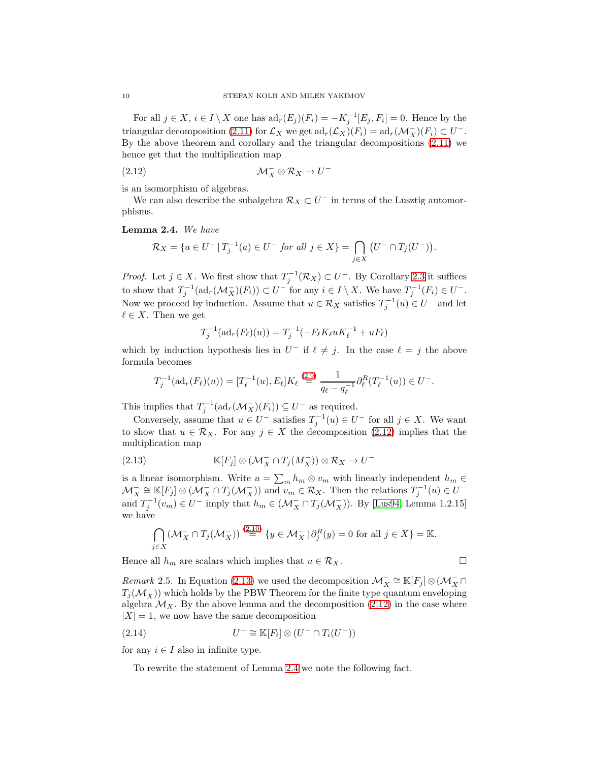For all $j \in X$, $i \in I \setminus X$ one has $\mathrm{ad}_r(E_j)(F_i) = -K_j^{-1}[E_j, F_i] = 0$. Hence by the triangular decomposition (2.11) for $\mathcal{L}_X$ we get $\mathrm{ad}_r(\mathcal{L}_X)(F_i) = \mathrm{ad}_r(\mathcal{M}_X^-)(F_i) \subset U^-$. By the above theorem and corollary and the triangular decompositions (2.11) we hence get that the multiplication map

$$\mathcal{M}_X^- \otimes \mathcal{R}_X \to U^- \tag{2.12}$$

is an isomorphism of algebras.

We can also describe the subalgebra $\mathcal{R}_X \subset U^-$ in terms of the Lusztig automorphisms.

**Lemma 2.4.** *We have*

$$\mathcal{R}_X = \{a \in U^- \mid T_j^{-1}(a) \in U^- \text{ for all } j \in X\} = \bigcap_{j \in X} \big(U^- \cap T_j(U^-)\big).$$

*Proof.* Let $j \in X$. We first show that $T_j^{-1}(\mathcal{R}_X) \subset U^-$. By Corollary 2.3 it suffices to show that $T_j^{-1}(\mathrm{ad}_r(\mathcal{M}_X^-)(F_i)) \subset U^-$ for any $i \in I \setminus X$. We have $T_j^{-1}(F_i) \in U^-$. Now we proceed by induction. Assume that $u \in \mathcal{R}_X$ satisfies $T_j^{-1}(u) \in U^-$ and let $\ell \in X$. Then we get

$$T_j^{-1}(\mathrm{ad}_r(F_\ell)(u)) = T_j^{-1}(-F_\ell K_\ell u K_\ell^{-1} + uF_\ell)$$

which by induction hypothesis lies in $U^-$ if $\ell \neq j$. In the case $\ell = j$ the above formula becomes

$$T_j^{-1}(\mathrm{ad}_r(F_\ell)(u)) = [T_\ell^{-1}(u), E_\ell]K_\ell \overset{(2.9)}{=} \frac{1}{q_\ell - q_\ell^{-1}} \partial_\ell^R(T_\ell^{-1}(u)) \in U^-.$$

This implies that $T_j^{-1}(\mathrm{ad}_r(\mathcal{M}_X^-)(F_i)) \subseteq U^-$ as required.

Conversely, assume that $u \in U^-$ satisfies $T_j^{-1}(u) \in U^-$ for all $j \in X$. We want to show that $u \in \mathcal{R}_X$. For any $j \in X$ the decomposition (2.12) implies that the multiplication map

$$\mathbb{K}[F_j] \otimes (\mathcal{M}_X^- \cap T_j(M_X^-)) \otimes \mathcal{R}_X \to U^- \tag{2.13}$$

is a linear isomorphism. Write $u = \sum_m h_m \otimes v_m$ with linearly independent $h_m \in \mathcal{M}_X^- \cong \mathbb{K}[F_j] \otimes (\mathcal{M}_X^- \cap T_j(\mathcal{M}_X^-))$ and $v_m \in \mathcal{R}_X$. Then the relations $T_j^{-1}(u) \in U^-$ and $T_j^{-1}(v_m) \in U^-$ imply that $h_m \in (\mathcal{M}_X^- \cap T_j(\mathcal{M}_X^-))$. By [Lus94, Lemma 1.2.15] we have

$$\bigcap_{j \in X} (\mathcal{M}_X^- \cap T_j(\mathcal{M}_X^-)) \overset{(2.10)}{=} \{y \in \mathcal{M}_X^- \mid \partial_j^R(y) = 0 \text{ for all } j \in X\} = \mathbb{K}.$$

Hence all $h_m$ are scalars which implies that $u \in \mathcal{R}_X$. $\square$

*Remark* 2.5. In Equation (2.13) we used the decomposition $\mathcal{M}_X^- \cong \mathbb{K}[F_j] \otimes (\mathcal{M}_X^- \cap T_j(\mathcal{M}_X^-))$ which holds by the PBW Theorem for the finite type quantum enveloping algebra $\mathcal{M}_X$. By the above lemma and the decomposition (2.12) in the case where $|X| = 1$, we now have the same decomposition

$$U^- \cong \mathbb{K}[F_i] \otimes (U^- \cap T_i(U^-)) \tag{2.14}$$

for any $i \in I$ also in infinite type.

To rewrite the statement of Lemma 2.4 we note the following fact.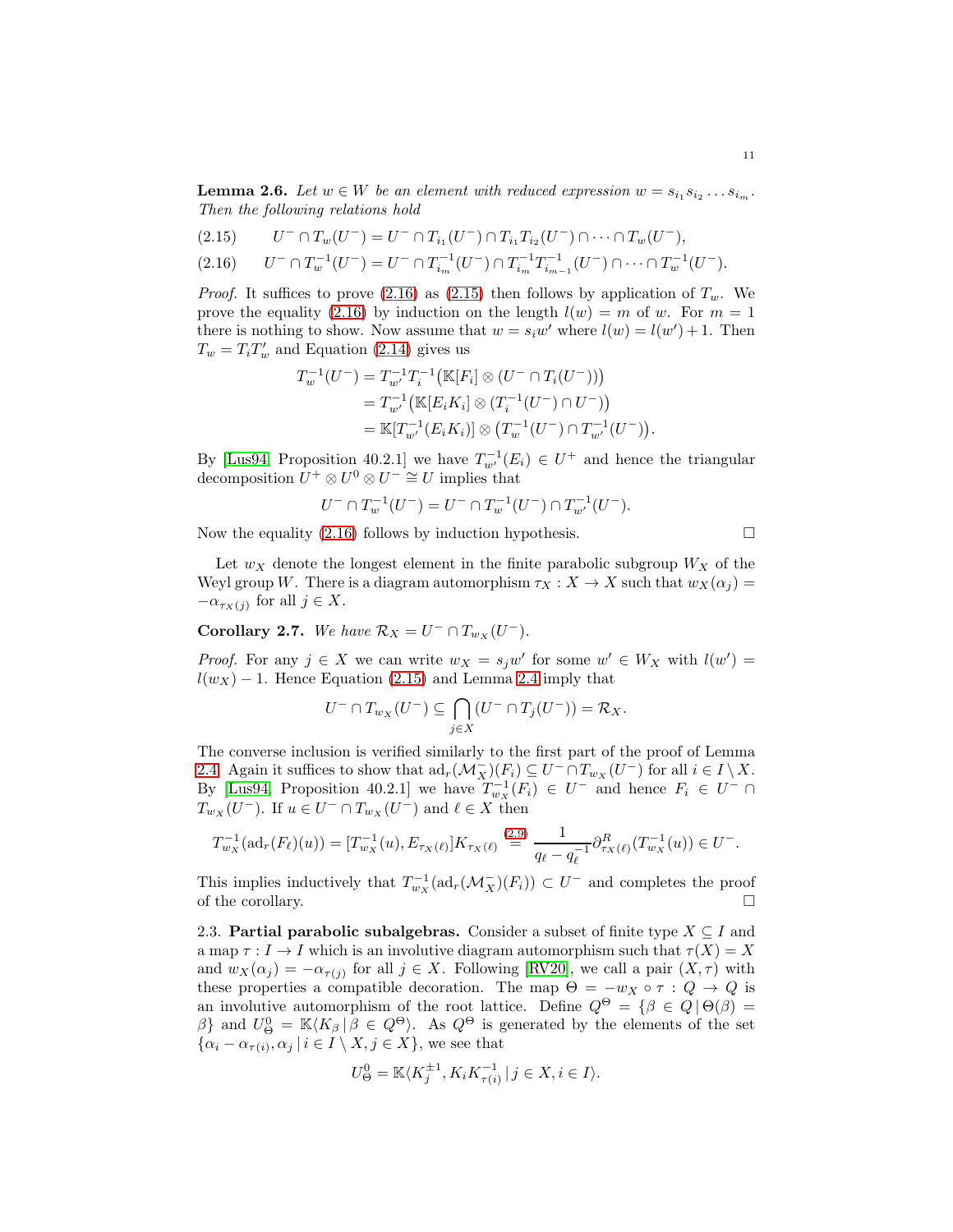**Lemma 2.6.** *Let $w \in W$ be an element with reduced expression $w = s_{i_1} s_{i_2} \dots s_{i_m}$. Then the following relations hold*

$$U^- \cap T_w(U^-) = U^- \cap T_{i_1}(U^-) \cap T_{i_1}T_{i_2}(U^-) \cap \dots \cap T_w(U^-), \tag{2.15}$$

$$U^- \cap T_w^{-1}(U^-) = U^- \cap T_{i_m}^{-1}(U^-) \cap T_{i_m}^{-1}T_{i_{m-1}}^{-1}(U^-) \cap \dots \cap T_w^{-1}(U^-). \tag{2.16}$$

*Proof.* It suffices to prove (2.16) as (2.15) then follows by application of $T_w$. We prove the equality (2.16) by induction on the length $l(w) = m$ of $w$. For $m = 1$ there is nothing to show. Now assume that $w = s_i w'$ where $l(w) = l(w') + 1$. Then $T_w = T_i T'_w$ and Equation (2.14) gives us

$$\begin{aligned}
T_w^{-1}(U^-) &= T_{w'}^{-1} T_i^{-1}\big(\mathbb{K}[F_i] \otimes (U^- \cap T_i(U^-))\big)\\
&= T_{w'}^{-1}\big(\mathbb{K}[E_i K_i] \otimes (T_i^{-1}(U^-) \cap U^-)\big)\\
&= \mathbb{K}[T_{w'}^{-1}(E_i K_i)] \otimes \big(T_w^{-1}(U^-) \cap T_{w'}^{-1}(U^-)\big).
\end{aligned}$$

By [Lus94, Proposition 40.2.1] we have $T_{w'}^{-1}(E_i) \in U^+$ and hence the triangular decomposition $U^+ \otimes U^0 \otimes U^- \cong U$ implies that

$$U^- \cap T_w^{-1}(U^-) = U^- \cap T_w^{-1}(U^-) \cap T_{w'}^{-1}(U^-).$$

Now the equality (2.16) follows by induction hypothesis. □

Let $w_X$ denote the longest element in the finite parabolic subgroup $W_X$ of the Weyl group $W$. There is a diagram automorphism $\tau_X : X \to X$ such that $w_X(\alpha_j) = -\alpha_{\tau_X(j)}$ for all $j \in X$.

**Corollary 2.7.** *We have $\mathcal{R}_X = U^- \cap T_{w_X}(U^-)$.*

*Proof.* For any $j \in X$ we can write $w_X = s_j w'$ for some $w' \in W_X$ with $l(w') = l(w_X) - 1$. Hence Equation (2.15) and Lemma 2.4 imply that

$$U^- \cap T_{w_X}(U^-) \subseteq \bigcap_{j \in X} (U^- \cap T_j(U^-)) = \mathcal{R}_X.$$

The converse inclusion is verified similarly to the first part of the proof of Lemma 2.4. Again it suffices to show that $\mathrm{ad}_r(\mathcal{M}_X^-)(F_i) \subseteq U^- \cap T_{w_X}(U^-)$ for all $i \in I \setminus X$. By [Lus94, Proposition 40.2.1] we have $T_{w_X}^{-1}(F_i) \in U^-$ and hence $F_i \in U^- \cap T_{w_X}(U^-)$. If $u \in U^- \cap T_{w_X}(U^-)$ and $\ell \in X$ then

$$T_{w_X}^{-1}(\mathrm{ad}_r(F_\ell)(u)) = [T_{w_X}^{-1}(u), E_{\tau_X(\ell)}] K_{\tau_X(\ell)} \overset{(2.9)}{=} \frac{1}{q_\ell - q_\ell^{-1}} \partial^R_{\tau_X(\ell)}(T_{w_X}^{-1}(u)) \in U^-.$$

This implies inductively that $T_{w_X}^{-1}(\mathrm{ad}_r(\mathcal{M}_X^-)(F_i)) \subset U^-$ and completes the proof of the corollary. □

2.3. **Partial parabolic subalgebras.** Consider a subset of finite type $X \subseteq I$ and a map $\tau : I \to I$ which is an involutive diagram automorphism such that $\tau(X) = X$ and $w_X(\alpha_j) = -\alpha_{\tau(j)}$ for all $j \in X$. Following [RV20], we call a pair $(X, \tau)$ with these properties a compatible decoration. The map $\Theta = -w_X \circ \tau : Q \to Q$ is an involutive automorphism of the root lattice. Define $Q^\Theta = \{\beta \in Q \,|\, \Theta(\beta) = \beta\}$ and $U^0_\Theta = \mathbb{K}\langle K_\beta \,|\, \beta \in Q^\Theta\rangle$. As $Q^\Theta$ is generated by the elements of the set $\{\alpha_i - \alpha_{\tau(i)}, \alpha_j \,|\, i \in I \setminus X, j \in X\}$, we see that

$$U^0_\Theta = \mathbb{K}\langle K_j^{\pm 1}, K_i K_{\tau(i)}^{-1} \,|\, j \in X, i \in I\rangle.$$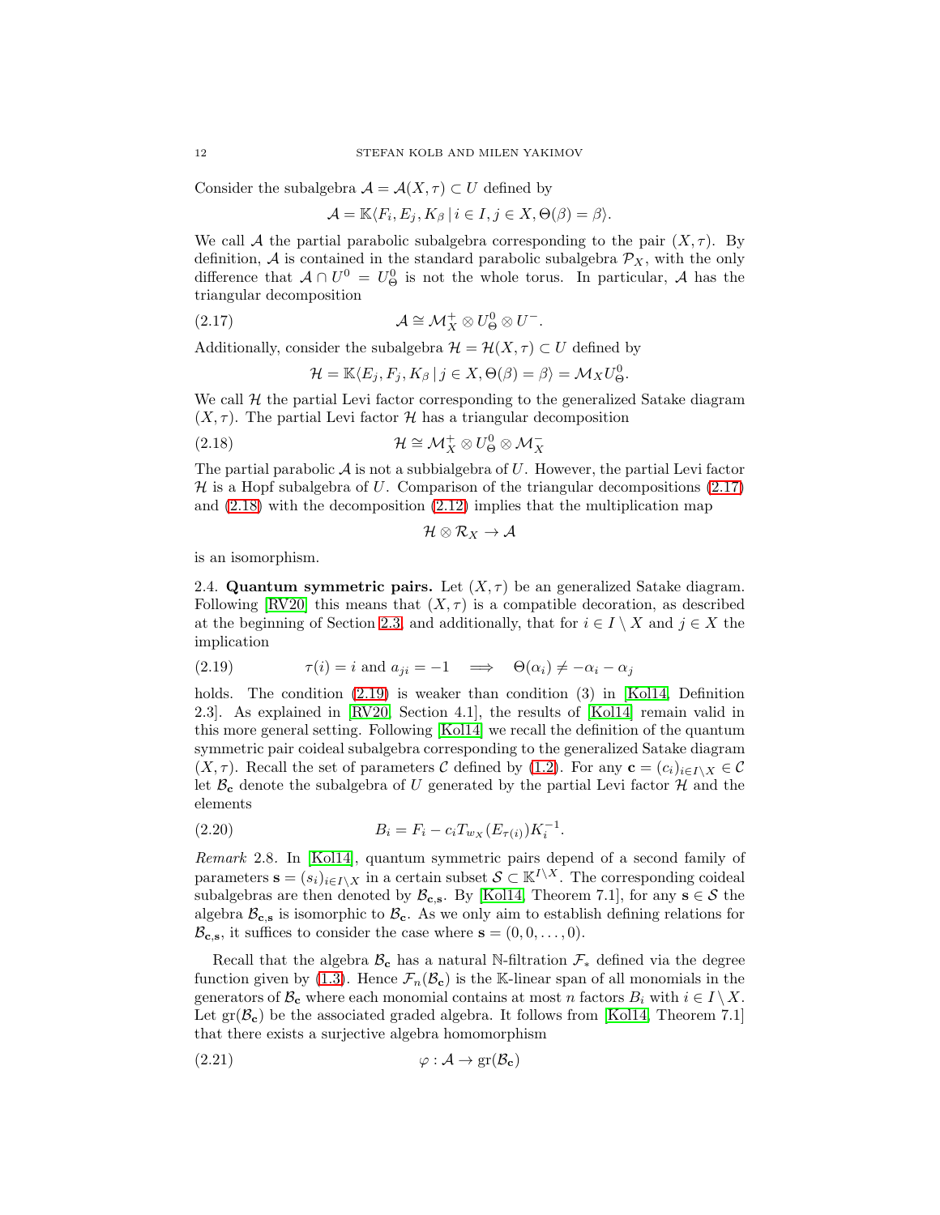Consider the subalgebra $\mathcal{A} = \mathcal{A}(X,\tau) \subset U$ defined by

$$\mathcal{A} = \mathbb{K}\langle F_i, E_j, K_\beta \,|\, i \in I, j \in X, \Theta(\beta) = \beta\rangle.$$

We call $\mathcal{A}$ the partial parabolic subalgebra corresponding to the pair $(X,\tau)$. By definition, $\mathcal{A}$ is contained in the standard parabolic subalgebra $\mathcal{P}_X$, with the only difference that $\mathcal{A} \cap U^0 = U^0_\Theta$ is not the whole torus. In particular, $\mathcal{A}$ has the triangular decomposition

$$\mathcal{A} \cong \mathcal{M}_X^+ \otimes U^0_\Theta \otimes U^-. \tag{2.17}$$

Additionally, consider the subalgebra $\mathcal{H} = \mathcal{H}(X,\tau) \subset U$ defined by

$$\mathcal{H} = \mathbb{K}\langle E_j, F_j, K_\beta \,|\, j \in X, \Theta(\beta) = \beta\rangle = \mathcal{M}_X U^0_\Theta.$$

We call $\mathcal{H}$ the partial Levi factor corresponding to the generalized Satake diagram $(X,\tau)$. The partial Levi factor $\mathcal{H}$ has a triangular decomposition

$$\mathcal{H} \cong \mathcal{M}_X^+ \otimes U^0_\Theta \otimes \mathcal{M}_X^- \tag{2.18}$$

The partial parabolic $\mathcal{A}$ is not a subbialgebra of $U$. However, the partial Levi factor $\mathcal{H}$ is a Hopf subalgebra of $U$. Comparison of the triangular decompositions (2.17) and (2.18) with the decomposition (2.12) implies that the multiplication map

$$\mathcal{H} \otimes \mathcal{R}_X \to \mathcal{A}$$

is an isomorphism.

## 2.4. Quantum symmetric pairs.

Let $(X,\tau)$ be an generalized Satake diagram. Following [RV20] this means that $(X,\tau)$ is a compatible decoration, as described at the beginning of Section 2.3, and additionally, that for $i \in I \setminus X$ and $j \in X$ the implication

$$\tau(i) = i \text{ and } a_{ji} = -1 \quad \Longrightarrow \quad \Theta(\alpha_i) \neq -\alpha_i - \alpha_j \tag{2.19}$$

holds. The condition (2.19) is weaker than condition (3) in [Kol14, Definition 2.3]. As explained in [RV20, Section 4.1], the results of [Kol14] remain valid in this more general setting. Following [Kol14] we recall the definition of the quantum symmetric pair coideal subalgebra corresponding to the generalized Satake diagram $(X,\tau)$. Recall the set of parameters $\mathcal{C}$ defined by (1.2). For any $\mathbf{c} = (c_i)_{i\in I\setminus X} \in \mathcal{C}$ let $\mathcal{B}_\mathbf{c}$ denote the subalgebra of $U$ generated by the partial Levi factor $\mathcal{H}$ and the elements

$$B_i = F_i - c_i T_{w_X}(E_{\tau(i)})K_i^{-1}. \tag{2.20}$$

*Remark* 2.8. In [Kol14], quantum symmetric pairs depend of a second family of parameters $\mathbf{s} = (s_i)_{i\in I\setminus X}$ in a certain subset $\mathcal{S} \subset \mathbb{K}^{I\setminus X}$. The corresponding coideal subalgebras are then denoted by $\mathcal{B}_{\mathbf{c},\mathbf{s}}$. By [Kol14, Theorem 7.1], for any $\mathbf{s} \in \mathcal{S}$ the algebra $\mathcal{B}_{\mathbf{c},\mathbf{s}}$ is isomorphic to $\mathcal{B}_\mathbf{c}$. As we only aim to establish defining relations for $\mathcal{B}_{\mathbf{c},\mathbf{s}}$, it suffices to consider the case where $\mathbf{s} = (0,0,\dots,0)$.

Recall that the algebra $\mathcal{B}_\mathbf{c}$ has a natural $\mathbb{N}$-filtration $\mathcal{F}_*$ defined via the degree function given by (1.3). Hence $\mathcal{F}_n(\mathcal{B}_\mathbf{c})$ is the $\mathbb{K}$-linear span of all monomials in the generators of $\mathcal{B}_\mathbf{c}$ where each monomial contains at most $n$ factors $B_i$ with $i \in I \setminus X$. Let $\mathrm{gr}(\mathcal{B}_\mathbf{c})$ be the associated graded algebra. It follows from [Kol14, Theorem 7.1] that there exists a surjective algebra homomorphism

$$\varphi : \mathcal{A} \to \mathrm{gr}(\mathcal{B}_\mathbf{c}) \tag{2.21}$$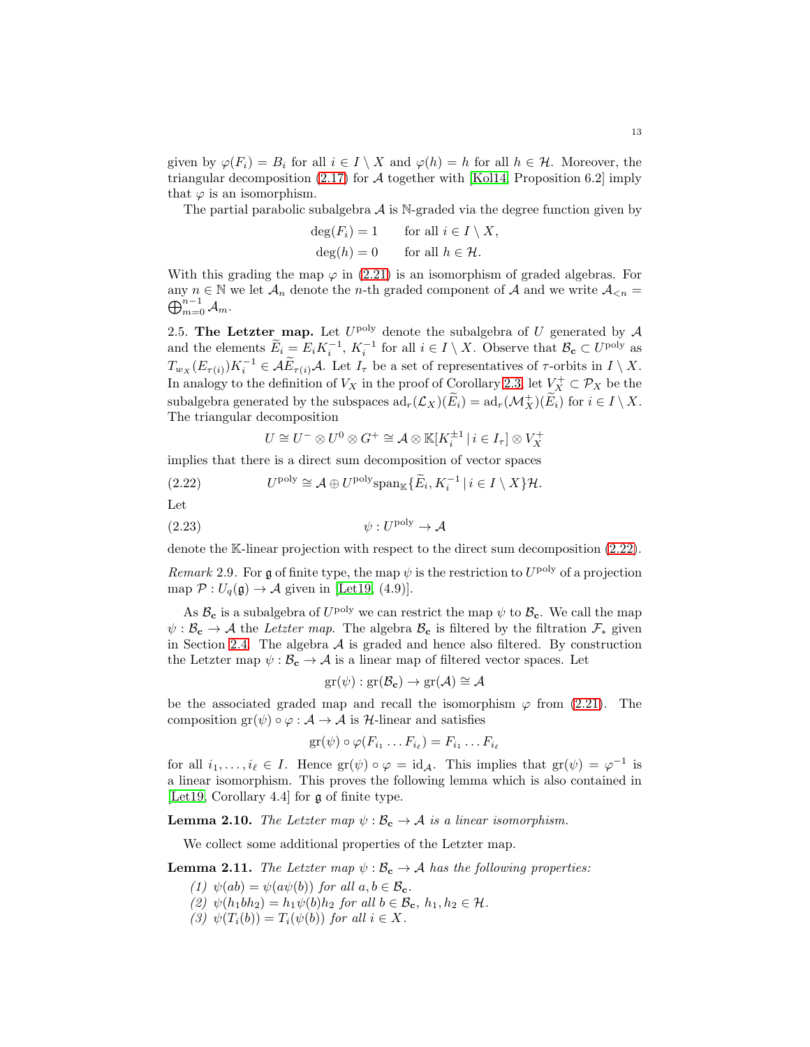given by $\varphi(F_i) = B_i$ for all $i \in I \setminus X$ and $\varphi(h) = h$ for all $h \in \mathcal{H}$. Moreover, the triangular decomposition (2.17) for $\mathcal{A}$ together with [Kol14, Proposition 6.2] imply that $\varphi$ is an isomorphism.

The partial parabolic subalgebra $\mathcal{A}$ is $\mathbb{N}$-graded via the degree function given by

$$
\begin{aligned}
\deg(F_i) &= 1 \qquad \text{for all } i \in I \setminus X,\\
\deg(h) &= 0 \qquad \text{for all } h \in \mathcal{H}.
\end{aligned}
$$

With this grading the map $\varphi$ in (2.21) is an isomorphism of graded algebras. For any $n \in \mathbb{N}$ we let $\mathcal{A}_n$ denote the $n$-th graded component of $\mathcal{A}$ and we write $\mathcal{A}_{<n} = \bigoplus_{m=0}^{n-1} \mathcal{A}_m$.

2.5. **The Letzter map.** Let $U^{\mathrm{poly}}$ denote the subalgebra of $U$ generated by $\mathcal{A}$ and the elements $\widetilde{E}_i = E_i K_i^{-1}$, $K_i^{-1}$ for all $i \in I \setminus X$. Observe that $\mathcal{B}_{\mathbf{c}} \subset U^{\mathrm{poly}}$ as $T_{w_X}(E_{\tau(i)})K_i^{-1} \in \mathcal{A}\widetilde{E}_{\tau(i)}\mathcal{A}$. Let $I_\tau$ be a set of representatives of $\tau$-orbits in $I \setminus X$. In analogy to the definition of $V_X$ in the proof of Corollary 2.3, let $V_X^+ \subset \mathcal{P}_X$ be the subalgebra generated by the subspaces $\mathrm{ad}_r(\mathcal{L}_X)(\widetilde{E}_i) = \mathrm{ad}_r(\mathcal{M}_X^+)(\widetilde{E}_i)$ for $i \in I \setminus X$. The triangular decomposition

$$
U \cong U^- \otimes U^0 \otimes G^+ \cong \mathcal{A} \otimes \mathbb{K}[K_i^{\pm 1} \,|\, i \in I_\tau] \otimes V_X^+
$$

implies that there is a direct sum decomposition of vector spaces

$$
U^{\mathrm{poly}} \cong \mathcal{A} \oplus U^{\mathrm{poly}} \mathrm{span}_{\mathbb{K}}\{\widetilde{E}_i, K_i^{-1} \,|\, i \in I \setminus X\}\mathcal{H}. \tag{2.22}
$$

Let

$$
\psi : U^{\mathrm{poly}} \to \mathcal{A} \tag{2.23}
$$

denote the $\mathbb{K}$-linear projection with respect to the direct sum decomposition (2.22).

*Remark* 2.9. For $\mathfrak{g}$ of finite type, the map $\psi$ is the restriction to $U^{\mathrm{poly}}$ of a projection map $\mathcal{P} : U_q(\mathfrak{g}) \to \mathcal{A}$ given in [Let19, (4.9)].

As $\mathcal{B}_{\mathbf{c}}$ is a subalgebra of $U^{\mathrm{poly}}$ we can restrict the map $\psi$ to $\mathcal{B}_{\mathbf{c}}$. We call the map $\psi : \mathcal{B}_{\mathbf{c}} \to \mathcal{A}$ the *Letzter map*. The algebra $\mathcal{B}_{\mathbf{c}}$ is filtered by the filtration $\mathcal{F}_*$ given in Section 2.4. The algebra $\mathcal{A}$ is graded and hence also filtered. By construction the Letzter map $\psi : \mathcal{B}_{\mathbf{c}} \to \mathcal{A}$ is a linear map of filtered vector spaces. Let

$$
\mathrm{gr}(\psi) : \mathrm{gr}(\mathcal{B}_{\mathbf{c}}) \to \mathrm{gr}(\mathcal{A}) \cong \mathcal{A}
$$

be the associated graded map and recall the isomorphism $\varphi$ from (2.21). The composition $\mathrm{gr}(\psi) \circ \varphi : \mathcal{A} \to \mathcal{A}$ is $\mathcal{H}$-linear and satisfies

$$
\mathrm{gr}(\psi) \circ \varphi(F_{i_1} \dots F_{i_\ell}) = F_{i_1} \dots F_{i_\ell}
$$

for all $i_1, \dots, i_\ell \in I$. Hence $\mathrm{gr}(\psi) \circ \varphi = \mathrm{id}_{\mathcal{A}}$. This implies that $\mathrm{gr}(\psi) = \varphi^{-1}$ is a linear isomorphism. This proves the following lemma which is also contained in [Let19, Corollary 4.4] for $\mathfrak{g}$ of finite type.

**Lemma 2.10.** *The Letzter map $\psi : \mathcal{B}_{\mathbf{c}} \to \mathcal{A}$ is a linear isomorphism.*

We collect some additional properties of the Letzter map.

**Lemma 2.11.** *The Letzter map $\psi : \mathcal{B}_{\mathbf{c}} \to \mathcal{A}$ has the following properties:*

1. *$\psi(ab) = \psi(a\psi(b))$ for all $a, b \in \mathcal{B}_{\mathbf{c}}$.*
2. *$\psi(h_1 b h_2) = h_1 \psi(b) h_2$ for all $b \in \mathcal{B}_{\mathbf{c}}$, $h_1, h_2 \in \mathcal{H}$.*
3. *$\psi(T_i(b)) = T_i(\psi(b))$ for all $i \in X$.*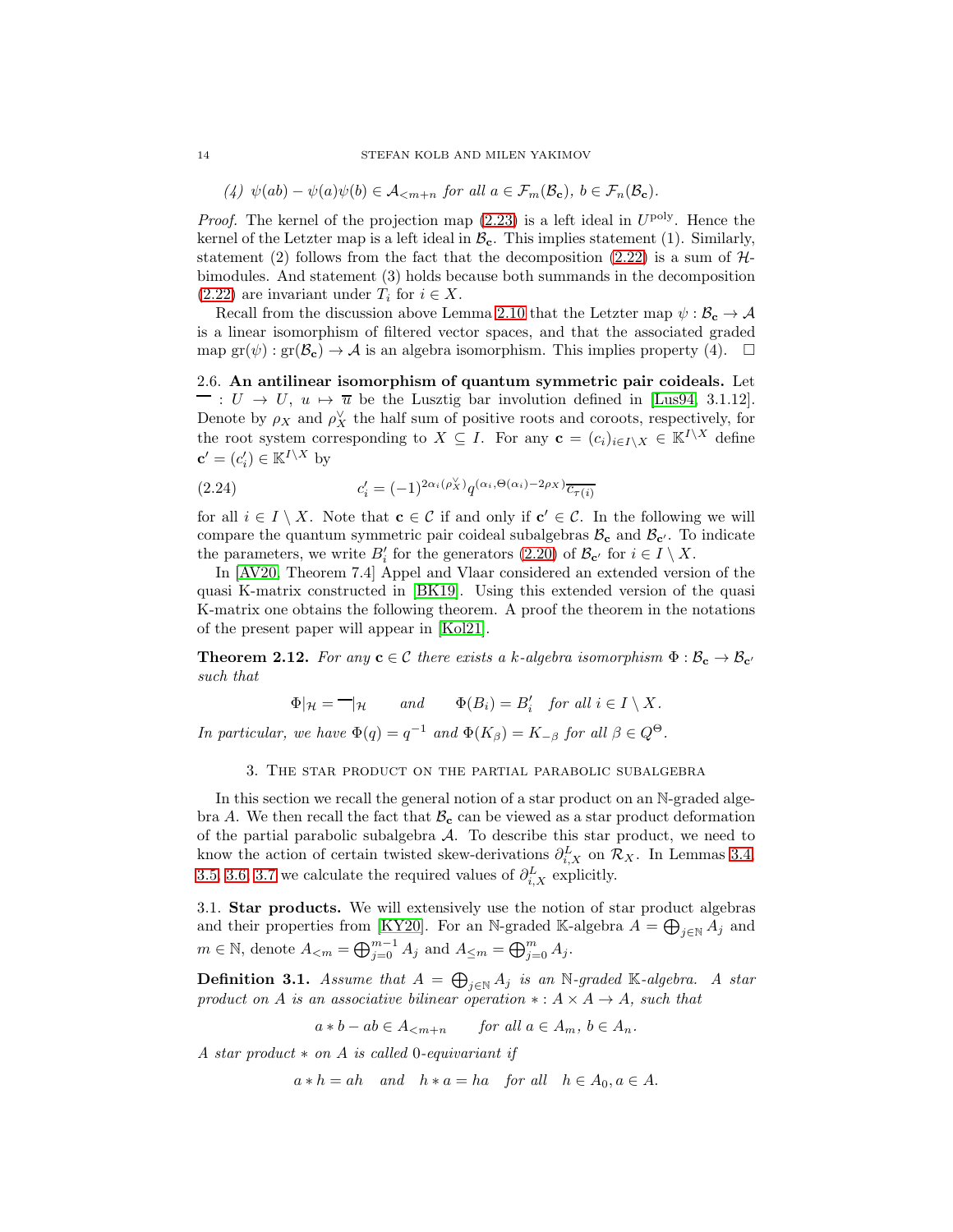(4) $\psi(ab) - \psi(a)\psi(b) \in \mathcal{A}_{<m+n}$ *for all* $a \in \mathcal{F}_m(\mathcal{B}_{\mathbf{c}})$, $b \in \mathcal{F}_n(\mathcal{B}_{\mathbf{c}})$.

*Proof.* The kernel of the projection map (2.23) is a left ideal in $U^{\mathrm{poly}}$. Hence the kernel of the Letzter map is a left ideal in $\mathcal{B}_{\mathbf{c}}$. This implies statement (1). Similarly, statement (2) follows from the fact that the decomposition (2.22) is a sum of $\mathcal{H}$-bimodules. And statement (3) holds because both summands in the decomposition (2.22) are invariant under $T_i$ for $i \in X$.

Recall from the discussion above Lemma 2.10 that the Letzter map $\psi : \mathcal{B}_{\mathbf{c}} \to \mathcal{A}$ is a linear isomorphism of filtered vector spaces, and that the associated graded map $\mathrm{gr}(\psi) : \mathrm{gr}(\mathcal{B}_{\mathbf{c}}) \to \mathcal{A}$ is an algebra isomorphism. This implies property (4). $\square$

2.6. **An antilinear isomorphism of quantum symmetric pair coideals.** Let $\overline{\phantom{u}} : U \to U$, $u \mapsto \overline{u}$ be the Lusztig bar involution defined in [Lus94, 3.1.12]. Denote by $\rho_X$ and $\rho_X^\vee$ the half sum of positive roots and coroots, respectively, for the root system corresponding to $X \subseteq I$. For any $\mathbf{c} = (c_i)_{i \in I \setminus X} \in \mathbb{K}^{I \setminus X}$ define $\mathbf{c}' = (c_i') \in \mathbb{K}^{I \setminus X}$ by

$$c_i' = (-1)^{2\alpha_i(\rho_X^\vee)} q^{(\alpha_i, \Theta(\alpha_i) - 2\rho_X)} \overline{c_{\tau(i)}} \tag{2.24}$$

for all $i \in I \setminus X$. Note that $\mathbf{c} \in \mathcal{C}$ if and only if $\mathbf{c}' \in \mathcal{C}$. In the following we will compare the quantum symmetric pair coideal subalgebras $\mathcal{B}_{\mathbf{c}}$ and $\mathcal{B}_{\mathbf{c}'}$. To indicate the parameters, we write $B_i'$ for the generators (2.20) of $\mathcal{B}_{\mathbf{c}'}$ for $i \in I \setminus X$.

In [AV20, Theorem 7.4] Appel and Vlaar considered an extended version of the quasi K-matrix constructed in [BK19]. Using this extended version of the quasi K-matrix one obtains the following theorem. A proof the theorem in the notations of the present paper will appear in [Kol21].

**Theorem 2.12.** *For any* $\mathbf{c} \in \mathcal{C}$ *there exists a* $k$*-algebra isomorphism* $\Phi : \mathcal{B}_{\mathbf{c}} \to \mathcal{B}_{\mathbf{c}'}$ *such that*

$$\Phi|_{\mathcal{H}} = \overline{\phantom{u}}|_{\mathcal{H}} \qquad \text{and} \qquad \Phi(B_i) = B_i' \quad \text{for all } i \in I \setminus X.$$

*In particular, we have* $\Phi(q) = q^{-1}$ *and* $\Phi(K_\beta) = K_{-\beta}$ *for all* $\beta \in Q^\Theta$.

## 3. The star product on the partial parabolic subalgebra

In this section we recall the general notion of a star product on an $\mathbb{N}$-graded algebra $A$. We then recall the fact that $\mathcal{B}_{\mathbf{c}}$ can be viewed as a star product deformation of the partial parabolic subalgebra $\mathcal{A}$. To describe this star product, we need to know the action of certain twisted skew-derivations $\partial_{i,X}^L$ on $\mathcal{R}_X$. In Lemmas 3.4, 3.5, 3.6, 3.7 we calculate the required values of $\partial_{i,X}^L$ explicitly.

3.1. **Star products.** We will extensively use the notion of star product algebras and their properties from [KY20]. For an $\mathbb{N}$-graded $\mathbb{K}$-algebra $A = \bigoplus_{j \in \mathbb{N}} A_j$ and $m \in \mathbb{N}$, denote $A_{<m} = \bigoplus_{j=0}^{m-1} A_j$ and $A_{\le m} = \bigoplus_{j=0}^{m} A_j$.

**Definition 3.1.** *Assume that* $A = \bigoplus_{j \in \mathbb{N}} A_j$ *is an* $\mathbb{N}$*-graded* $\mathbb{K}$*-algebra. A star product on* $A$ *is an associative bilinear operation* $* : A \times A \to A$*, such that*

$$a * b - ab \in A_{<m+n} \qquad \text{for all } a \in A_m,\, b \in A_n.$$

*A star product* $*$ *on* $A$ *is called* 0*-equivariant if*

$$a * h = ah \quad \text{and} \quad h * a = ha \quad \text{for all} \quad h \in A_0, a \in A.$$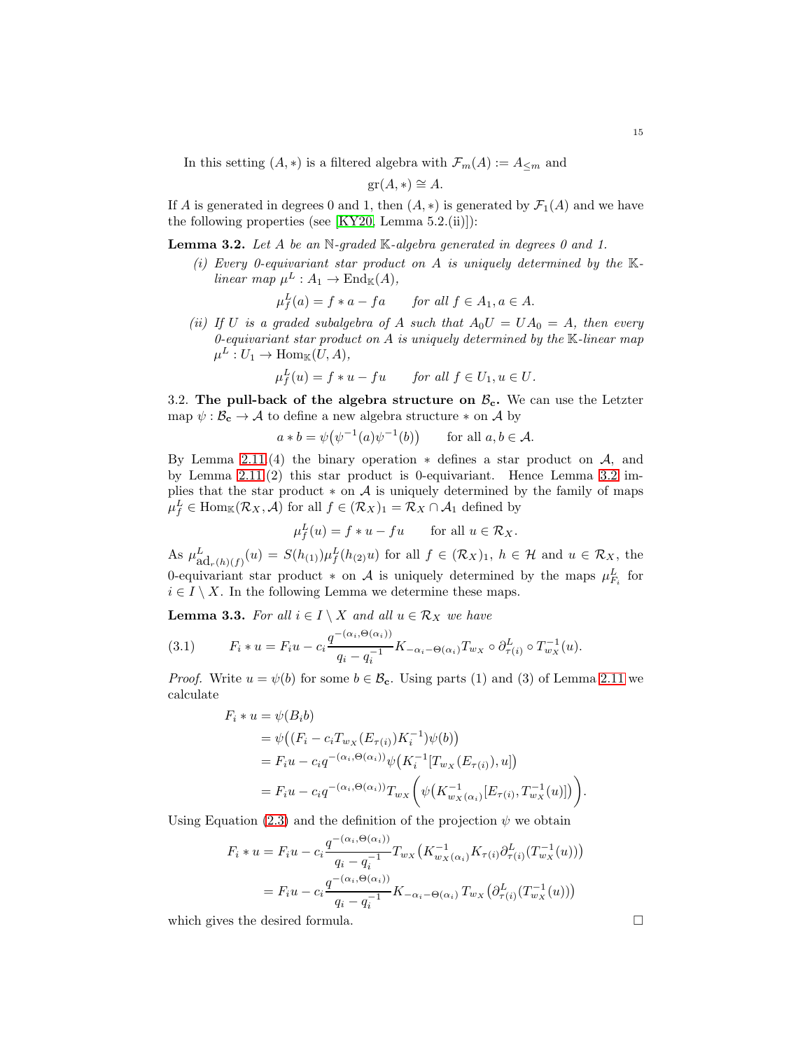In this setting $(A, *)$ is a filtered algebra with $\mathcal{F}_m(A) := A_{\leq m}$ and

$$\mathrm{gr}(A, *) \cong A.$$

If $A$ is generated in degrees 0 and 1, then $(A, *)$ is generated by $\mathcal{F}_1(A)$ and we have the following properties (see [KY20, Lemma 5.2.(ii)]):

**Lemma 3.2.** *Let $A$ be an $\mathbb{N}$-graded $\mathbb{K}$-algebra generated in degrees 0 and 1.*

*(i) Every 0-equivariant star product on $A$ is uniquely determined by the $\mathbb{K}$-linear map $\mu^L : A_1 \to \mathrm{End}_{\mathbb{K}}(A)$,*

$$\mu^L_f(a) = f * a - fa \qquad \text{for all } f \in A_1, a \in A.$$

*(ii) If $U$ is a graded subalgebra of $A$ such that $A_0 U = U A_0 = A$, then every 0-equivariant star product on $A$ is uniquely determined by the $\mathbb{K}$-linear map $\mu^L : U_1 \to \mathrm{Hom}_{\mathbb{K}}(U, A)$,*

$$\mu^L_f(u) = f * u - fu \qquad \text{for all } f \in U_1, u \in U.$$

3.2. **The pull-back of the algebra structure on $\mathcal{B}_{\mathbf{c}}$.** We can use the Letzter map $\psi : \mathcal{B}_{\mathbf{c}} \to \mathcal{A}$ to define a new algebra structure $*$ on $\mathcal{A}$ by

$$a * b = \psi\big(\psi^{-1}(a)\psi^{-1}(b)\big) \qquad \text{for all } a, b \in \mathcal{A}.$$

By Lemma 2.11(4) the binary operation $*$ defines a star product on $\mathcal{A}$, and by Lemma 2.11(2) this star product is 0-equivariant. Hence Lemma 3.2 implies that the star product $*$ on $\mathcal{A}$ is uniquely determined by the family of maps $\mu^L_f \in \mathrm{Hom}_{\mathbb{K}}(\mathcal{R}_X, \mathcal{A})$ for all $f \in (\mathcal{R}_X)_1 = \mathcal{R}_X \cap \mathcal{A}_1$ defined by

$$\mu^L_f(u) = f * u - fu \qquad \text{for all } u \in \mathcal{R}_X.$$

As $\mu^L_{\mathrm{ad}_r(h)(f)}(u) = S(h_{(1)})\mu^L_f(h_{(2)}u)$ for all $f \in (\mathcal{R}_X)_1$, $h \in \mathcal{H}$ and $u \in \mathcal{R}_X$, the 0-equivariant star product $*$ on $\mathcal{A}$ is uniquely determined by the maps $\mu^L_{F_i}$ for $i \in I \setminus X$. In the following Lemma we determine these maps.

**Lemma 3.3.** *For all $i \in I \setminus X$ and all $u \in \mathcal{R}_X$ we have*

$$F_i * u = F_i u - c_i \frac{q^{-(\alpha_i, \Theta(\alpha_i))}}{q_i - q_i^{-1}} K_{-\alpha_i - \Theta(\alpha_i)} T_{w_X} \circ \partial^L_{\tau(i)} \circ T^{-1}_{w_X}(u). \tag{3.1}$$

*Proof.* Write $u = \psi(b)$ for some $b \in \mathcal{B}_{\mathbf{c}}$. Using parts (1) and (3) of Lemma 2.11 we calculate

$$\begin{aligned}
F_i * u &= \psi(B_i b) \\
&= \psi\big((F_i - c_i T_{w_X}(E_{\tau(i)})K_i^{-1})\psi(b)\big) \\
&= F_i u - c_i q^{-(\alpha_i, \Theta(\alpha_i))} \psi\big(K_i^{-1}[T_{w_X}(E_{\tau(i)}), u]\big) \\
&= F_i u - c_i q^{-(\alpha_i, \Theta(\alpha_i))} T_{w_X}\Big(\psi\big(K^{-1}_{w_X(\alpha_i)}[E_{\tau(i)}, T^{-1}_{w_X}(u)]\big)\Big).
\end{aligned}$$

Using Equation (2.3) and the definition of the projection $\psi$ we obtain

$$\begin{aligned}
F_i * u &= F_i u - c_i \frac{q^{-(\alpha_i, \Theta(\alpha_i))}}{q_i - q_i^{-1}} T_{w_X}\big(K^{-1}_{w_X(\alpha_i)} K_{\tau(i)} \partial^L_{\tau(i)}(T^{-1}_{w_X}(u))\big) \\
&= F_i u - c_i \frac{q^{-(\alpha_i, \Theta(\alpha_i))}}{q_i - q_i^{-1}} K_{-\alpha_i - \Theta(\alpha_i)}\, T_{w_X}\big(\partial^L_{\tau(i)}(T^{-1}_{w_X}(u))\big)
\end{aligned}$$

which gives the desired formula. $\square$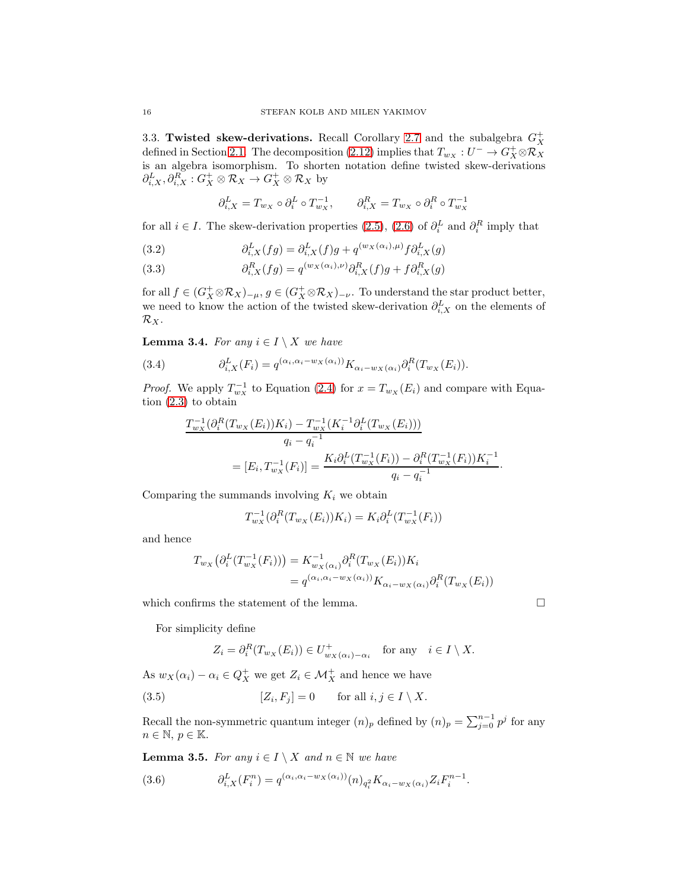3.3. **Twisted skew-derivations.** Recall Corollary 2.7 and the subalgebra $G_X^+$ defined in Section 2.1. The decomposition (2.12) implies that $T_{w_X}: U^- \to G_X^+ \otimes \mathcal{R}_X$ is an algebra isomorphism. To shorten notation define twisted skew-derivations $\partial^L_{i,X}, \partial^R_{i,X} : G_X^+ \otimes \mathcal{R}_X \to G_X^+ \otimes \mathcal{R}_X$ by

$$\partial^L_{i,X} = T_{w_X} \circ \partial^L_i \circ T_{w_X}^{-1}, \qquad \partial^R_{i,X} = T_{w_X} \circ \partial^R_i \circ T_{w_X}^{-1}$$

for all $i \in I$. The skew-derivation properties (2.5), (2.6) of $\partial^L_i$ and $\partial^R_i$ imply that

$$\partial^L_{i,X}(fg) = \partial^L_{i,X}(f)g + q^{(w_X(\alpha_i),\mu)} f \partial^L_{i,X}(g) \tag{3.2}$$

$$\partial^R_{i,X}(fg) = q^{(w_X(\alpha_i),\nu)} \partial^R_{i,X}(f)g + f\partial^R_{i,X}(g) \tag{3.3}$$

for all $f \in (G_X^+ \otimes \mathcal{R}_X)_{-\mu}$, $g \in (G_X^+ \otimes \mathcal{R}_X)_{-\nu}$. To understand the star product better, we need to know the action of the twisted skew-derivation $\partial^L_{i,X}$ on the elements of $\mathcal{R}_X$.

**Lemma 3.4.** *For any $i \in I \setminus X$ we have*

$$\partial^L_{i,X}(F_i) = q^{(\alpha_i, \alpha_i - w_X(\alpha_i))} K_{\alpha_i - w_X(\alpha_i)} \partial^R_i(T_{w_X}(E_i)). \tag{3.4}$$

*Proof.* We apply $T_{w_X}^{-1}$ to Equation (2.4) for $x = T_{w_X}(E_i)$ and compare with Equation (2.3) to obtain

$$\begin{aligned}
&\frac{T_{w_X}^{-1}(\partial^R_i(T_{w_X}(E_i))K_i) - T_{w_X}^{-1}(K_i^{-1}\partial^L_i(T_{w_X}(E_i)))}{q_i - q_i^{-1}} \\
&\qquad = [E_i, T_{w_X}^{-1}(F_i)] = \frac{K_i \partial^L_i(T_{w_X}^{-1}(F_i)) - \partial^R_i(T_{w_X}^{-1}(F_i))K_i^{-1}}{q_i - q_i^{-1}}.
\end{aligned}$$

Comparing the summands involving $K_i$ we obtain

$$T_{w_X}^{-1}(\partial^R_i(T_{w_X}(E_i))K_i) = K_i \partial^L_i(T_{w_X}^{-1}(F_i))$$

and hence

$$\begin{aligned}
T_{w_X}\big(\partial^L_i(T_{w_X}^{-1}(F_i))\big) &= K^{-1}_{w_X(\alpha_i)} \partial^R_i(T_{w_X}(E_i))K_i \\
&= q^{(\alpha_i, \alpha_i - w_X(\alpha_i))} K_{\alpha_i - w_X(\alpha_i)} \partial^R_i(T_{w_X}(E_i))
\end{aligned}$$

which confirms the statement of the lemma. $\square$

For simplicity define

$$Z_i = \partial^R_i(T_{w_X}(E_i)) \in U^+_{w_X(\alpha_i) - \alpha_i} \quad \text{for any} \quad i \in I \setminus X.$$

As $w_X(\alpha_i) - \alpha_i \in Q_X^+$ we get $Z_i \in \mathcal{M}_X^+$ and hence we have

$$[Z_i, F_j] = 0 \qquad \text{for all } i, j \in I \setminus X. \tag{3.5}$$

Recall the non-symmetric quantum integer $(n)_p$ defined by $(n)_p = \sum_{j=0}^{n-1} p^j$ for any $n \in \mathbb{N}$, $p \in \mathbb{K}$.

**Lemma 3.5.** *For any $i \in I \setminus X$ and $n \in \mathbb{N}$ we have*

$$\partial^L_{i,X}(F_i^n) = q^{(\alpha_i, \alpha_i - w_X(\alpha_i))} (n)_{q_i^2} K_{\alpha_i - w_X(\alpha_i)} Z_i F_i^{n-1}. \tag{3.6}$$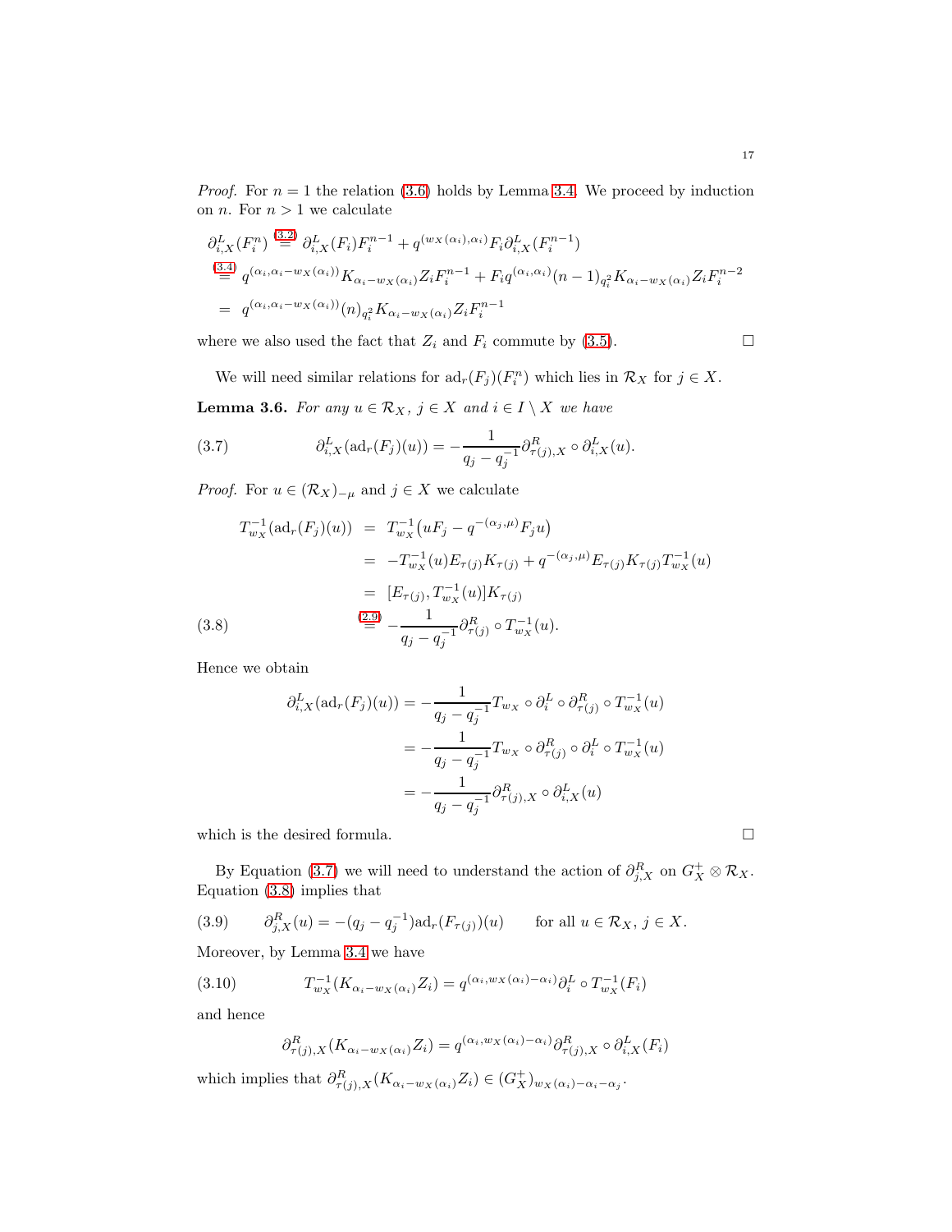*Proof.* For $n = 1$ the relation (3.6) holds by Lemma 3.4. We proceed by induction on $n$. For $n > 1$ we calculate

$$
\begin{aligned}
\partial^L_{i,X}(F_i^n) &\overset{(3.2)}{=} \partial^L_{i,X}(F_i)F_i^{n-1} + q^{(w_X(\alpha_i),\alpha_i)}F_i\partial^L_{i,X}(F_i^{n-1})\\
&\overset{(3.4)}{=} q^{(\alpha_i,\alpha_i - w_X(\alpha_i))}K_{\alpha_i - w_X(\alpha_i)}Z_iF_i^{n-1} + F_i q^{(\alpha_i,\alpha_i)}(n-1)_{q_i^2}K_{\alpha_i - w_X(\alpha_i)}Z_iF_i^{n-2}\\
&= q^{(\alpha_i,\alpha_i - w_X(\alpha_i))}(n)_{q_i^2}K_{\alpha_i - w_X(\alpha_i)}Z_iF_i^{n-1}
\end{aligned}
$$

where we also used the fact that $Z_i$ and $F_i$ commute by (3.5). $\square$

We will need similar relations for $\mathrm{ad}_r(F_j)(F_i^n)$ which lies in $\mathcal{R}_X$ for $j \in X$.

**Lemma 3.6.** *For any $u \in \mathcal{R}_X$, $j \in X$ and $i \in I \setminus X$ we have*

$$
\partial^L_{i,X}(\mathrm{ad}_r(F_j)(u)) = -\frac{1}{q_j - q_j^{-1}}\partial^R_{\tau(j),X} \circ \partial^L_{i,X}(u). \tag{3.7}
$$

*Proof.* For $u \in (\mathcal{R}_X)_{-\mu}$ and $j \in X$ we calculate

$$
\begin{aligned}
T^{-1}_{w_X}(\mathrm{ad}_r(F_j)(u)) &= T^{-1}_{w_X}\big(uF_j - q^{-(\alpha_j,\mu)}F_ju\big)\\
&= -T^{-1}_{w_X}(u)E_{\tau(j)}K_{\tau(j)} + q^{-(\alpha_j,\mu)}E_{\tau(j)}K_{\tau(j)}T^{-1}_{w_X}(u)\\
&= [E_{\tau(j)}, T^{-1}_{w_X}(u)]K_{\tau(j)}\\
&\overset{(2.9)}{=} -\frac{1}{q_j - q_j^{-1}}\partial^R_{\tau(j)} \circ T^{-1}_{w_X}(u).
\end{aligned} \tag{3.8}
$$

Hence we obtain

$$
\begin{aligned}
\partial^L_{i,X}(\mathrm{ad}_r(F_j)(u)) &= -\frac{1}{q_j - q_j^{-1}}T_{w_X} \circ \partial^L_i \circ \partial^R_{\tau(j)} \circ T^{-1}_{w_X}(u)\\
&= -\frac{1}{q_j - q_j^{-1}}T_{w_X} \circ \partial^R_{\tau(j)} \circ \partial^L_i \circ T^{-1}_{w_X}(u)\\
&= -\frac{1}{q_j - q_j^{-1}}\partial^R_{\tau(j),X} \circ \partial^L_{i,X}(u)
\end{aligned}
$$

which is the desired formula. $\square$

By Equation (3.7) we will need to understand the action of $\partial^R_{j,X}$ on $G^+_X \otimes \mathcal{R}_X$. Equation (3.8) implies that

$$
\partial^R_{j,X}(u) = -(q_j - q_j^{-1})\mathrm{ad}_r(F_{\tau(j)})(u) \qquad \text{for all } u \in \mathcal{R}_X,\ j \in X. \tag{3.9}
$$

Moreover, by Lemma 3.4 we have

$$
T^{-1}_{w_X}(K_{\alpha_i - w_X(\alpha_i)}Z_i) = q^{(\alpha_i, w_X(\alpha_i) - \alpha_i)}\partial^L_i \circ T^{-1}_{w_X}(F_i) \tag{3.10}
$$

and hence

$$
\partial^R_{\tau(j),X}(K_{\alpha_i - w_X(\alpha_i)}Z_i) = q^{(\alpha_i, w_X(\alpha_i) - \alpha_i)}\partial^R_{\tau(j),X} \circ \partial^L_{i,X}(F_i)
$$

which implies that $\partial^R_{\tau(j),X}(K_{\alpha_i - w_X(\alpha_i)}Z_i) \in (G^+_X)_{w_X(\alpha_i) - \alpha_i - \alpha_j}$.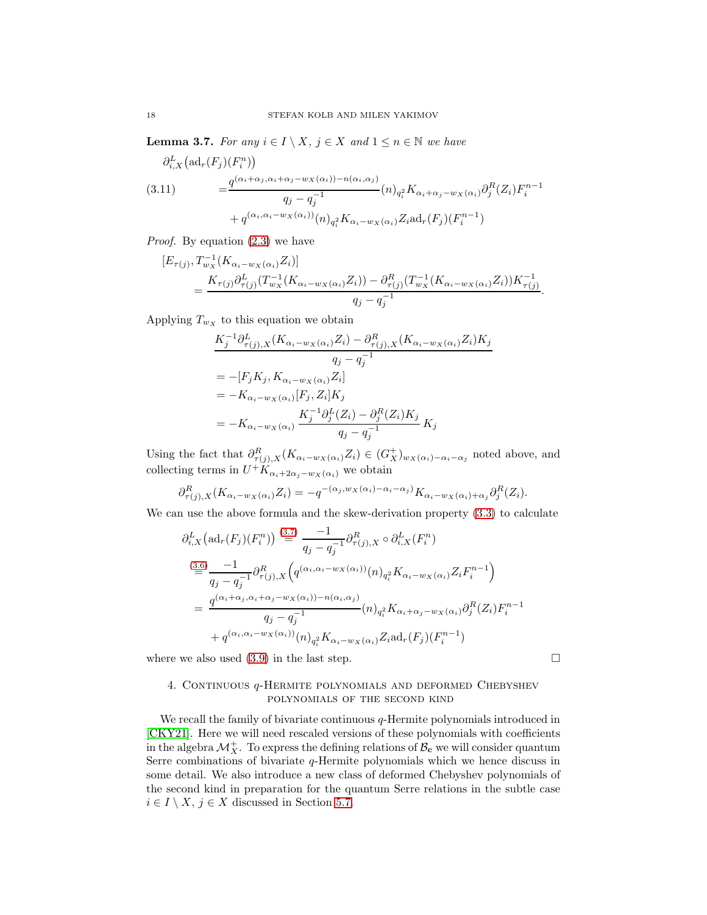**Lemma 3.7.** *For any $i \in I \setminus X$, $j \in X$ and $1 \le n \in \mathbb{N}$ we have*

$$
\begin{aligned}
&\partial^L_{i,X}\big(\mathrm{ad}_r(F_j)(F_i^n)\big)\\
&= \frac{q^{(\alpha_i+\alpha_j,\alpha_i+\alpha_j-w_X(\alpha_i))-n(\alpha_i,\alpha_j)}}{q_j - q_j^{-1}}(n)_{q_i^2} K_{\alpha_i+\alpha_j-w_X(\alpha_i)}\partial^R_j(Z_i)F_i^{n-1} \qquad (3.11)\\
&\quad + q^{(\alpha_i,\alpha_i-w_X(\alpha_i))}(n)_{q_i^2}K_{\alpha_i-w_X(\alpha_i)}Z_i\mathrm{ad}_r(F_j)(F_i^{n-1})
\end{aligned}
$$

*Proof.* By equation (2.3) we have

$$
\begin{aligned}
&[E_{\tau(j)}, T^{-1}_{w_X}(K_{\alpha_i-w_X(\alpha_i)}Z_i)]\\
&\quad = \frac{K_{\tau(j)}\partial^L_{\tau(j)}(T^{-1}_{w_X}(K_{\alpha_i-w_X(\alpha_i)}Z_i)) - \partial^R_{\tau(j)}(T^{-1}_{w_X}(K_{\alpha_i-w_X(\alpha_i)}Z_i))K^{-1}_{\tau(j)}}{q_j-q_j^{-1}}.
\end{aligned}
$$

Applying $T_{w_X}$ to this equation we obtain

$$
\begin{aligned}
&\frac{K_j^{-1}\partial^L_{\tau(j),X}(K_{\alpha_i-w_X(\alpha_i)}Z_i) - \partial^R_{\tau(j),X}(K_{\alpha_i-w_X(\alpha_i)}Z_i)K_j}{q_j-q_j^{-1}}\\
&= -[F_jK_j, K_{\alpha_i-w_X(\alpha_i)}Z_i]\\
&= -K_{\alpha_i-w_X(\alpha_i)}[F_j,Z_i]K_j\\
&= -K_{\alpha_i-w_X(\alpha_i)}\,\frac{K_j^{-1}\partial^L_j(Z_i)-\partial^R_j(Z_i)K_j}{q_j-q_j^{-1}}\,K_j
\end{aligned}
$$

Using the fact that $\partial^R_{\tau(j),X}(K_{\alpha_i-w_X(\alpha_i)}Z_i) \in (G^+_X)_{w_X(\alpha_i)-\alpha_i-\alpha_j}$ noted above, and collecting terms in $U^+K_{\alpha_i+2\alpha_j-w_X(\alpha_i)}$ we obtain

$$
\partial^R_{\tau(j),X}(K_{\alpha_i-w_X(\alpha_i)}Z_i) = -q^{-(\alpha_j,w_X(\alpha_i)-\alpha_i-\alpha_j)}K_{\alpha_i-w_X(\alpha_i)+\alpha_j}\partial^R_j(Z_i).
$$

We can use the above formula and the skew-derivation property (3.3) to calculate

$$
\begin{aligned}
\partial^L_{i,X}\big(\mathrm{ad}_r(F_j)(F_i^n)\big) &\overset{(3.7)}{=} \frac{-1}{q_j-q_j^{-1}}\partial^R_{\tau(j),X}\circ\partial^L_{i,X}(F_i^n)\\
&\overset{(3.6)}{=} \frac{-1}{q_j-q_j^{-1}}\partial^R_{\tau(j),X}\Big(q^{(\alpha_i,\alpha_i-w_X(\alpha_i))}(n)_{q_i^2}K_{\alpha_i-w_X(\alpha_i)}Z_iF_i^{n-1}\Big)\\
&= \frac{q^{(\alpha_i+\alpha_j,\alpha_i+\alpha_j-w_X(\alpha_i))-n(\alpha_i,\alpha_j)}}{q_j-q_j^{-1}}(n)_{q_i^2}K_{\alpha_i+\alpha_j-w_X(\alpha_i)}\partial^R_j(Z_i)F_i^{n-1}\\
&\quad + q^{(\alpha_i,\alpha_i-w_X(\alpha_i))}(n)_{q_i^2}K_{\alpha_i-w_X(\alpha_i)}Z_i\mathrm{ad}_r(F_j)(F_i^{n-1})
\end{aligned}
$$

where we also used (3.9) in the last step. $\square$

## 4. Continuous $q$-Hermite polynomials and deformed Chebyshev polynomials of the second kind

We recall the family of bivariate continuous $q$-Hermite polynomials introduced in [CKY21]. Here we will need rescaled versions of these polynomials with coefficients in the algebra $\mathcal{M}^+_X$. To express the defining relations of $\mathcal{B}_{\mathbf{c}}$ we will consider quantum Serre combinations of bivariate $q$-Hermite polynomials which we hence discuss in some detail. We also introduce a new class of deformed Chebyshev polynomials of the second kind in preparation for the quantum Serre relations in the subtle case $i \in I \setminus X$, $j \in X$ discussed in Section 5.7.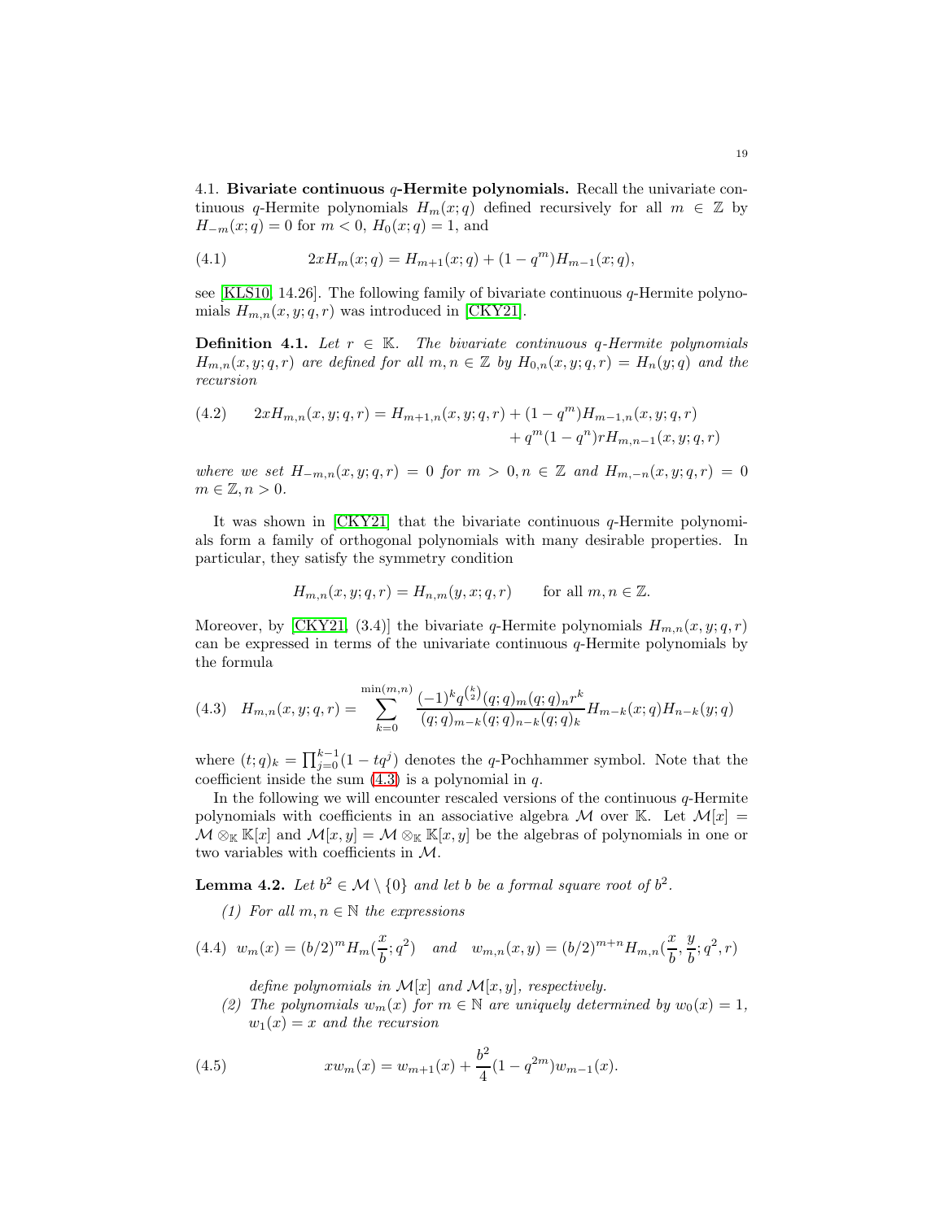4.1. **Bivariate continuous $q$-Hermite polynomials.** Recall the univariate continuous $q$-Hermite polynomials $H_m(x;q)$ defined recursively for all $m \in \mathbb{Z}$ by $H_{-m}(x;q) = 0$ for $m < 0$, $H_0(x;q) = 1$, and

$$2xH_m(x;q) = H_{m+1}(x;q) + (1-q^m)H_{m-1}(x;q), \tag{4.1}$$

see [KLS10, 14.26]. The following family of bivariate continuous $q$-Hermite polynomials $H_{m,n}(x,y;q,r)$ was introduced in [CKY21].

**Definition 4.1.** *Let $r \in \mathbb{K}$. The bivariate continuous $q$-Hermite polynomials $H_{m,n}(x,y;q,r)$ are defined for all $m,n \in \mathbb{Z}$ by $H_{0,n}(x,y;q,r) = H_n(y;q)$ and the recursion*

$$\begin{aligned} 2xH_{m,n}(x,y;q,r) = H_{m+1,n}(x,y;q,r) &+ (1-q^m)H_{m-1,n}(x,y;q,r) \\ &+ q^m(1-q^n)rH_{m,n-1}(x,y;q,r) \end{aligned} \tag{4.2}$$

*where we set $H_{-m,n}(x,y;q,r) = 0$ for $m > 0, n \in \mathbb{Z}$ and $H_{m,-n}(x,y;q,r) = 0$ $m \in \mathbb{Z}, n > 0$.*

It was shown in [CKY21] that the bivariate continuous $q$-Hermite polynomials form a family of orthogonal polynomials with many desirable properties. In particular, they satisfy the symmetry condition

$$H_{m,n}(x,y;q,r) = H_{n,m}(y,x;q,r) \qquad \text{for all } m,n \in \mathbb{Z}.$$

Moreover, by [CKY21, (3.4)] the bivariate $q$-Hermite polynomials $H_{m,n}(x,y;q,r)$ can be expressed in terms of the univariate continuous $q$-Hermite polynomials by the formula

$$H_{m,n}(x,y;q,r) = \sum_{k=0}^{\min(m,n)} \frac{(-1)^k q^{\binom{k}{2}}(q;q)_m(q;q)_n r^k}{(q;q)_{m-k}(q;q)_{n-k}(q;q)_k} H_{m-k}(x;q)H_{n-k}(y;q) \tag{4.3}$$

where $(t;q)_k = \prod_{j=0}^{k-1}(1-tq^j)$ denotes the $q$-Pochhammer symbol. Note that the coefficient inside the sum (4.3) is a polynomial in $q$.

In the following we will encounter rescaled versions of the continuous $q$-Hermite polynomials with coefficients in an associative algebra $\mathcal{M}$ over $\mathbb{K}$. Let $\mathcal{M}[x] = \mathcal{M} \otimes_{\mathbb{K}} \mathbb{K}[x]$ and $\mathcal{M}[x,y] = \mathcal{M} \otimes_{\mathbb{K}} \mathbb{K}[x,y]$ be the algebras of polynomials in one or two variables with coefficients in $\mathcal{M}$.

**Lemma 4.2.** *Let $b^2 \in \mathcal{M} \setminus \{0\}$ and let $b$ be a formal square root of $b^2$.*

*(1) For all $m,n \in \mathbb{N}$ the expressions*

$$w_m(x) = (b/2)^m H_m(\frac{x}{b};q^2) \quad \text{and} \quad w_{m,n}(x,y) = (b/2)^{m+n} H_{m,n}(\frac{x}{b},\frac{y}{b};q^2,r) \tag{4.4}$$

*define polynomials in $\mathcal{M}[x]$ and $\mathcal{M}[x,y]$, respectively.*

*(2) The polynomials $w_m(x)$ for $m \in \mathbb{N}$ are uniquely determined by $w_0(x) = 1$, $w_1(x) = x$ and the recursion*

$$xw_m(x) = w_{m+1}(x) + \frac{b^2}{4}(1-q^{2m})w_{m-1}(x). \tag{4.5}$$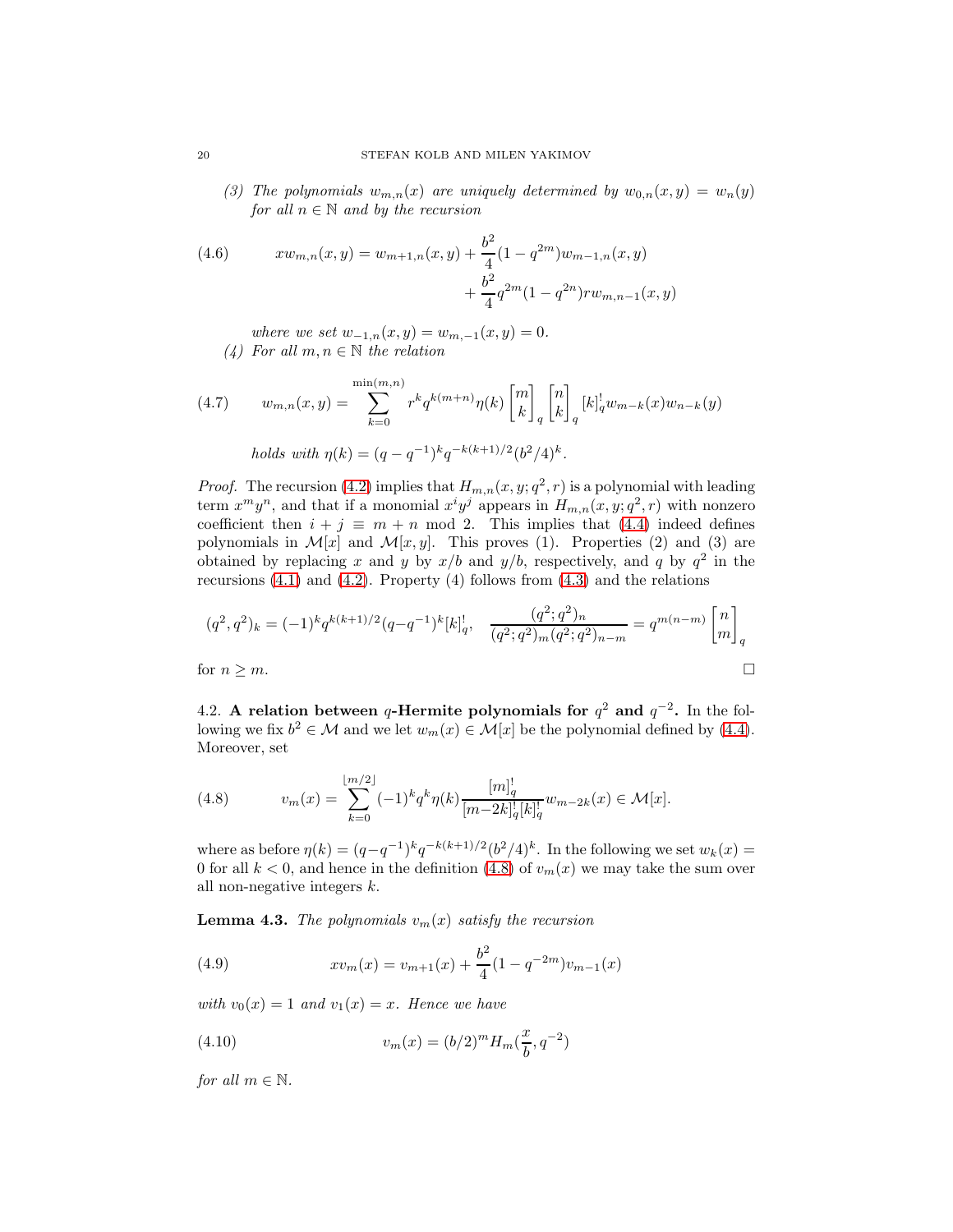(3) *The polynomials $w_{m,n}(x)$ are uniquely determined by $w_{0,n}(x,y) = w_n(y)$ for all $n \in \mathbb{N}$ and by the recursion*

$$
\begin{aligned}
xw_{m,n}(x,y) = w_{m+1,n}(x,y) &+ \frac{b^2}{4}(1-q^{2m})w_{m-1,n}(x,y) \\
&+ \frac{b^2}{4}q^{2m}(1-q^{2n})rw_{m,n-1}(x,y)
\end{aligned}
\tag{4.6}
$$

*where we set $w_{-1,n}(x,y) = w_{m,-1}(x,y) = 0$.*

(4) *For all $m,n \in \mathbb{N}$ the relation*

$$
w_{m,n}(x,y) = \sum_{k=0}^{\min(m,n)} r^k q^{k(m+n)} \eta(k) \begin{bmatrix} m \\ k \end{bmatrix}_q \begin{bmatrix} n \\ k \end{bmatrix}_q [k]_q^! w_{m-k}(x) w_{n-k}(y) \tag{4.7}
$$

*holds with $\eta(k) = (q-q^{-1})^k q^{-k(k+1)/2}(b^2/4)^k$.*

*Proof.* The recursion (4.2) implies that $H_{m,n}(x,y;q^2,r)$ is a polynomial with leading term $x^m y^n$, and that if a monomial $x^i y^j$ appears in $H_{m,n}(x,y;q^2,r)$ with nonzero coefficient then $i+j \equiv m+n \mod 2$. This implies that (4.4) indeed defines polynomials in $\mathcal{M}[x]$ and $\mathcal{M}[x,y]$. This proves (1). Properties (2) and (3) are obtained by replacing $x$ and $y$ by $x/b$ and $y/b$, respectively, and $q$ by $q^2$ in the recursions (4.1) and (4.2). Property (4) follows from (4.3) and the relations

$$
(q^2,q^2)_k = (-1)^k q^{k(k+1)/2}(q-q^{-1})^k [k]_q^!, \quad \frac{(q^2;q^2)_n}{(q^2;q^2)_m (q^2;q^2)_{n-m}} = q^{m(n-m)} \begin{bmatrix} n \\ m \end{bmatrix}_q
$$

for $n \geq m$. $\square$

4.2. **A relation between $q$-Hermite polynomials for $q^2$ and $q^{-2}$.** In the following we fix $b^2 \in \mathcal{M}$ and we let $w_m(x) \in \mathcal{M}[x]$ be the polynomial defined by (4.4). Moreover, set

$$
v_m(x) = \sum_{k=0}^{\lfloor m/2 \rfloor} (-1)^k q^k \eta(k) \frac{[m]_q^!}{[m-2k]_q^! [k]_q^!} w_{m-2k}(x) \in \mathcal{M}[x]. \tag{4.8}
$$

where as before $\eta(k) = (q-q^{-1})^k q^{-k(k+1)/2}(b^2/4)^k$. In the following we set $w_k(x) = 0$ for all $k < 0$, and hence in the definition (4.8) of $v_m(x)$ we may take the sum over all non-negative integers $k$.

**Lemma 4.3.** *The polynomials $v_m(x)$ satisfy the recursion*

$$
xv_m(x) = v_{m+1}(x) + \frac{b^2}{4}(1-q^{-2m})v_{m-1}(x) \tag{4.9}
$$

*with $v_0(x) = 1$ and $v_1(x) = x$. Hence we have*

$$
v_m(x) = (b/2)^m H_m(\frac{x}{b}, q^{-2}) \tag{4.10}
$$

*for all $m \in \mathbb{N}$.*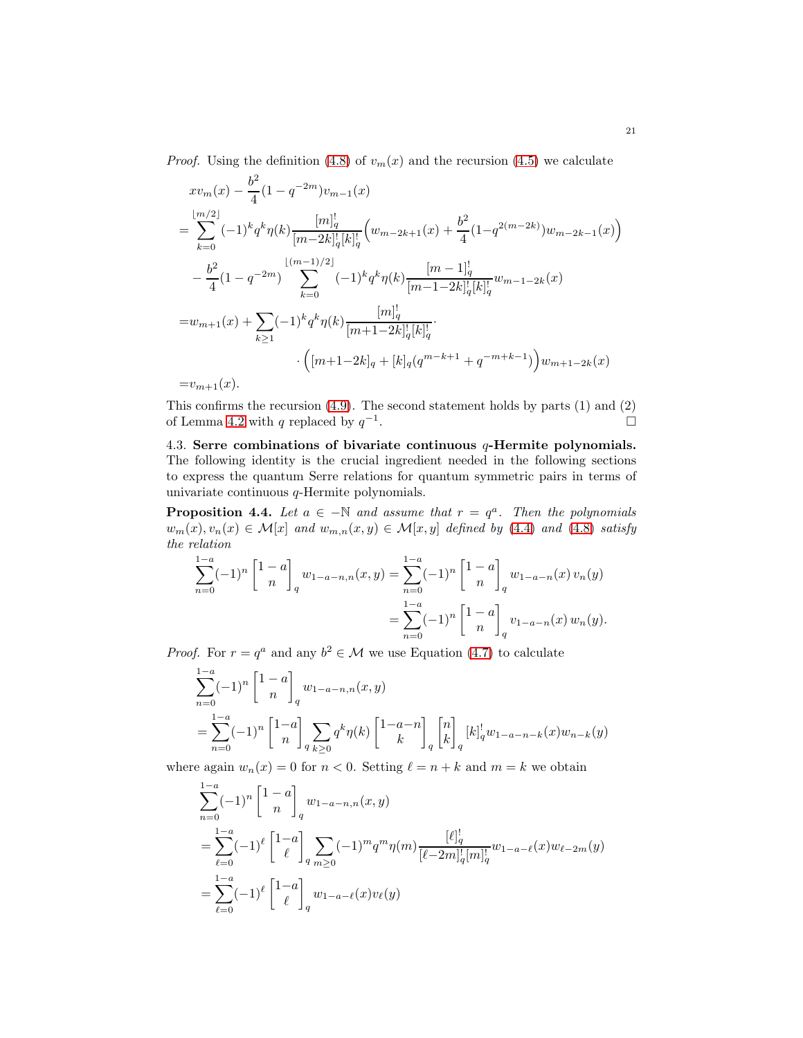*Proof.* Using the definition (4.8) of $v_m(x)$ and the recursion (4.5) we calculate

$$
\begin{aligned}
&x v_m(x) - \frac{b^2}{4}(1-q^{-2m})v_{m-1}(x)\\
&= \sum_{k=0}^{\lfloor m/2\rfloor}(-1)^k q^k \eta(k)\frac{[m]_q^!}{[m-2k]_q^![k]_q^!}\Big(w_{m-2k+1}(x) + \frac{b^2}{4}(1-q^{2(m-2k)})w_{m-2k-1}(x)\Big)\\
&\quad - \frac{b^2}{4}(1-q^{-2m})\sum_{k=0}^{\lfloor (m-1)/2\rfloor}(-1)^k q^k \eta(k)\frac{[m-1]_q^!}{[m-1-2k]_q^![k]_q^!}w_{m-1-2k}(x)\\
&= w_{m+1}(x) + \sum_{k\geq 1}(-1)^k q^k\eta(k)\frac{[m]_q^!}{[m+1-2k]_q^![k]_q^!}\cdot\\
&\qquad\qquad\qquad \cdot\Big([m+1-2k]_q + [k]_q(q^{m-k+1}+q^{-m+k-1})\Big)w_{m+1-2k}(x)\\
&= v_{m+1}(x).
\end{aligned}
$$

This confirms the recursion (4.9). The second statement holds by parts (1) and (2) of Lemma 4.2 with $q$ replaced by $q^{-1}$. $\square$

4.3. **Serre combinations of bivariate continuous $q$-Hermite polynomials.** The following identity is the crucial ingredient needed in the following sections to express the quantum Serre relations for quantum symmetric pairs in terms of univariate continuous $q$-Hermite polynomials.

**Proposition 4.4.** *Let $a \in -\mathbb{N}$ and assume that $r = q^a$. Then the polynomials $w_m(x), v_n(x) \in \mathcal{M}[x]$ and $w_{m,n}(x,y) \in \mathcal{M}[x,y]$ defined by (4.4) and (4.8) satisfy the relation*

$$
\begin{aligned}
\sum_{n=0}^{1-a}(-1)^n \begin{bmatrix}1-a\\ n\end{bmatrix}_q w_{1-a-n,n}(x,y) &= \sum_{n=0}^{1-a}(-1)^n\begin{bmatrix}1-a\\ n\end{bmatrix}_q w_{1-a-n}(x)\,v_n(y)\\
&= \sum_{n=0}^{1-a}(-1)^n\begin{bmatrix}1-a\\ n\end{bmatrix}_q v_{1-a-n}(x)\,w_n(y).
\end{aligned}
$$

*Proof.* For $r = q^a$ and any $b^2 \in \mathcal{M}$ we use Equation (4.7) to calculate

$$
\begin{aligned}
&\sum_{n=0}^{1-a}(-1)^n\begin{bmatrix}1-a\\ n\end{bmatrix}_q w_{1-a-n,n}(x,y)\\
&= \sum_{n=0}^{1-a}(-1)^n\begin{bmatrix}1-a\\ n\end{bmatrix}_q \sum_{k\geq 0} q^k\eta(k)\begin{bmatrix}1-a-n\\ k\end{bmatrix}_q\begin{bmatrix}n\\ k\end{bmatrix}_q [k]_q^! w_{1-a-n-k}(x)w_{n-k}(y)
\end{aligned}
$$

where again $w_n(x) = 0$ for $n < 0$. Setting $\ell = n+k$ and $m = k$ we obtain

$$
\begin{aligned}
&\sum_{n=0}^{1-a}(-1)^n\begin{bmatrix}1-a\\ n\end{bmatrix}_q w_{1-a-n,n}(x,y)\\
&= \sum_{\ell=0}^{1-a}(-1)^\ell\begin{bmatrix}1-a\\ \ell\end{bmatrix}_q\sum_{m\geq 0}(-1)^m q^m\eta(m)\frac{[\ell]_q^!}{[\ell-2m]_q^![m]_q^!}w_{1-a-\ell}(x)w_{\ell-2m}(y)\\
&= \sum_{\ell=0}^{1-a}(-1)^\ell\begin{bmatrix}1-a\\ \ell\end{bmatrix}_q w_{1-a-\ell}(x)v_\ell(y)
\end{aligned}
$$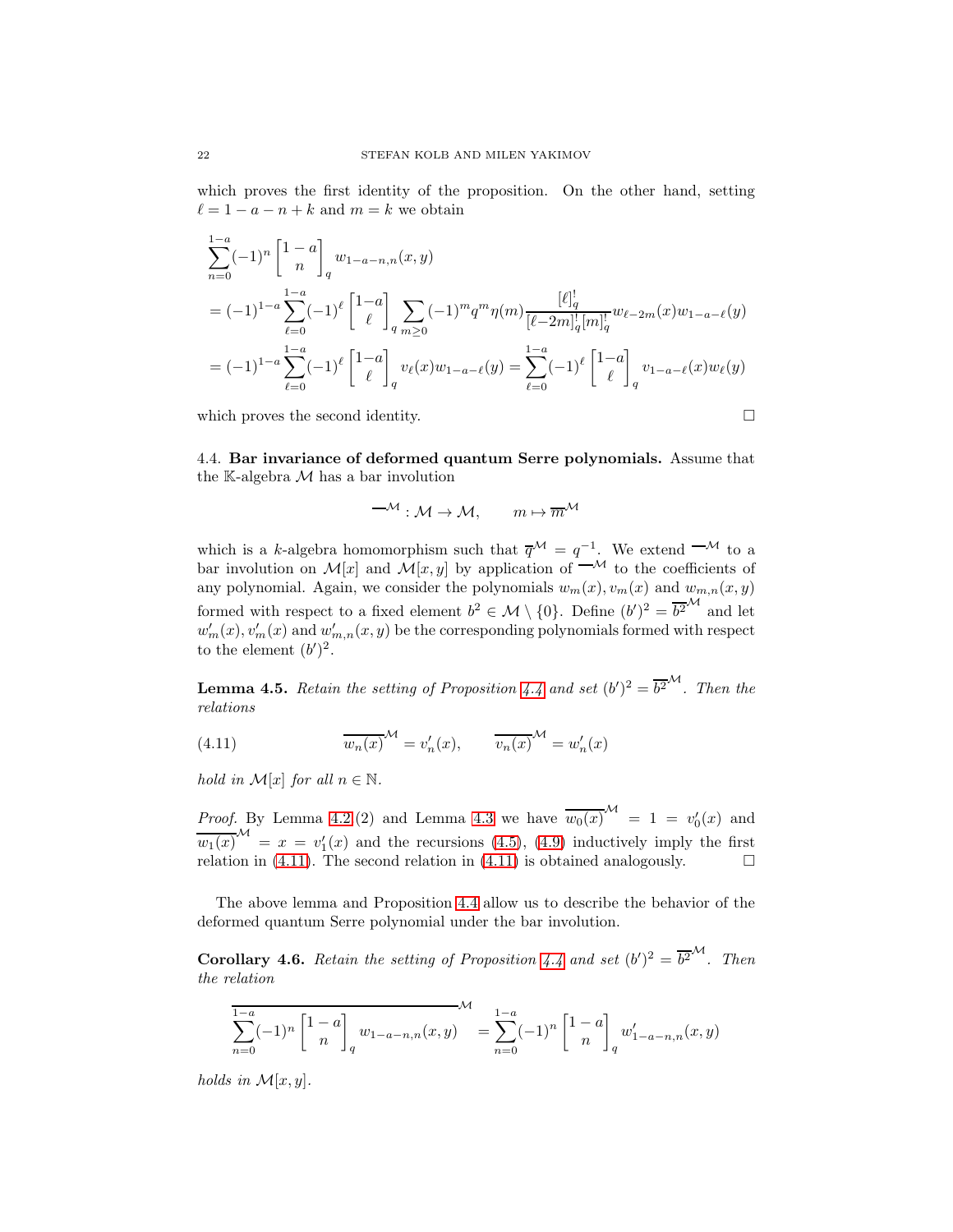which proves the first identity of the proposition. On the other hand, setting $\ell = 1-a-n+k$ and $m=k$ we obtain

$$
\begin{aligned}
&\sum_{n=0}^{1-a}(-1)^n \begin{bmatrix} 1-a \\ n \end{bmatrix}_q w_{1-a-n,n}(x,y)\\
&= (-1)^{1-a}\sum_{\ell=0}^{1-a}(-1)^\ell \begin{bmatrix} 1-a \\ \ell \end{bmatrix}_q \sum_{m\geq 0}(-1)^m q^m \eta(m)\frac{[\ell]_q^!}{[\ell-2m]_q^![m]_q^!} w_{\ell-2m}(x) w_{1-a-\ell}(y)\\
&= (-1)^{1-a}\sum_{\ell=0}^{1-a}(-1)^\ell \begin{bmatrix} 1-a \\ \ell \end{bmatrix}_q v_\ell(x) w_{1-a-\ell}(y) = \sum_{\ell=0}^{1-a}(-1)^\ell \begin{bmatrix} 1-a \\ \ell \end{bmatrix}_q v_{1-a-\ell}(x) w_\ell(y)
\end{aligned}
$$

which proves the second identity. □

4.4. **Bar invariance of deformed quantum Serre polynomials.** Assume that the $\mathbb{K}$-algebra $\mathcal{M}$ has a bar involution

$$\overline{\phantom{m}}^{\mathcal{M}} : \mathcal{M} \to \mathcal{M}, \qquad m \mapsto \overline{m}^{\mathcal{M}}$$

which is a $k$-algebra homomorphism such that $\overline{q}^{\mathcal{M}} = q^{-1}$. We extend $\overline{\phantom{m}}^{\mathcal{M}}$ to a bar involution on $\mathcal{M}[x]$ and $\mathcal{M}[x,y]$ by application of $\overline{\phantom{m}}^{\mathcal{M}}$ to the coefficients of any polynomial. Again, we consider the polynomials $w_m(x), v_m(x)$ and $w_{m,n}(x,y)$ formed with respect to a fixed element $b^2 \in \mathcal{M}\setminus\{0\}$. Define $(b')^2 = \overline{b^2}^{\mathcal{M}}$ and let $w'_m(x), v'_m(x)$ and $w'_{m,n}(x,y)$ be the corresponding polynomials formed with respect to the element $(b')^2$.

**Lemma 4.5.** *Retain the setting of Proposition 4.4 and set $(b')^2 = \overline{b^2}^{\mathcal{M}}$. Then the relations*

$$\overline{w_n(x)}^{\mathcal{M}} = v'_n(x), \qquad \overline{v_n(x)}^{\mathcal{M}} = w'_n(x) \tag{4.11}$$

*hold in $\mathcal{M}[x]$ for all $n\in\mathbb{N}$.*

*Proof.* By Lemma 4.2 (2) and Lemma 4.3 we have $\overline{w_0(x)}^{\mathcal{M}} = 1 = v'_0(x)$ and $\overline{w_1(x)}^{\mathcal{M}} = x = v'_1(x)$ and the recursions (4.5), (4.9) inductively imply the first relation in (4.11). The second relation in (4.11) is obtained analogously. □

The above lemma and Proposition 4.4 allow us to describe the behavior of the deformed quantum Serre polynomial under the bar involution.

**Corollary 4.6.** *Retain the setting of Proposition 4.4 and set $(b')^2 = \overline{b^2}^{\mathcal{M}}$. Then the relation*

$$\overline{\sum_{n=0}^{1-a}(-1)^n \begin{bmatrix} 1-a \\ n \end{bmatrix}_q w_{1-a-n,n}(x,y)}^{\mathcal{M}} = \sum_{n=0}^{1-a}(-1)^n \begin{bmatrix} 1-a \\ n \end{bmatrix}_q w'_{1-a-n,n}(x,y)$$

*holds in $\mathcal{M}[x,y]$.*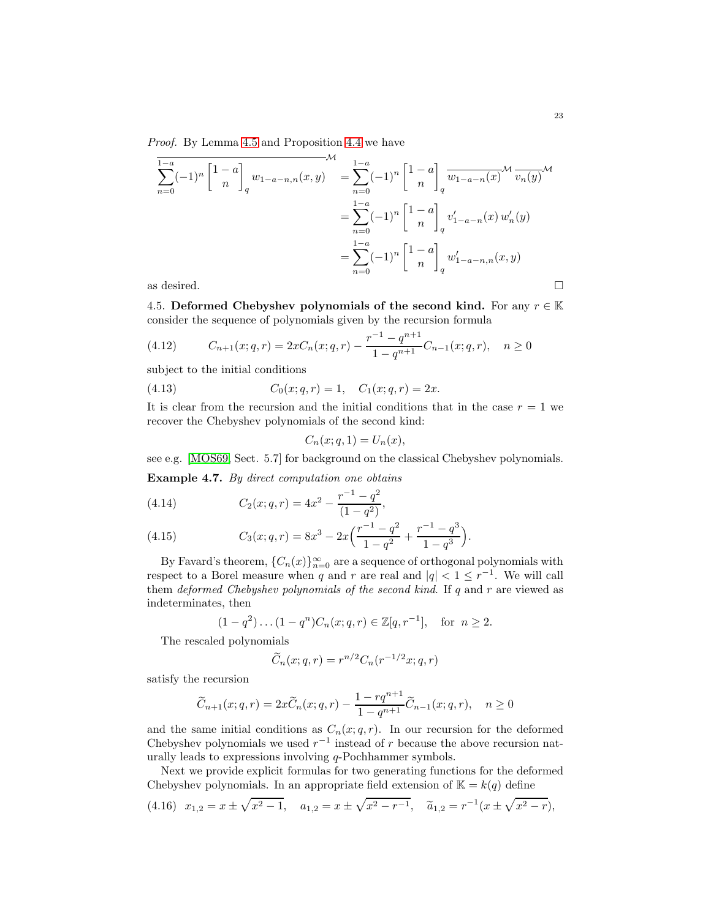*Proof.* By Lemma 4.5 and Proposition 4.4 we have

$$\begin{aligned}
\overline{\sum_{n=0}^{1-a}(-1)^n \begin{bmatrix}1-a\\ n\end{bmatrix}_q w_{1-a-n,n}(x,y)}^{\mathcal{M}} &= \sum_{n=0}^{1-a}(-1)^n \begin{bmatrix}1-a\\ n\end{bmatrix}_q \overline{w_{1-a-n}(x)}^{\mathcal{M}}\, \overline{v_n(y)}^{\mathcal{M}} \\
&= \sum_{n=0}^{1-a}(-1)^n \begin{bmatrix}1-a\\ n\end{bmatrix}_q v'_{1-a-n}(x)\, w'_n(y) \\
&= \sum_{n=0}^{1-a}(-1)^n \begin{bmatrix}1-a\\ n\end{bmatrix}_q w'_{1-a-n,n}(x,y)
\end{aligned}$$

as desired. □

4.5. **Deformed Chebyshev polynomials of the second kind.** For any $r \in \mathbb{K}$ consider the sequence of polynomials given by the recursion formula

$$C_{n+1}(x;q,r) = 2xC_n(x;q,r) - \frac{r^{-1}-q^{n+1}}{1-q^{n+1}}C_{n-1}(x;q,r), \quad n \geq 0 \tag{4.12}$$

subject to the initial conditions

$$C_0(x;q,r) = 1, \quad C_1(x;q,r) = 2x. \tag{4.13}$$

It is clear from the recursion and the initial conditions that in the case $r = 1$ we recover the Chebyshev polynomials of the second kind:

$$C_n(x;q,1) = U_n(x),$$

see e.g. [MOS69, Sect. 5.7] for background on the classical Chebyshev polynomials.

**Example 4.7.** *By direct computation one obtains*

$$C_2(x;q,r) = 4x^2 - \frac{r^{-1}-q^2}{(1-q^2)}, \tag{4.14}$$

$$C_3(x;q,r) = 8x^3 - 2x\Big(\frac{r^{-1}-q^2}{1-q^2} + \frac{r^{-1}-q^3}{1-q^3}\Big). \tag{4.15}$$

By Favard's theorem, $\{C_n(x)\}_{n=0}^{\infty}$ are a sequence of orthogonal polynomials with respect to a Borel measure when $q$ and $r$ are real and $|q| < 1 \leq r^{-1}$. We will call them *deformed Chebyshev polynomials of the second kind*. If $q$ and $r$ are viewed as indeterminates, then

$$(1-q^2)\dots(1-q^n)C_n(x;q,r) \in \mathbb{Z}[q,r^{-1}], \quad \text{for } n \geq 2.$$

The rescaled polynomials

$$\widetilde{C}_n(x;q,r) = r^{n/2}C_n(r^{-1/2}x;q,r)$$

satisfy the recursion

$$\widetilde{C}_{n+1}(x;q,r) = 2x\widetilde{C}_n(x;q,r) - \frac{1-rq^{n+1}}{1-q^{n+1}}\widetilde{C}_{n-1}(x;q,r), \quad n \geq 0$$

and the same initial conditions as $C_n(x;q,r)$. In our recursion for the deformed Chebyshev polynomials we used $r^{-1}$ instead of $r$ because the above recursion naturally leads to expressions involving $q$-Pochhammer symbols.

Next we provide explicit formulas for two generating functions for the deformed Chebyshev polynomials. In an appropriate field extension of $\mathbb{K} = k(q)$ define

$$x_{1,2} = x \pm \sqrt{x^2-1}, \quad a_{1,2} = x \pm \sqrt{x^2-r^{-1}}, \quad \widetilde{a}_{1,2} = r^{-1}(x \pm \sqrt{x^2-r}), \tag{4.16}$$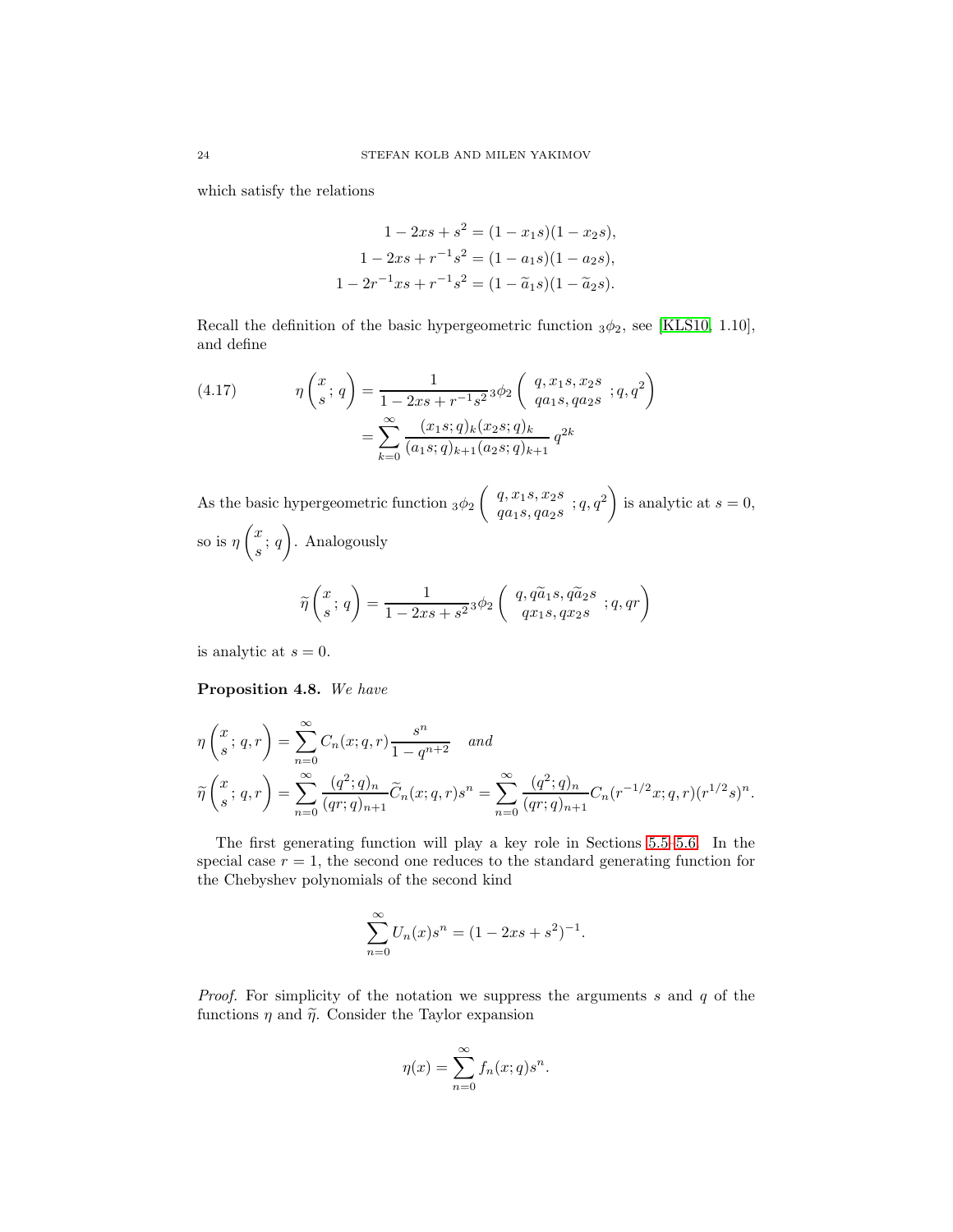which satisfy the relations

$$
\begin{aligned}
1-2xs+s^2 &= (1-x_1s)(1-x_2s),\\
1-2xs+r^{-1}s^2 &= (1-a_1s)(1-a_2s),\\
1-2r^{-1}xs+r^{-1}s^2 &= (1-\widetilde{a}_1s)(1-\widetilde{a}_2s).
\end{aligned}
$$

Recall the definition of the basic hypergeometric function ${}_3\phi_2$, see [KLS10, 1.10], and define

$$
\eta\binom{x}{s};q\Big) = \frac{1}{1-2xs+r^{-1}s^2}\,{}_3\phi_2\left(\begin{matrix} q, x_1s, x_2s \\ qa_1s, qa_2s\end{matrix}\;;q,q^2\right) \tag{4.17}
$$

$$
= \sum_{k=0}^{\infty} \frac{(x_1s;q)_k (x_2s;q)_k}{(a_1s;q)_{k+1}(a_2s;q)_{k+1}}\, q^{2k}
$$

As the basic hypergeometric function ${}_3\phi_2\left(\begin{matrix} q, x_1s, x_2s \\ qa_1s, qa_2s\end{matrix}\;;q,q^2\right)$ is analytic at $s=0$, so is $\eta\left(\begin{matrix}x\\ s\end{matrix};q\right)$. Analogously

$$
\widetilde{\eta}\left(\begin{matrix}x\\ s\end{matrix};q\right) = \frac{1}{1-2xs+s^2}\,{}_3\phi_2\left(\begin{matrix} q, q\widetilde{a}_1s, q\widetilde{a}_2s \\ qx_1s, qx_2s\end{matrix}\;;q,qr\right)
$$

is analytic at $s=0$.

**Proposition 4.8.** *We have*

$$
\eta\left(\begin{matrix}x\\ s\end{matrix};q,r\right) = \sum_{n=0}^{\infty} C_n(x;q,r)\frac{s^n}{1-q^{n+2}} \quad \textit{and}
$$

$$
\widetilde{\eta}\left(\begin{matrix}x\\ s\end{matrix};q,r\right) = \sum_{n=0}^{\infty} \frac{(q^2;q)_n}{(qr;q)_{n+1}}\widetilde{C}_n(x;q,r)s^n = \sum_{n=0}^{\infty} \frac{(q^2;q)_n}{(qr;q)_{n+1}} C_n(r^{-1/2}x;q,r)(r^{1/2}s)^n.
$$

The first generating function will play a key role in Sections 5.5–5.6. In the special case $r=1$, the second one reduces to the standard generating function for the Chebyshev polynomials of the second kind

$$
\sum_{n=0}^{\infty} U_n(x)s^n = (1-2xs+s^2)^{-1}.
$$

*Proof.* For simplicity of the notation we suppress the arguments $s$ and $q$ of the functions $\eta$ and $\widetilde{\eta}$. Consider the Taylor expansion

$$
\eta(x) = \sum_{n=0}^{\infty} f_n(x;q)s^n.
$$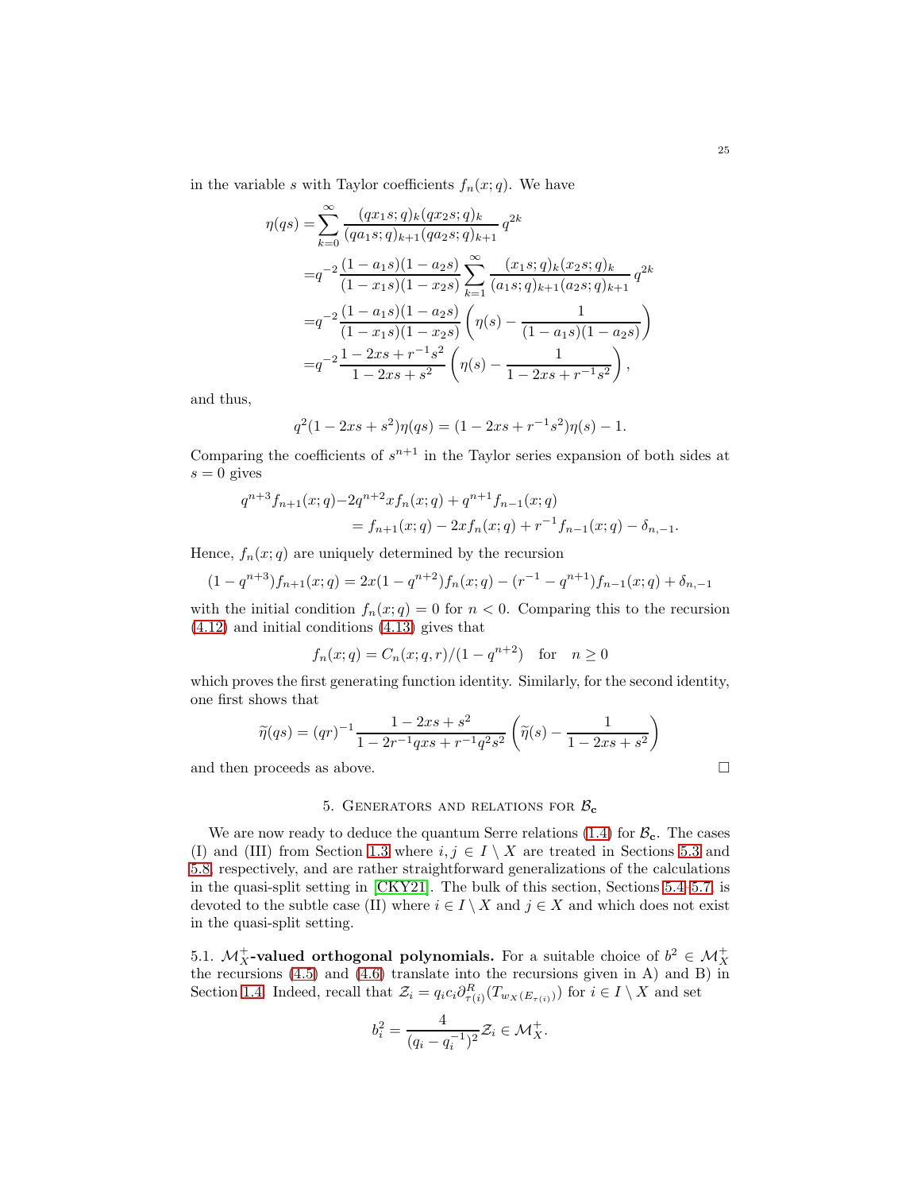in the variable $s$ with Taylor coefficients $f_n(x;q)$. We have

$$
\begin{aligned}
\eta(qs) =& \sum_{k=0}^{\infty} \frac{(qx_1s;q)_k(qx_2s;q)_k}{(qa_1s;q)_{k+1}(qa_2s;q)_{k+1}}\, q^{2k} \\
=& q^{-2}\frac{(1-a_1s)(1-a_2s)}{(1-x_1s)(1-x_2s)} \sum_{k=1}^{\infty} \frac{(x_1s;q)_k(x_2s;q)_k}{(a_1s;q)_{k+1}(a_2s;q)_{k+1}}\, q^{2k} \\
=& q^{-2}\frac{(1-a_1s)(1-a_2s)}{(1-x_1s)(1-x_2s)} \left(\eta(s) - \frac{1}{(1-a_1s)(1-a_2s)}\right) \\
=& q^{-2}\frac{1-2xs+r^{-1}s^2}{1-2xs+s^2}\left(\eta(s) - \frac{1}{1-2xs+r^{-1}s^2}\right),
\end{aligned}
$$

and thus,

$$
q^2(1-2xs+s^2)\eta(qs) = (1-2xs+r^{-1}s^2)\eta(s) - 1.
$$

Comparing the coefficients of $s^{n+1}$ in the Taylor series expansion of both sides at $s=0$ gives

$$
\begin{aligned}
q^{n+3}f_{n+1}(x;q) - &2q^{n+2}xf_n(x;q) + q^{n+1}f_{n-1}(x;q) \\
&= f_{n+1}(x;q) - 2xf_n(x;q) + r^{-1}f_{n-1}(x;q) - \delta_{n,-1}.
\end{aligned}
$$

Hence, $f_n(x;q)$ are uniquely determined by the recursion

$$
(1-q^{n+3})f_{n+1}(x;q) = 2x(1-q^{n+2})f_n(x;q) - (r^{-1}-q^{n+1})f_{n-1}(x;q) + \delta_{n,-1}
$$

with the initial condition $f_n(x;q)=0$ for $n<0$. Comparing this to the recursion (4.12) and initial conditions (4.13) gives that

$$
f_n(x;q) = C_n(x;q,r)/(1-q^{n+2}) \quad \text{for} \quad n \geq 0
$$

which proves the first generating function identity. Similarly, for the second identity, one first shows that

$$
\widetilde{\eta}(qs) = (qr)^{-1}\frac{1-2xs+s^2}{1-2r^{-1}qxs+r^{-1}q^2s^2}\left(\widetilde{\eta}(s) - \frac{1}{1-2xs+s^2}\right)
$$

and then proceeds as above. $\square$

## 5. Generators and relations for $\mathcal{B}_{\mathbf{c}}$

We are now ready to deduce the quantum Serre relations (1.4) for $\mathcal{B}_{\mathbf{c}}$. The cases (I) and (III) from Section 1.3 where $i,j \in I\setminus X$ are treated in Sections 5.3 and 5.8, respectively, and are rather straightforward generalizations of the calculations in the quasi-split setting in [CKY21]. The bulk of this section, Sections 5.4–5.7, is devoted to the subtle case (II) where $i \in I\setminus X$ and $j \in X$ and which does not exist in the quasi-split setting.

5.1. **$\mathcal{M}_X^+$-valued orthogonal polynomials.** For a suitable choice of $b^2 \in \mathcal{M}_X^+$ the recursions (4.5) and (4.6) translate into the recursions given in A) and B) in Section 1.4. Indeed, recall that $\mathcal{Z}_i = q_ic_i\partial^R_{\tau(i)}(T_{w_X(E_{\tau(i)})})$ for $i\in I\setminus X$ and set

$$
b_i^2 = \frac{4}{(q_i-q_i^{-1})^2}\mathcal{Z}_i \in \mathcal{M}_X^+.
$$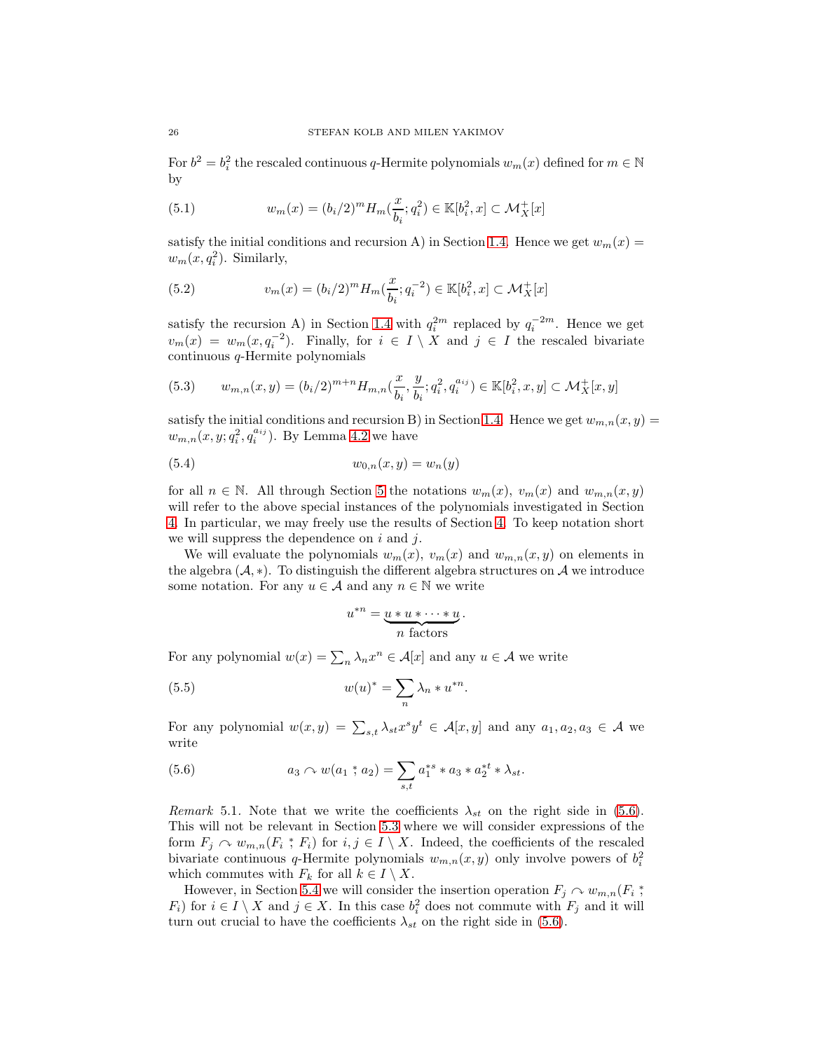For $b^2 = b_i^2$ the rescaled continuous $q$-Hermite polynomials $w_m(x)$ defined for $m \in \mathbb{N}$ by

$$w_m(x) = (b_i/2)^m H_m(\frac{x}{b_i}; q_i^2) \in \mathbb{K}[b_i^2, x] \subset \mathcal{M}_X^+[x] \tag{5.1}$$

satisfy the initial conditions and recursion A) in Section 1.4. Hence we get $w_m(x) = w_m(x, q_i^2)$. Similarly,

$$v_m(x) = (b_i/2)^m H_m(\frac{x}{b_i}; q_i^{-2}) \in \mathbb{K}[b_i^2, x] \subset \mathcal{M}_X^+[x] \tag{5.2}$$

satisfy the recursion A) in Section 1.4 with $q_i^{2m}$ replaced by $q_i^{-2m}$. Hence we get $v_m(x) = w_m(x, q_i^{-2})$. Finally, for $i \in I \setminus X$ and $j \in I$ the rescaled bivariate continuous $q$-Hermite polynomials

$$w_{m,n}(x,y) = (b_i/2)^{m+n} H_{m,n}(\frac{x}{b_i}, \frac{y}{b_i}; q_i^2, q_i^{a_{ij}}) \in \mathbb{K}[b_i^2, x, y] \subset \mathcal{M}_X^+[x,y] \tag{5.3}$$

satisfy the initial conditions and recursion B) in Section 1.4. Hence we get $w_{m,n}(x,y) = w_{m,n}(x, y; q_i^2, q_i^{a_{ij}})$. By Lemma 4.2 we have

$$w_{0,n}(x,y) = w_n(y) \tag{5.4}$$

for all $n \in \mathbb{N}$. All through Section 5 the notations $w_m(x)$, $v_m(x)$ and $w_{m,n}(x,y)$ will refer to the above special instances of the polynomials investigated in Section 4. In particular, we may freely use the results of Section 4. To keep notation short we will suppress the dependence on $i$ and $j$.

We will evaluate the polynomials $w_m(x)$, $v_m(x)$ and $w_{m,n}(x,y)$ on elements in the algebra $(\mathcal{A}, *)$. To distinguish the different algebra structures on $\mathcal{A}$ we introduce some notation. For any $u \in \mathcal{A}$ and any $n \in \mathbb{N}$ we write

$$u^{*n} = \underbrace{u * u * \cdots * u}_{n \text{ factors}}.$$

For any polynomial $w(x) = \sum_n \lambda_n x^n \in \mathcal{A}[x]$ and any $u \in \mathcal{A}$ we write

$$w(u)^* = \sum_n \lambda_n * u^{*n}. \tag{5.5}$$

For any polynomial $w(x,y) = \sum_{s,t} \lambda_{st} x^s y^t \in \mathcal{A}[x,y]$ and any $a_1, a_2, a_3 \in \mathcal{A}$ we write

$$a_3 \curvearrowright w(a_1 \overset{*}{;} a_2) = \sum_{s,t} a_1^{*s} * a_3 * a_2^{*t} * \lambda_{st}. \tag{5.6}$$

*Remark* 5.1. Note that we write the coefficients $\lambda_{st}$ on the right side in (5.6). This will not be relevant in Section 5.3 where we will consider expressions of the form $F_j \curvearrowright w_{m,n}(F_i \overset{*}{;} F_i)$ for $i, j \in I \setminus X$. Indeed, the coefficients of the rescaled bivariate continuous $q$-Hermite polynomials $w_{m,n}(x,y)$ only involve powers of $b_i^2$ which commutes with $F_k$ for all $k \in I \setminus X$.

However, in Section 5.4 we will consider the insertion operation $F_j \curvearrowright w_{m,n}(F_i \overset{*}{;} F_i)$ for $i \in I \setminus X$ and $j \in X$. In this case $b_i^2$ does not commute with $F_j$ and it will turn out crucial to have the coefficients $\lambda_{st}$ on the right side in (5.6).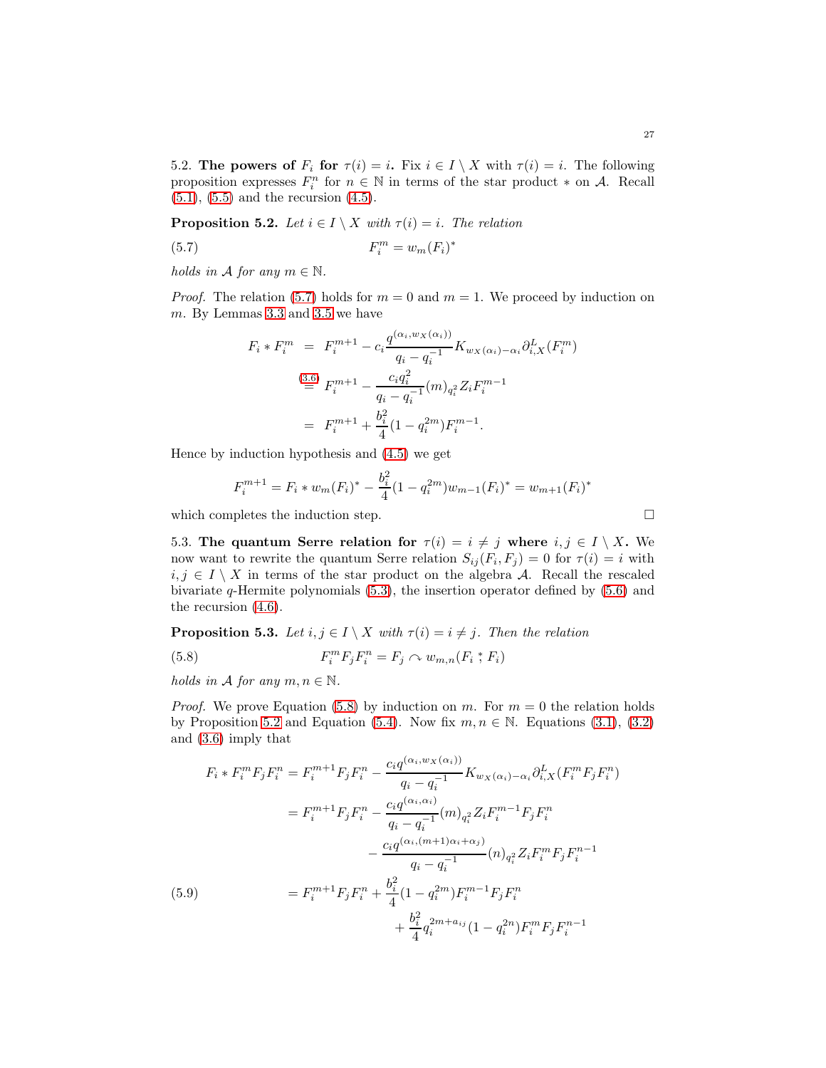5.2. **The powers of $F_i$ for $\tau(i) = i$.** Fix $i \in I \setminus X$ with $\tau(i) = i$. The following proposition expresses $F_i^n$ for $n \in \mathbb{N}$ in terms of the star product $*$ on $\mathcal{A}$. Recall (5.1), (5.5) and the recursion (4.5).

**Proposition 5.2.** *Let $i \in I \setminus X$ with $\tau(i) = i$. The relation*

$$F_i^m = w_m(F_i)^* \tag{5.7}$$

*holds in $\mathcal{A}$ for any $m \in \mathbb{N}$.*

*Proof.* The relation (5.7) holds for $m = 0$ and $m = 1$. We proceed by induction on $m$. By Lemmas 3.3 and 3.5 we have

$$\begin{aligned}
F_i * F_i^m &= F_i^{m+1} - c_i \frac{q^{(\alpha_i, w_X(\alpha_i))}}{q_i - q_i^{-1}} K_{w_X(\alpha_i) - \alpha_i} \partial_{i,X}^L(F_i^m) \\
&\overset{(3.6)}{=} F_i^{m+1} - \frac{c_i q_i^2}{q_i - q_i^{-1}} (m)_{q_i^2} Z_i F_i^{m-1} \\
&= F_i^{m+1} + \frac{b_i^2}{4}(1 - q_i^{2m}) F_i^{m-1}.
\end{aligned}$$

Hence by induction hypothesis and (4.5) we get

$$F_i^{m+1} = F_i * w_m(F_i)^* - \frac{b_i^2}{4}(1 - q_i^{2m}) w_{m-1}(F_i)^* = w_{m+1}(F_i)^*$$

which completes the induction step. $\square$

5.3. **The quantum Serre relation for $\tau(i) = i \neq j$ where $i, j \in I \setminus X$.** We now want to rewrite the quantum Serre relation $S_{ij}(F_i, F_j) = 0$ for $\tau(i) = i$ with $i, j \in I \setminus X$ in terms of the star product on the algebra $\mathcal{A}$. Recall the rescaled bivariate $q$-Hermite polynomials (5.3), the insertion operator defined by (5.6) and the recursion (4.6).

**Proposition 5.3.** *Let $i, j \in I \setminus X$ with $\tau(i) = i \neq j$. Then the relation*

$$F_i^m F_j F_i^n = F_j \curvearrowright w_{m,n}(F_i \,\overset{*}{;}\, F_i) \tag{5.8}$$

*holds in $\mathcal{A}$ for any $m, n \in \mathbb{N}$.*

*Proof.* We prove Equation (5.8) by induction on $m$. For $m = 0$ the relation holds by Proposition 5.2 and Equation (5.4). Now fix $m, n \in \mathbb{N}$. Equations (3.1), (3.2) and (3.6) imply that

$$\begin{aligned}
F_i * F_i^m F_j F_i^n &= F_i^{m+1} F_j F_i^n - \frac{c_i q^{(\alpha_i, w_X(\alpha_i))}}{q_i - q_i^{-1}} K_{w_X(\alpha_i) - \alpha_i} \partial_{i,X}^L (F_i^m F_j F_i^n) \\
&= F_i^{m+1} F_j F_i^n - \frac{c_i q^{(\alpha_i, \alpha_i)}}{q_i - q_i^{-1}} (m)_{q_i^2} Z_i F_i^{m-1} F_j F_i^n \\
&\qquad - \frac{c_i q^{(\alpha_i, (m+1)\alpha_i + \alpha_j)}}{q_i - q_i^{-1}} (n)_{q_i^2} Z_i F_i^m F_j F_i^{n-1} \\
&= F_i^{m+1} F_j F_i^n + \frac{b_i^2}{4}(1 - q_i^{2m}) F_i^{m-1} F_j F_i^n \\
&\qquad + \frac{b_i^2}{4} q_i^{2m + a_{ij}} (1 - q_i^{2n}) F_i^m F_j F_i^{n-1}
\end{aligned} \tag{5.9}$$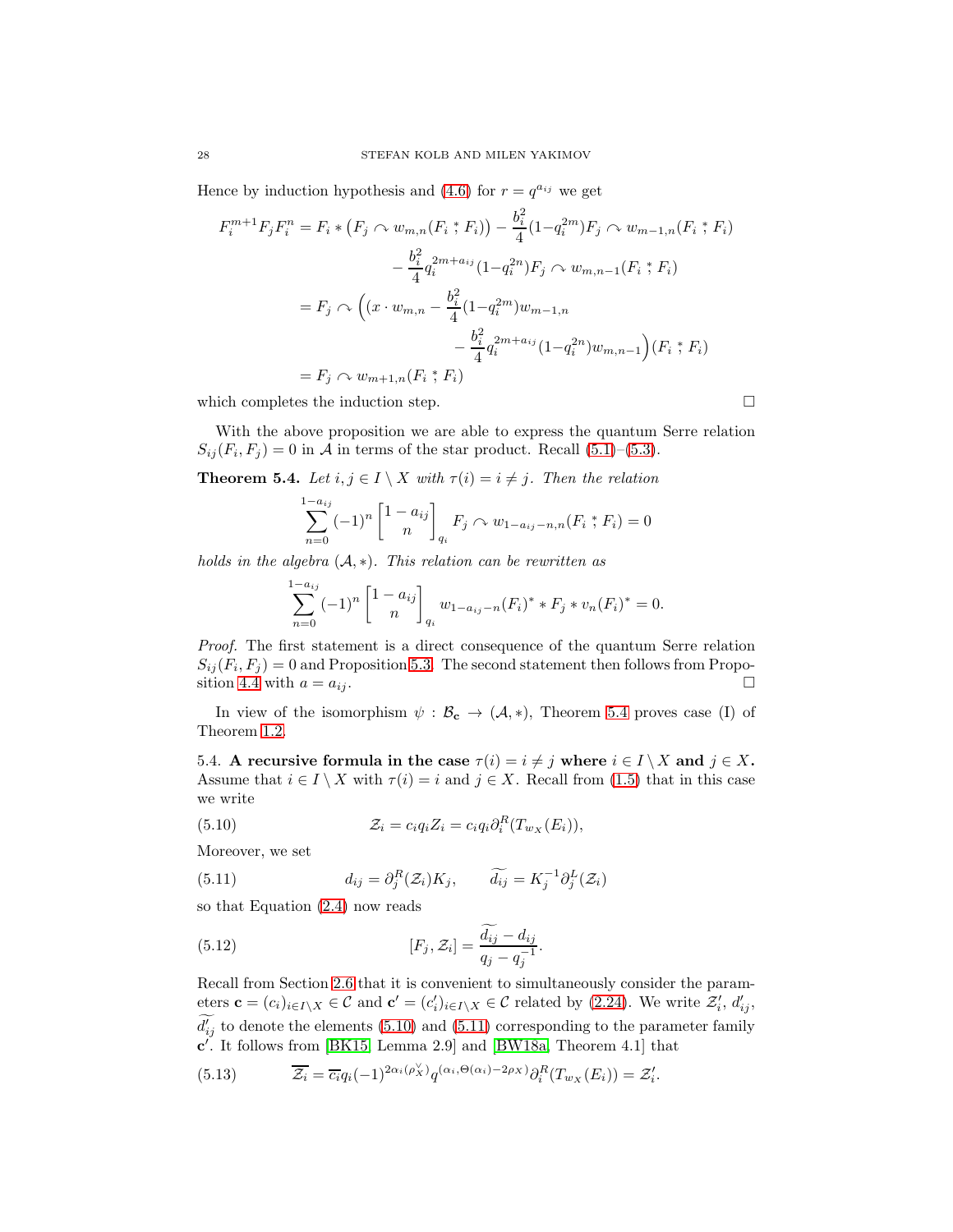Hence by induction hypothesis and (4.6) for $r = q^{a_{ij}}$ we get

$$
\begin{aligned}
F_i^{m+1} F_j F_i^n &= F_i * \big(F_j \curvearrowright w_{m,n}(F_i \,\overset{*}{;}\, F_i)\big) - \frac{b_i^2}{4}(1 - q_i^{2m}) F_j \curvearrowright w_{m-1,n}(F_i \,\overset{*}{;}\, F_i) \\
&\qquad - \frac{b_i^2}{4} q_i^{2m+a_{ij}}(1 - q_i^{2n}) F_j \curvearrowright w_{m,n-1}(F_i \,\overset{*}{;}\, F_i) \\
&= F_j \curvearrowright \Big( (x \cdot w_{m,n} - \frac{b_i^2}{4}(1 - q_i^{2m}) w_{m-1,n} \\
&\qquad - \frac{b_i^2}{4} q_i^{2m+a_{ij}}(1 - q_i^{2n}) w_{m,n-1} \Big)(F_i \,\overset{*}{;}\, F_i) \\
&= F_j \curvearrowright w_{m+1,n}(F_i \,\overset{*}{;}\, F_i)
\end{aligned}
$$

which completes the induction step. □

With the above proposition we are able to express the quantum Serre relation $S_{ij}(F_i, F_j) = 0$ in $\mathcal{A}$ in terms of the star product. Recall (5.1)–(5.3).

**Theorem 5.4.** *Let $i, j \in I \setminus X$ with $\tau(i) = i \neq j$. Then the relation*

$$
\sum_{n=0}^{1-a_{ij}} (-1)^n \begin{bmatrix} 1 - a_{ij} \\ n \end{bmatrix}_{q_i} F_j \curvearrowright w_{1-a_{ij}-n,n}(F_i \,\overset{*}{;}\, F_i) = 0
$$

*holds in the algebra $(\mathcal{A}, *)$. This relation can be rewritten as*

$$
\sum_{n=0}^{1-a_{ij}} (-1)^n \begin{bmatrix} 1 - a_{ij} \\ n \end{bmatrix}_{q_i} w_{1-a_{ij}-n}(F_i)^* * F_j * v_n(F_i)^* = 0.
$$

*Proof.* The first statement is a direct consequence of the quantum Serre relation $S_{ij}(F_i, F_j) = 0$ and Proposition 5.3. The second statement then follows from Proposition 4.4 with $a = a_{ij}$. □

In view of the isomorphism $\psi : \mathcal{B}_{\mathbf{c}} \to (\mathcal{A}, *)$, Theorem 5.4 proves case (I) of Theorem 1.2.

5.4. **A recursive formula in the case $\tau(i) = i \neq j$ where $i \in I \setminus X$ and $j \in X$.** Assume that $i \in I \setminus X$ with $\tau(i) = i$ and $j \in X$. Recall from (1.5) that in this case we write

$$
\mathcal{Z}_i = c_i q_i Z_i = c_i q_i \partial_i^R(T_{w_X}(E_i)), \tag{5.10}
$$

Moreover, we set

$$
d_{ij} = \partial_j^R(\mathcal{Z}_i) K_j, \qquad \widetilde{d_{ij}} = K_j^{-1} \partial_j^L(\mathcal{Z}_i) \tag{5.11}
$$

so that Equation (2.4) now reads

$$
[F_j, \mathcal{Z}_i] = \frac{\widetilde{d_{ij}} - d_{ij}}{q_j - q_j^{-1}}. \tag{5.12}
$$

Recall from Section 2.6 that it is convenient to simultaneously consider the parameters $\mathbf{c} = (c_i)_{i \in I \setminus X} \in \mathcal{C}$ and $\mathbf{c}' = (c_i')_{i \in I \setminus X} \in \mathcal{C}$ related by (2.24). We write $\mathcal{Z}_i'$, $d_{ij}'$, $\widetilde{d_{ij}'}$ to denote the elements (5.10) and (5.11) corresponding to the parameter family $\mathbf{c}'$. It follows from [BK15, Lemma 2.9] and [BW18a, Theorem 4.1] that

$$
\overline{\mathcal{Z}_i} = \overline{c_i} q_i (-1)^{2\alpha_i(\rho_X^\vee)} q^{(\alpha_i, \Theta(\alpha_i) - 2\rho_X)} \partial_i^R(T_{w_X}(E_i)) = \mathcal{Z}_i'. \tag{5.13}
$$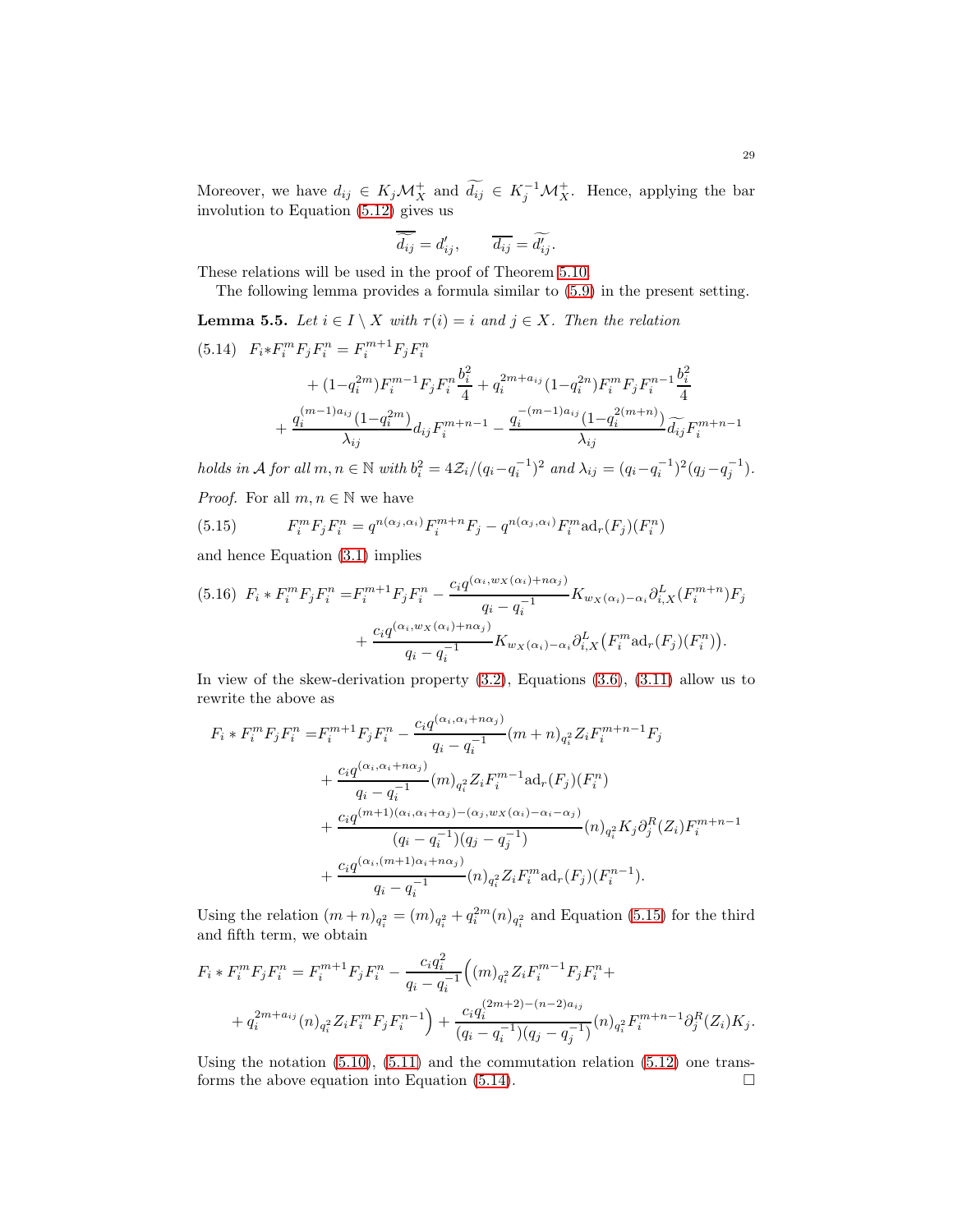Moreover, we have $d_{ij} \in K_j\mathcal{M}_X^+$ and $\widetilde{d_{ij}} \in K_j^{-1}\mathcal{M}_X^+$. Hence, applying the bar involution to Equation (5.12) gives us

$$\overline{\widetilde{d_{ij}}} = d'_{ij}, \qquad \overline{d_{ij}} = \widetilde{d'_{ij}}.$$

These relations will be used in the proof of Theorem 5.10.

The following lemma provides a formula similar to (5.9) in the present setting.

**Lemma 5.5.** *Let $i \in I \setminus X$ with $\tau(i) = i$ and $j \in X$. Then the relation*

$$
\begin{aligned}
(5.14)\quad F_i * F_i^m F_j F_i^n = {} & F_i^{m+1} F_j F_i^n \\
& + (1-q_i^{2m}) F_i^{m-1} F_j F_i^n \frac{b_i^2}{4} + q_i^{2m+a_{ij}}(1-q_i^{2n}) F_i^m F_j F_i^{n-1} \frac{b_i^2}{4} \\
& + \frac{q_i^{(m-1)a_{ij}}(1-q_i^{2m})}{\lambda_{ij}} d_{ij} F_i^{m+n-1} - \frac{q_i^{-(m-1)a_{ij}}(1-q_i^{2(m+n)})}{\lambda_{ij}} \widetilde{d_{ij}} F_i^{m+n-1}
\end{aligned}
$$

*holds in $\mathcal{A}$ for all $m, n \in \mathbb{N}$ with $b_i^2 = 4\mathcal{Z}_i/(q_i - q_i^{-1})^2$ and $\lambda_{ij} = (q_i - q_i^{-1})^2(q_j - q_j^{-1})$.*

*Proof.* For all $m, n \in \mathbb{N}$ we have

$$(5.15)\qquad F_i^m F_j F_i^n = q^{n(\alpha_j,\alpha_i)} F_i^{m+n} F_j - q^{n(\alpha_j,\alpha_i)} F_i^m \mathrm{ad}_r(F_j)(F_i^n)$$

and hence Equation (3.1) implies

$$
\begin{aligned}
(5.16)\quad F_i * F_i^m F_j F_i^n = {} & F_i^{m+1} F_j F_i^n - \frac{c_i q^{(\alpha_i, w_X(\alpha_i)+n\alpha_j)}}{q_i - q_i^{-1}} K_{w_X(\alpha_i)-\alpha_i} \partial^L_{i,X}(F_i^{m+n}) F_j \\
& + \frac{c_i q^{(\alpha_i, w_X(\alpha_i)+n\alpha_j)}}{q_i - q_i^{-1}} K_{w_X(\alpha_i)-\alpha_i} \partial^L_{i,X}\big(F_i^m \mathrm{ad}_r(F_j)(F_i^n)\big).
\end{aligned}
$$

In view of the skew-derivation property (3.2), Equations (3.6), (3.11) allow us to rewrite the above as

$$
\begin{aligned}
F_i * F_i^m F_j F_i^n = {} & F_i^{m+1} F_j F_i^n - \frac{c_i q^{(\alpha_i,\alpha_i+n\alpha_j)}}{q_i - q_i^{-1}} (m+n)_{q_i^2} Z_i F_i^{m+n-1} F_j \\
& + \frac{c_i q^{(\alpha_i,\alpha_i+n\alpha_j)}}{q_i - q_i^{-1}} (m)_{q_i^2} Z_i F_i^{m-1} \mathrm{ad}_r(F_j)(F_i^n) \\
& + \frac{c_i q^{(m+1)(\alpha_i,\alpha_i+\alpha_j)-(\alpha_j, w_X(\alpha_i)-\alpha_i-\alpha_j)}}{(q_i - q_i^{-1})(q_j - q_j^{-1})} (n)_{q_i^2} K_j \partial^R_j(Z_i) F_i^{m+n-1} \\
& + \frac{c_i q^{(\alpha_i,(m+1)\alpha_i+n\alpha_j)}}{q_i - q_i^{-1}} (n)_{q_i^2} Z_i F_i^m \mathrm{ad}_r(F_j)(F_i^{n-1}).
\end{aligned}
$$

Using the relation $(m+n)_{q_i^2} = (m)_{q_i^2} + q_i^{2m}(n)_{q_i^2}$ and Equation (5.15) for the third and fifth term, we obtain

$$
\begin{aligned}
F_i * F_i^m F_j F_i^n = {} & F_i^{m+1} F_j F_i^n - \frac{c_i q_i^2}{q_i - q_i^{-1}} \Big( (m)_{q_i^2} Z_i F_i^{m-1} F_j F_i^n + \\
& + q_i^{2m+a_{ij}} (n)_{q_i^2} Z_i F_i^m F_j F_i^{n-1} \Big) + \frac{c_i q_i^{(2m+2)-(n-2)a_{ij}}}{(q_i - q_i^{-1})(q_j - q_j^{-1})} (n)_{q_i^2} F_i^{m+n-1} \partial^R_j(Z_i) K_j.
\end{aligned}
$$

Using the notation (5.10), (5.11) and the commutation relation (5.12) one transforms the above equation into Equation (5.14). $\square$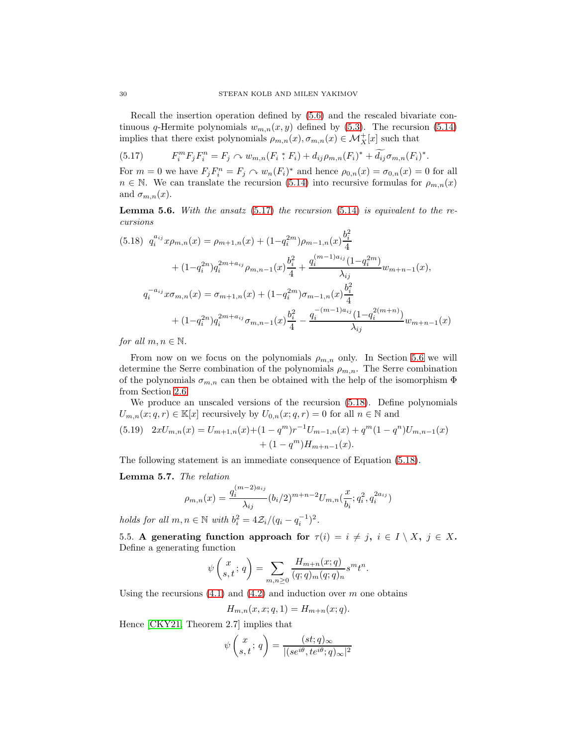Recall the insertion operation defined by (5.6) and the rescaled bivariate continuous $q$-Hermite polynomials $w_{m,n}(x,y)$ defined by (5.3). The recursion (5.14) implies that there exist polynomials $\rho_{m,n}(x), \sigma_{m,n}(x) \in \mathcal{M}_X^+[x]$ such that

$$F_i^m F_j F_i^n = F_j \curvearrowleft w_{m,n}(F_i \,\overset{*}{;}\, F_i) + d_{ij}\rho_{m,n}(F_i)^* + \widetilde{d_{ij}}\sigma_{m,n}(F_i)^*. \tag{5.17}$$

For $m=0$ we have $F_j F_i^n = F_j \curvearrowleft w_n(F_i)^*$ and hence $\rho_{0,n}(x) = \sigma_{0,n}(x) = 0$ for all $n \in \mathbb{N}$. We can translate the recursion (5.14) into recursive formulas for $\rho_{m,n}(x)$ and $\sigma_{m,n}(x)$.

**Lemma 5.6.** *With the ansatz (5.17) the recursion (5.14) is equivalent to the recursions*

$$\begin{aligned}
q_i^{a_{ij}} x \rho_{m,n}(x) &= \rho_{m+1,n}(x) + (1-q_i^{2m})\rho_{m-1,n}(x)\frac{b_i^2}{4} \\
&\quad + (1-q_i^{2n})q_i^{2m+a_{ij}}\rho_{m,n-1}(x)\frac{b_i^2}{4} + \frac{q_i^{(m-1)a_{ij}}(1-q_i^{2m})}{\lambda_{ij}} w_{m+n-1}(x), \\
q_i^{-a_{ij}} x \sigma_{m,n}(x) &= \sigma_{m+1,n}(x) + (1-q_i^{2m})\sigma_{m-1,n}(x)\frac{b_i^2}{4} \\
&\quad + (1-q_i^{2n})q_i^{2m+a_{ij}}\sigma_{m,n-1}(x)\frac{b_i^2}{4} - \frac{q_i^{-(m-1)a_{ij}}(1-q_i^{2(m+n)})}{\lambda_{ij}} w_{m+n-1}(x)
\end{aligned} \tag{5.18}$$

*for all $m,n \in \mathbb{N}$.*

From now on we focus on the polynomials $\rho_{m,n}$ only. In Section 5.6 we will determine the Serre combination of the polynomials $\rho_{m,n}$. The Serre combination of the polynomials $\sigma_{m,n}$ can then be obtained with the help of the isomorphism $\Phi$ from Section 2.6.

We produce an unscaled versions of the recursion (5.18). Define polynomials $U_{m,n}(x;q,r) \in \mathbb{K}[x]$ recursively by $U_{0,n}(x;q,r) = 0$ for all $n \in \mathbb{N}$ and

$$\begin{aligned}
2xU_{m,n}(x) = U_{m+1,n}(x) &+ (1-q^m)r^{-1}U_{m-1,n}(x) + q^m(1-q^n)U_{m,n-1}(x) \\
&+ (1-q^m)H_{m+n-1}(x).
\end{aligned} \tag{5.19}$$

The following statement is an immediate consequence of Equation (5.18).

**Lemma 5.7.** *The relation*

$$\rho_{m,n}(x) = \frac{q_i^{(m-2)a_{ij}}}{\lambda_{ij}}(b_i/2)^{m+n-2} U_{m,n}\left(\frac{x}{b_i}; q_i^2, q_i^{2a_{ij}}\right)$$

*holds for all $m,n \in \mathbb{N}$ with $b_i^2 = 4\mathcal{Z}_i/(q_i - q_i^{-1})^2$.*

## 5.5. A generating function approach for $\tau(i) = i \neq j$, $i \in I \setminus X$, $j \in X$.

Define a generating function

$$\psi\left(\begin{matrix} x \\ s,t \end{matrix}; q\right) = \sum_{m,n \geq 0} \frac{H_{m+n}(x;q)}{(q;q)_m (q;q)_n} s^m t^n.$$

Using the recursions (4.1) and (4.2) and induction over $m$ one obtains

$$H_{m,n}(x,x;q,1) = H_{m+n}(x;q).$$

Hence [CKY21, Theorem 2.7] implies that

$$\psi\left(\begin{matrix} x \\ s,t \end{matrix}; q\right) = \frac{(st;q)_\infty}{|(se^{i\theta}, te^{i\theta}; q)_\infty|^2}$$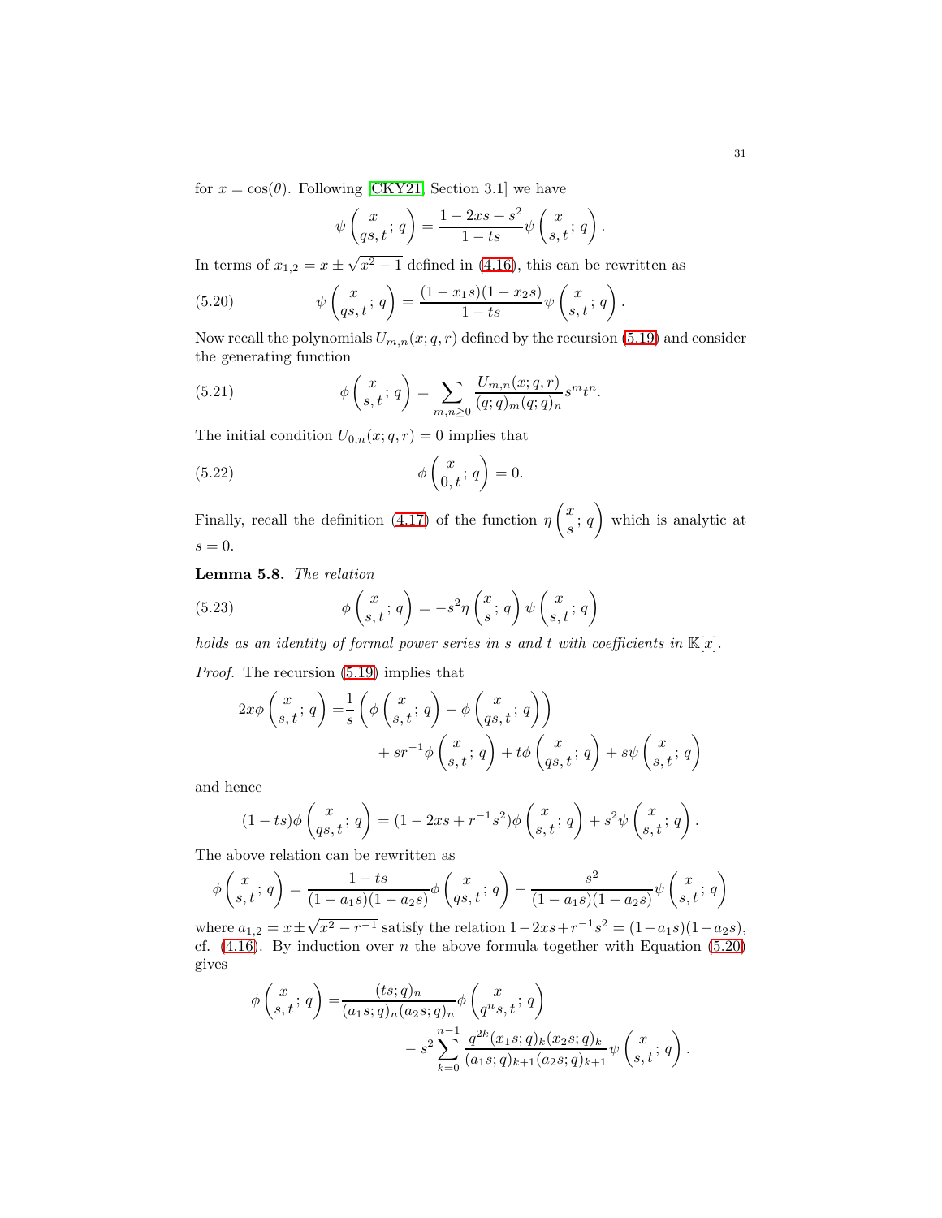for $x = \cos(\theta)$. Following [CKY21, Section 3.1] we have

$$\psi\begin{pmatrix} x \\ qs, t \end{pmatrix}; q\Big) = \frac{1 - 2xs + s^2}{1 - ts}\psi\begin{pmatrix} x \\ s, t \end{pmatrix}; q\Big).$$

In terms of $x_{1,2} = x \pm \sqrt{x^2 - 1}$ defined in (4.16), this can be rewritten as

$$\psi\left(\begin{matrix} x \\ qs, t \end{matrix}; q\right) = \frac{(1 - x_1 s)(1 - x_2 s)}{1 - ts}\psi\left(\begin{matrix} x \\ s, t \end{matrix}; q\right). \tag{5.20}$$

Now recall the polynomials $U_{m,n}(x; q, r)$ defined by the recursion (5.19) and consider the generating function

$$\phi\left(\begin{matrix} x \\ s, t \end{matrix}; q\right) = \sum_{m,n \geq 0} \frac{U_{m,n}(x; q, r)}{(q;q)_m (q;q)_n} s^m t^n. \tag{5.21}$$

The initial condition $U_{0,n}(x; q, r) = 0$ implies that

$$\phi\left(\begin{matrix} x \\ 0, t \end{matrix}; q\right) = 0. \tag{5.22}$$

Finally, recall the definition (4.17) of the function $\eta\left(\begin{matrix} x \\ s \end{matrix}; q\right)$ which is analytic at $s = 0$.

**Lemma 5.8.** *The relation*

$$\phi\left(\begin{matrix} x \\ s, t \end{matrix}; q\right) = -s^2 \eta\left(\begin{matrix} x \\ s \end{matrix}; q\right)\psi\left(\begin{matrix} x \\ s, t \end{matrix}; q\right) \tag{5.23}$$

*holds as an identity of formal power series in $s$ and $t$ with coefficients in $\mathbb{K}[x]$.*

*Proof.* The recursion (5.19) implies that

$$\begin{aligned} 2x\phi\left(\begin{matrix} x \\ s, t \end{matrix}; q\right) =& \frac{1}{s}\left(\phi\left(\begin{matrix} x \\ s, t \end{matrix}; q\right) - \phi\left(\begin{matrix} x \\ qs, t \end{matrix}; q\right)\right) \\ &+ sr^{-1}\phi\left(\begin{matrix} x \\ s, t \end{matrix}; q\right) + t\phi\left(\begin{matrix} x \\ qs, t \end{matrix}; q\right) + s\psi\left(\begin{matrix} x \\ s, t \end{matrix}; q\right) \end{aligned}$$

and hence

$$(1 - ts)\phi\left(\begin{matrix} x \\ qs, t \end{matrix}; q\right) = (1 - 2xs + r^{-1}s^2)\phi\left(\begin{matrix} x \\ s, t \end{matrix}; q\right) + s^2\psi\left(\begin{matrix} x \\ s, t \end{matrix}; q\right).$$

The above relation can be rewritten as

$$\phi\left(\begin{matrix} x \\ s, t \end{matrix}; q\right) = \frac{1 - ts}{(1 - a_1 s)(1 - a_2 s)}\phi\left(\begin{matrix} x \\ qs, t \end{matrix}; q\right) - \frac{s^2}{(1 - a_1 s)(1 - a_2 s)}\psi\left(\begin{matrix} x \\ s, t \end{matrix}; q\right)$$

where $a_{1,2} = x \pm \sqrt{x^2 - r^{-1}}$ satisfy the relation $1 - 2xs + r^{-1}s^2 = (1 - a_1 s)(1 - a_2 s)$, cf. (4.16). By induction over $n$ the above formula together with Equation (5.20) gives

$$\begin{aligned} \phi\left(\begin{matrix} x \\ s, t \end{matrix}; q\right) =& \frac{(ts;q)_n}{(a_1 s;q)_n (a_2 s;q)_n}\phi\left(\begin{matrix} x \\ q^n s, t \end{matrix}; q\right) \\ &- s^2 \sum_{k=0}^{n-1} \frac{q^{2k}(x_1 s;q)_k (x_2 s;q)_k}{(a_1 s;q)_{k+1}(a_2 s;q)_{k+1}}\psi\left(\begin{matrix} x \\ s, t \end{matrix}; q\right). \end{aligned}$$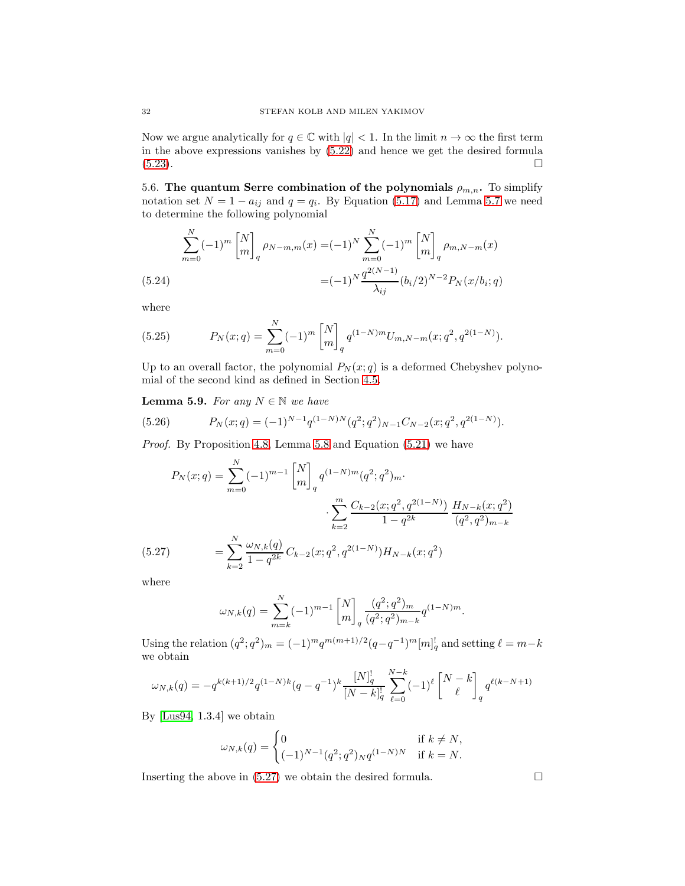Now we argue analytically for $q \in \mathbb{C}$ with $|q| < 1$. In the limit $n \to \infty$ the first term in the above expressions vanishes by (5.22) and hence we get the desired formula (5.23). $\square$

5.6. **The quantum Serre combination of the polynomials $\rho_{m,n}$.** To simplify notation set $N = 1 - a_{ij}$ and $q = q_i$. By Equation (5.17) and Lemma 5.7 we need to determine the following polynomial

$$\begin{aligned}\sum_{m=0}^{N} (-1)^m \begin{bmatrix} N \\ m \end{bmatrix}_q \rho_{N-m,m}(x) =& (-1)^N \sum_{m=0}^{N} (-1)^m \begin{bmatrix} N \\ m \end{bmatrix}_q \rho_{m,N-m}(x) \\ =& (-1)^N \frac{q^{2(N-1)}}{\lambda_{ij}} (b_i/2)^{N-2} P_N(x/b_i; q) \end{aligned} \tag{5.24}$$

where

$$P_N(x;q) = \sum_{m=0}^{N} (-1)^m \begin{bmatrix} N \\ m \end{bmatrix}_q q^{(1-N)m} U_{m,N-m}(x; q^2, q^{2(1-N)}). \tag{5.25}$$

Up to an overall factor, the polynomial $P_N(x;q)$ is a deformed Chebyshev polynomial of the second kind as defined in Section 4.5.

**Lemma 5.9.** *For any $N \in \mathbb{N}$ we have*

$$P_N(x;q) = (-1)^{N-1} q^{(1-N)N} (q^2;q^2)_{N-1} C_{N-2}(x; q^2, q^{2(1-N)}). \tag{5.26}$$

*Proof.* By Proposition 4.8, Lemma 5.8 and Equation (5.21) we have

$$\begin{aligned} P_N(x;q) =& \sum_{m=0}^{N} (-1)^{m-1} \begin{bmatrix} N \\ m \end{bmatrix}_q q^{(1-N)m} (q^2;q^2)_m \cdot \\ & \cdot \sum_{k=2}^{m} \frac{C_{k-2}(x;q^2,q^{2(1-N)})}{1-q^{2k}} \frac{H_{N-k}(x;q^2)}{(q^2,q^2)_{m-k}} \\ =& \sum_{k=2}^{N} \frac{\omega_{N,k}(q)}{1-q^{2k}} C_{k-2}(x;q^2,q^{2(1-N)}) H_{N-k}(x;q^2) \end{aligned} \tag{5.27}$$

where

$$\omega_{N,k}(q) = \sum_{m=k}^{N} (-1)^{m-1} \begin{bmatrix} N \\ m \end{bmatrix}_q \frac{(q^2;q^2)_m}{(q^2;q^2)_{m-k}} q^{(1-N)m}.$$

Using the relation $(q^2;q^2)_m = (-1)^m q^{m(m+1)/2} (q-q^{-1})^m [m]_q^!$ and setting $\ell = m-k$ we obtain

$$\omega_{N,k}(q) = -q^{k(k+1)/2} q^{(1-N)k} (q-q^{-1})^k \frac{[N]_q^!}{[N-k]_q^!} \sum_{\ell=0}^{N-k} (-1)^\ell \begin{bmatrix} N-k \\ \ell \end{bmatrix}_q q^{\ell(k-N+1)}$$

By [Lus94, 1.3.4] we obtain

$$\omega_{N,k}(q) = \begin{cases} 0 & \text{if } k \neq N, \\ (-1)^{N-1} (q^2;q^2)_N q^{(1-N)N} & \text{if } k = N. \end{cases}$$

Inserting the above in (5.27) we obtain the desired formula. $\square$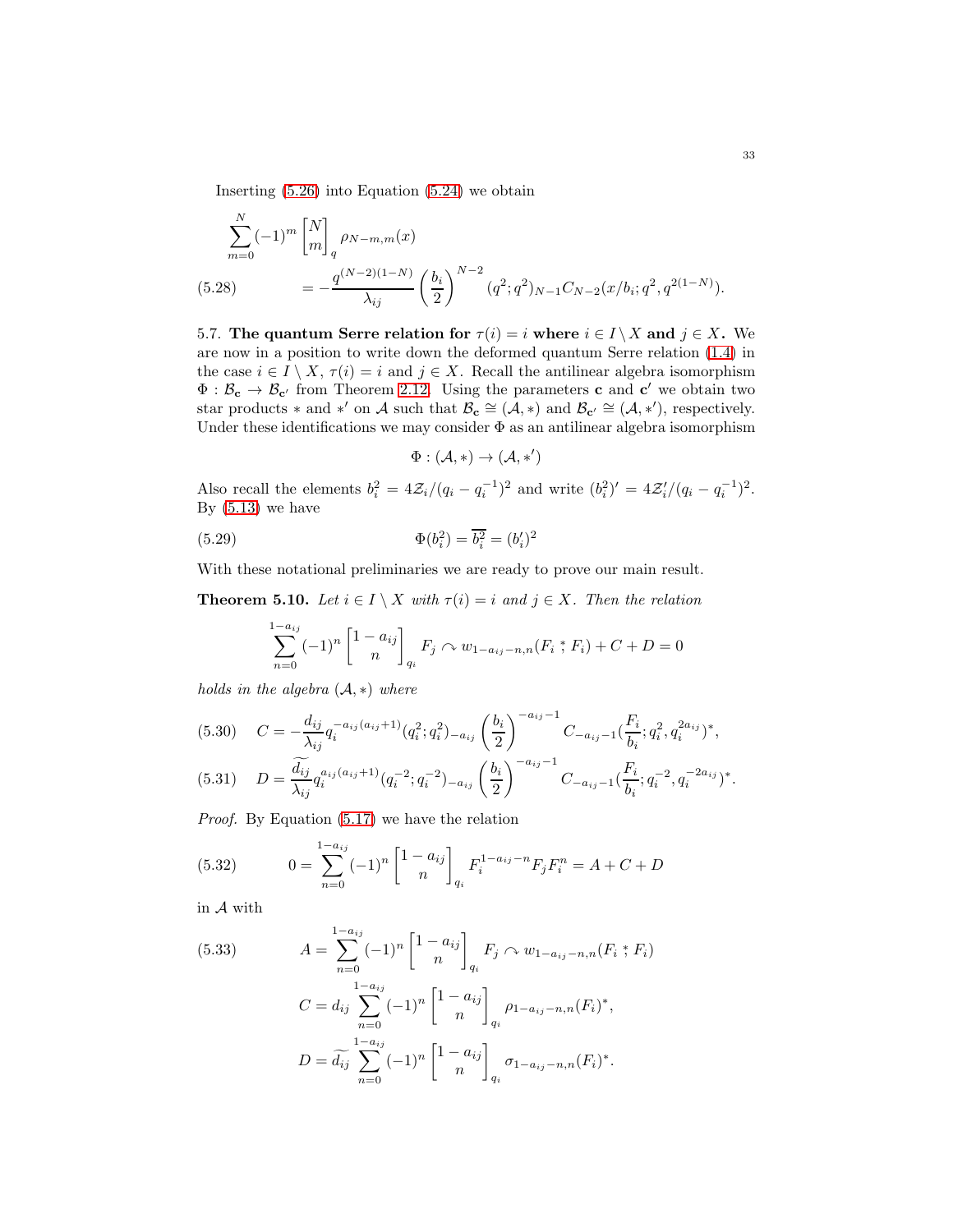Inserting (5.26) into Equation (5.24) we obtain

$$\sum_{m=0}^{N}(-1)^m \begin{bmatrix} N \\ m \end{bmatrix}_q \rho_{N-m,m}(x)$$

$$= -\frac{q^{(N-2)(1-N)}}{\lambda_{ij}}\left(\frac{b_i}{2}\right)^{N-2}(q^2;q^2)_{N-1}C_{N-2}(x/b_i;q^2,q^{2(1-N)}). \tag{5.28}$$

5.7. **The quantum Serre relation for $\tau(i) = i$ where $i \in I \setminus X$ and $j \in X$.** We are now in a position to write down the deformed quantum Serre relation (1.4) in the case $i \in I \setminus X$, $\tau(i) = i$ and $j \in X$. Recall the antilinear algebra isomorphism $\Phi : \mathcal{B}_{\mathbf{c}} \to \mathcal{B}_{\mathbf{c}'}$ from Theorem 2.12. Using the parameters $\mathbf{c}$ and $\mathbf{c}'$ we obtain two star products $*$ and $*'$ on $\mathcal{A}$ such that $\mathcal{B}_{\mathbf{c}} \cong (\mathcal{A}, *)$ and $\mathcal{B}_{\mathbf{c}'} \cong (\mathcal{A}, *')$, respectively. Under these identifications we may consider $\Phi$ as an antilinear algebra isomorphism

$$\Phi : (\mathcal{A}, *) \to (\mathcal{A}, *')$$

Also recall the elements $b_i^2 = 4\mathcal{Z}_i/(q_i - q_i^{-1})^2$ and write $(b_i^2)' = 4\mathcal{Z}_i'/(q_i - q_i^{-1})^2$. By (5.13) we have

$$\Phi(b_i^2) = \overline{b_i^2} = (b_i')^2 \tag{5.29}$$

With these notational preliminaries we are ready to prove our main result.

**Theorem 5.10.** *Let $i \in I \setminus X$ with $\tau(i) = i$ and $j \in X$. Then the relation*

$$\sum_{n=0}^{1-a_{ij}}(-1)^n \begin{bmatrix} 1-a_{ij} \\ n \end{bmatrix}_{q_i} F_j \curvearrowleft w_{1-a_{ij}-n,n}(F_i \overset{*}{;} F_i) + C + D = 0$$

*holds in the algebra $(\mathcal{A}, *)$ where*

$$C = -\frac{d_{ij}}{\lambda_{ij}} q_i^{-a_{ij}(a_{ij}+1)}(q_i^2;q_i^2)_{-a_{ij}}\left(\frac{b_i}{2}\right)^{-a_{ij}-1} C_{-a_{ij}-1}\left(\frac{F_i}{b_i};q_i^2,q_i^{2a_{ij}}\right)^*, \tag{5.30}$$

$$D = \frac{\widetilde{d_{ij}}}{\lambda_{ij}} q_i^{a_{ij}(a_{ij}+1)}(q_i^{-2};q_i^{-2})_{-a_{ij}}\left(\frac{b_i}{2}\right)^{-a_{ij}-1} C_{-a_{ij}-1}\left(\frac{F_i}{b_i};q_i^{-2},q_i^{-2a_{ij}}\right)^*. \tag{5.31}$$

*Proof.* By Equation (5.17) we have the relation

$$0 = \sum_{n=0}^{1-a_{ij}}(-1)^n \begin{bmatrix} 1-a_{ij} \\ n \end{bmatrix}_{q_i} F_i^{1-a_{ij}-n}F_jF_i^n = A + C + D \tag{5.32}$$

in $\mathcal{A}$ with

$$A = \sum_{n=0}^{1-a_{ij}}(-1)^n \begin{bmatrix} 1-a_{ij} \\ n \end{bmatrix}_{q_i} F_j \curvearrowleft w_{1-a_{ij}-n,n}(F_i \overset{*}{;} F_i) \tag{5.33}$$

$$C = d_{ij}\sum_{n=0}^{1-a_{ij}}(-1)^n \begin{bmatrix} 1-a_{ij} \\ n \end{bmatrix}_{q_i} \rho_{1-a_{ij}-n,n}(F_i)^*,$$

$$D = \widetilde{d_{ij}}\sum_{n=0}^{1-a_{ij}}(-1)^n \begin{bmatrix} 1-a_{ij} \\ n \end{bmatrix}_{q_i} \sigma_{1-a_{ij}-n,n}(F_i)^*.$$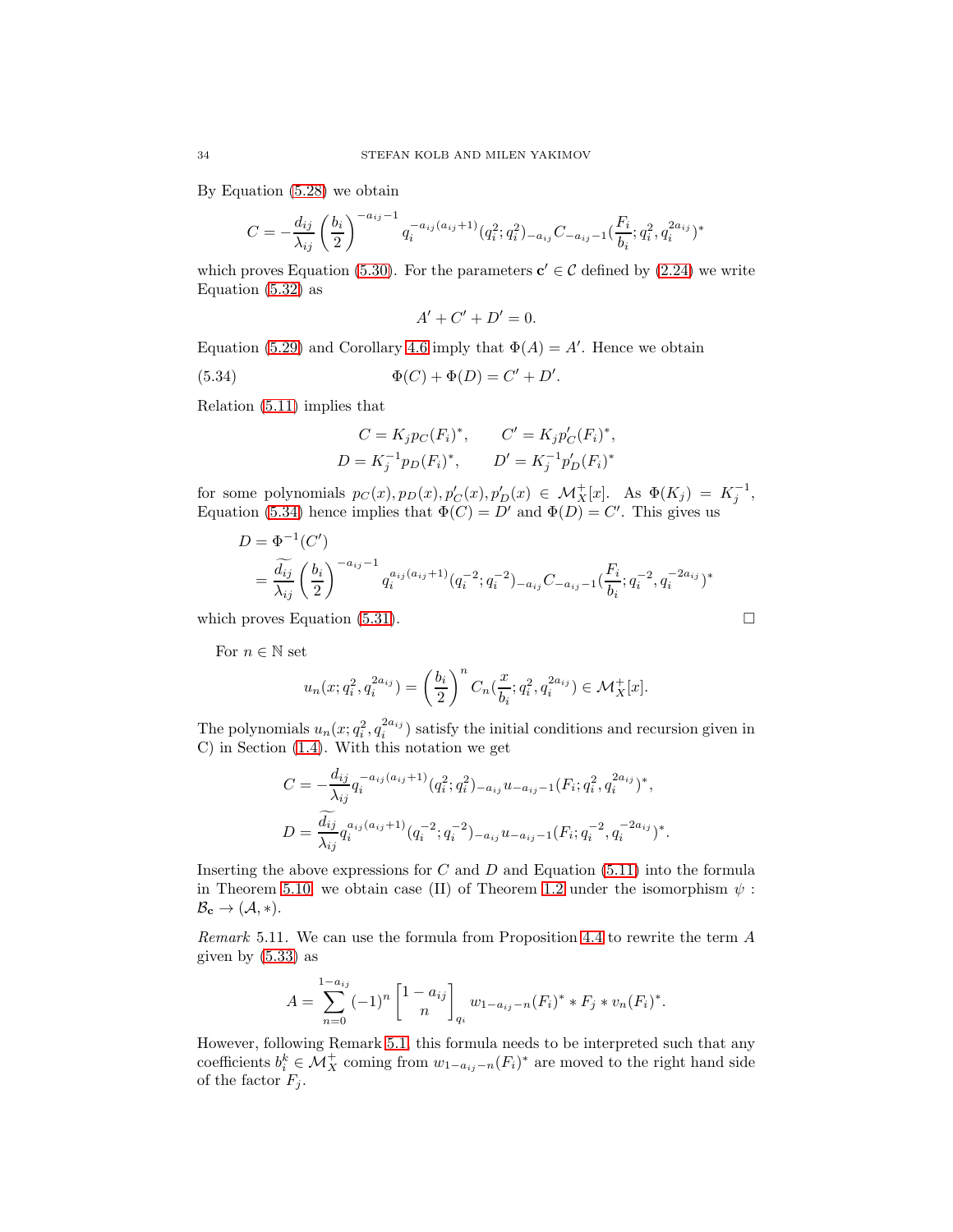By Equation (5.28) we obtain

$$C = -\frac{d_{ij}}{\lambda_{ij}} \left(\frac{b_i}{2}\right)^{-a_{ij}-1} q_i^{-a_{ij}(a_{ij}+1)} (q_i^2; q_i^2)_{-a_{ij}} C_{-a_{ij}-1}(\frac{F_i}{b_i}; q_i^2, q_i^{2a_{ij}})^*$$

which proves Equation (5.30). For the parameters $\mathbf{c}' \in \mathcal{C}$ defined by (2.24) we write Equation (5.32) as

$$A' + C' + D' = 0.$$

Equation (5.29) and Corollary 4.6 imply that $\Phi(A) = A'$. Hence we obtain

$$\Phi(C) + \Phi(D) = C' + D'. \tag{5.34}$$

Relation (5.11) implies that

$$C = K_j p_C(F_i)^*, \qquad C' = K_j p'_C(F_i)^*,$$
$$D = K_j^{-1} p_D(F_i)^*, \qquad D' = K_j^{-1} p'_D(F_i)^*$$

for some polynomials $p_C(x), p_D(x), p'_C(x), p'_D(x) \in \mathcal{M}_X^+[x]$. As $\Phi(K_j) = K_j^{-1}$, Equation (5.34) hence implies that $\Phi(C) = D'$ and $\Phi(D) = C'$. This gives us

$$\begin{aligned} D &= \Phi^{-1}(C') \\ &= \frac{\widetilde{d_{ij}}}{\lambda_{ij}} \left(\frac{b_i}{2}\right)^{-a_{ij}-1} q_i^{a_{ij}(a_{ij}+1)} (q_i^{-2}; q_i^{-2})_{-a_{ij}} C_{-a_{ij}-1}(\frac{F_i}{b_i}; q_i^{-2}, q_i^{-2a_{ij}})^* \end{aligned}$$

which proves Equation (5.31). $\square$

For $n \in \mathbb{N}$ set

$$u_n(x; q_i^2, q_i^{2a_{ij}}) = \left(\frac{b_i}{2}\right)^n C_n(\frac{x}{b_i}; q_i^2, q_i^{2a_{ij}}) \in \mathcal{M}_X^+[x].$$

The polynomials $u_n(x; q_i^2, q_i^{2a_{ij}})$ satisfy the initial conditions and recursion given in C) in Section (1.4). With this notation we get

$$C = -\frac{d_{ij}}{\lambda_{ij}} q_i^{-a_{ij}(a_{ij}+1)} (q_i^2; q_i^2)_{-a_{ij}} u_{-a_{ij}-1}(F_i; q_i^2, q_i^{2a_{ij}})^*,$$
$$D = \frac{\widetilde{d_{ij}}}{\lambda_{ij}} q_i^{a_{ij}(a_{ij}+1)} (q_i^{-2}; q_i^{-2})_{-a_{ij}} u_{-a_{ij}-1}(F_i; q_i^{-2}, q_i^{-2a_{ij}})^*.$$

Inserting the above expressions for $C$ and $D$ and Equation (5.11) into the formula in Theorem 5.10 we obtain case (II) of Theorem 1.2 under the isomorphism $\psi : \mathcal{B}_{\mathbf{c}} \to (\mathcal{A}, *)$.

*Remark* 5.11. We can use the formula from Proposition 4.4 to rewrite the term $A$ given by (5.33) as

$$A = \sum_{n=0}^{1-a_{ij}} (-1)^n \begin{bmatrix} 1-a_{ij} \\ n \end{bmatrix}_{q_i} w_{1-a_{ij}-n}(F_i)^* * F_j * v_n(F_i)^*.$$

However, following Remark 5.1, this formula needs to be interpreted such that any coefficients $b_i^k \in \mathcal{M}_X^+$ coming from $w_{1-a_{ij}-n}(F_i)^*$ are moved to the right hand side of the factor $F_j$.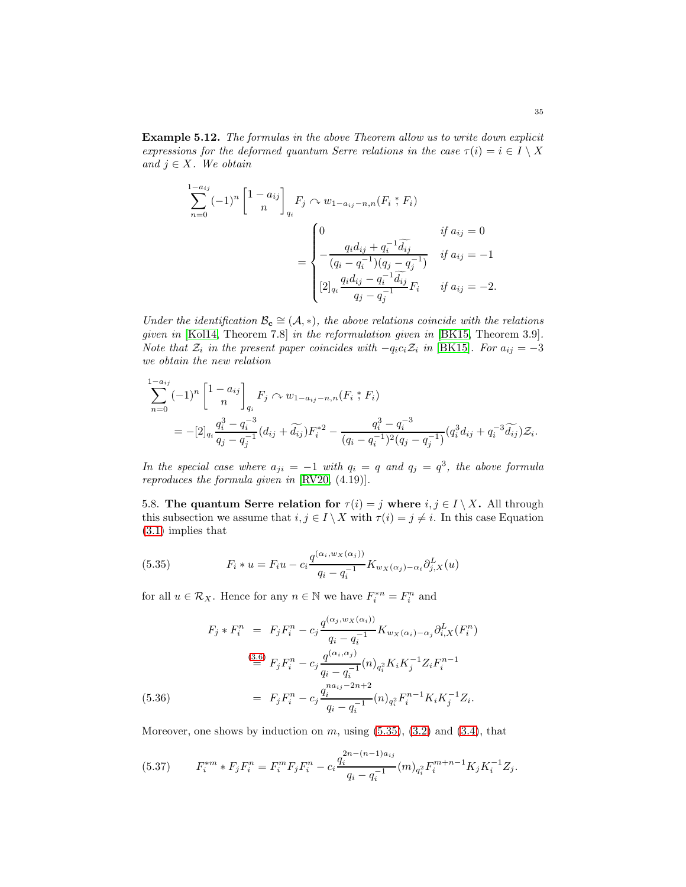**Example 5.12.** *The formulas in the above Theorem allow us to write down explicit expressions for the deformed quantum Serre relations in the case $\tau(i) = i \in I \setminus X$ and $j \in X$. We obtain*

$$\sum_{n=0}^{1-a_{ij}} (-1)^n \begin{bmatrix} 1-a_{ij} \\ n \end{bmatrix}_{q_i} F_j \curvearrowright w_{1-a_{ij}-n,n}(F_i \,\overset{*}{;}\, F_i)$$

$$= \begin{cases} 0 & \text{if } a_{ij} = 0 \\ -\dfrac{q_i d_{ij} + q_i^{-1}\widetilde{d_{ij}}}{(q_i - q_i^{-1})(q_j - q_j^{-1})} & \text{if } a_{ij} = -1 \\ [2]_{q_i} \dfrac{q_i d_{ij} - q_i^{-1}\widetilde{d_{ij}}}{q_j - q_j^{-1}} F_i & \text{if } a_{ij} = -2. \end{cases}$$

*Under the identification $\mathcal{B}_{\mathbf{c}} \cong (\mathcal{A}, *)$, the above relations coincide with the relations given in [Kol14, Theorem 7.8] in the reformulation given in [BK15, Theorem 3.9]. Note that $\mathcal{Z}_i$ in the present paper coincides with $-q_i c_i \mathcal{Z}_i$ in [BK15]. For $a_{ij} = -3$ we obtain the new relation*

$$\sum_{n=0}^{1-a_{ij}} (-1)^n \begin{bmatrix} 1-a_{ij} \\ n \end{bmatrix}_{q_i} F_j \curvearrowright w_{1-a_{ij}-n,n}(F_i \,\overset{*}{;}\, F_i)$$

$$= -[2]_{q_i} \frac{q_i^3 - q_i^{-3}}{q_j - q_j^{-1}} (d_{ij} + \widetilde{d_{ij}}) F_i^{*2} - \frac{q_i^3 - q_i^{-3}}{(q_i - q_i^{-1})^2 (q_j - q_j^{-1})} (q_i^3 d_{ij} + q_i^{-3}\widetilde{d_{ij}}) \mathcal{Z}_i.$$

*In the special case where $a_{ji} = -1$ with $q_i = q$ and $q_j = q^3$, the above formula reproduces the formula given in [RV20, (4.19)].*

5.8. **The quantum Serre relation for $\tau(i) = j$ where $i, j \in I \setminus X$.** All through this subsection we assume that $i, j \in I \setminus X$ with $\tau(i) = j \neq i$. In this case Equation (3.1) implies that

$$F_i * u = F_i u - c_i \frac{q^{(\alpha_i, w_X(\alpha_j))}}{q_i - q_i^{-1}} K_{w_X(\alpha_j) - \alpha_i} \partial^L_{j,X}(u) \tag{5.35}$$

for all $u \in \mathcal{R}_X$. Hence for any $n \in \mathbb{N}$ we have $F_i^{*n} = F_i^n$ and

$$\begin{aligned} F_j * F_i^n &= F_j F_i^n - c_j \frac{q^{(\alpha_j, w_X(\alpha_i))}}{q_i - q_i^{-1}} K_{w_X(\alpha_i) - \alpha_j} \partial^L_{i,X}(F_i^n) \\ &\overset{(3.6)}{=} F_j F_i^n - c_j \frac{q^{(\alpha_i, \alpha_j)}}{q_i - q_i^{-1}} (n)_{q_i^2} K_i K_j^{-1} Z_i F_i^{n-1} \\ &= F_j F_i^n - c_j \frac{q_i^{n a_{ij} - 2n + 2}}{q_i - q_i^{-1}} (n)_{q_i^2} F_i^{n-1} K_i K_j^{-1} Z_i. \end{aligned} \tag{5.36}$$

Moreover, one shows by induction on $m$, using (5.35), (3.2) and (3.4), that

$$F_i^{*m} * F_j F_i^n = F_i^m F_j F_i^n - c_i \frac{q_i^{2n - (n-1)a_{ij}}}{q_i - q_i^{-1}} (m)_{q_i^2} F_i^{m+n-1} K_j K_i^{-1} Z_j. \tag{5.37}$$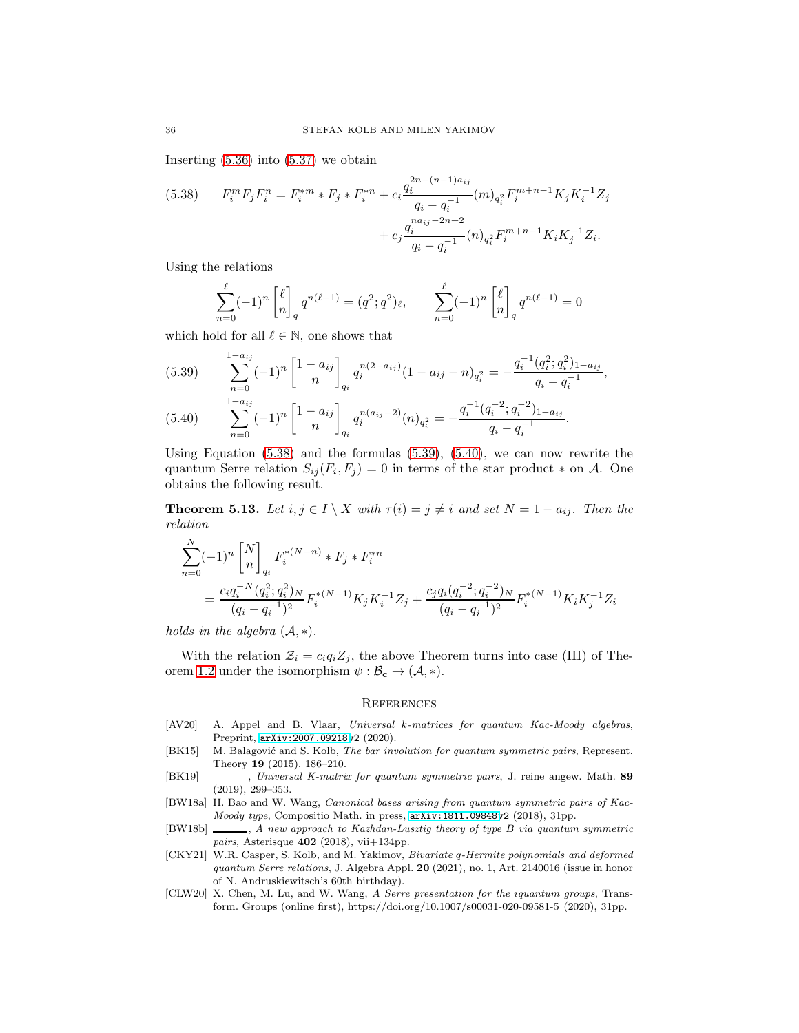Inserting (5.36) into (5.37) we obtain

$$
F_i^m F_j F_i^n = F_i^{*m} * F_j * F_i^{*n} + c_i \frac{q_i^{2n-(n-1)a_{ij}}}{q_i - q_i^{-1}} (m)_{q_i^2} F_i^{m+n-1} K_j K_i^{-1} Z_j + c_j \frac{q_i^{na_{ij}-2n+2}}{q_i - q_i^{-1}} (n)_{q_i^2} F_i^{m+n-1} K_i K_j^{-1} Z_i. \tag{5.38}
$$

Using the relations

$$
\sum_{n=0}^{\ell} (-1)^n \begin{bmatrix} \ell \\ n \end{bmatrix}_q q^{n(\ell+1)} = (q^2;q^2)_\ell, \qquad \sum_{n=0}^{\ell} (-1)^n \begin{bmatrix} \ell \\ n \end{bmatrix}_q q^{n(\ell-1)} = 0
$$

which hold for all $\ell \in \mathbb{N}$, one shows that

$$
\sum_{n=0}^{1-a_{ij}} (-1)^n \begin{bmatrix} 1-a_{ij} \\ n \end{bmatrix}_{q_i} q_i^{n(2-a_{ij})} (1-a_{ij}-n)_{q_i^2} = -\frac{q_i^{-1}(q_i^2;q_i^2)_{1-a_{ij}}}{q_i - q_i^{-1}}, \tag{5.39}
$$

$$
\sum_{n=0}^{1-a_{ij}} (-1)^n \begin{bmatrix} 1-a_{ij} \\ n \end{bmatrix}_{q_i} q_i^{n(a_{ij}-2)} (n)_{q_i^2} = -\frac{q_i^{-1}(q_i^{-2};q_i^{-2})_{1-a_{ij}}}{q_i - q_i^{-1}}. \tag{5.40}
$$

Using Equation (5.38) and the formulas (5.39), (5.40), we can now rewrite the quantum Serre relation $S_{ij}(F_i, F_j) = 0$ in terms of the star product $*$ on $\mathcal{A}$. One obtains the following result.

**Theorem 5.13.** *Let $i, j \in I \setminus X$ with $\tau(i) = j \neq i$ and set $N = 1 - a_{ij}$. Then the relation*

$$
\sum_{n=0}^{N} (-1)^n \begin{bmatrix} N \\ n \end{bmatrix}_{q_i} F_i^{*(N-n)} * F_j * F_i^{*n}
$$

$$
= \frac{c_i q_i^{-N}(q_i^2;q_i^2)_N}{(q_i - q_i^{-1})^2} F_i^{*(N-1)} K_j K_i^{-1} Z_j + \frac{c_j q_i (q_i^{-2};q_i^{-2})_N}{(q_i - q_i^{-1})^2} F_i^{*(N-1)} K_i K_j^{-1} Z_i
$$

*holds in the algebra $(\mathcal{A}, *)$.*

With the relation $\mathcal{Z}_i = c_i q_i Z_j$, the above Theorem turns into case (III) of Theorem 1.2 under the isomorphism $\psi : \mathcal{B}_{\mathbf{c}} \to (\mathcal{A}, *)$.

## References

[AV20] A. Appel and B. Vlaar, *Universal k-matrices for quantum Kac-Moody algebras*, Preprint, arXiv:2007.09218v2 (2020).

[BK15] M. Balagović and S. Kolb, *The bar involution for quantum symmetric pairs*, Represent. Theory **19** (2015), 186–210.

[BK19] ______, *Universal K-matrix for quantum symmetric pairs*, J. reine angew. Math. **89** (2019), 299–353.

[BW18a] H. Bao and W. Wang, *Canonical bases arising from quantum symmetric pairs of Kac-Moody type*, Compositio Math. in press, arXiv:1811.09848v2 (2018), 31pp.

[BW18b] ______, *A new approach to Kazhdan-Lusztig theory of type B via quantum symmetric pairs*, Asterisque **402** (2018), vii+134pp.

[CKY21] W.R. Casper, S. Kolb, and M. Yakimov, *Bivariate q-Hermite polynomials and deformed quantum Serre relations*, J. Algebra Appl. **20** (2021), no. 1, Art. 2140016 (issue in honor of N. Andruskiewitsch's 60th birthday).

[CLW20] X. Chen, M. Lu, and W. Wang, *A Serre presentation for the ıquantum groups*, Transform. Groups (online first), https://doi.org/10.1007/s00031-020-09581-5 (2020), 31pp.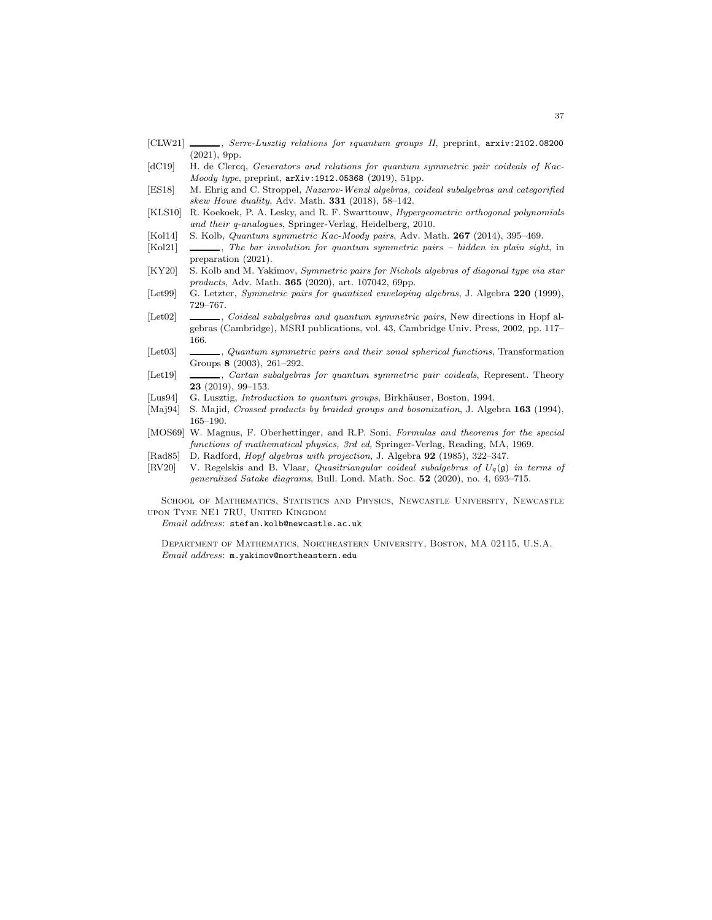- [CLW21] ———, *Serre-Lusztig relations for ıquantum groups II*, preprint, arxiv:2102.08200 (2021), 9pp.
- [dC19] H. de Clercq, *Generators and relations for quantum symmetric pair coideals of Kac-Moody type*, preprint, arXiv:1912.05368 (2019), 51pp.
- [ES18] M. Ehrig and C. Stroppel, *Nazarov-Wenzl algebras, coideal subalgebras and categorified skew Howe duality*, Adv. Math. **331** (2018), 58–142.
- [KLS10] R. Koekoek, P. A. Lesky, and R. F. Swarttouw, *Hypergeometric orthogonal polynomials and their q-analogues*, Springer-Verlag, Heidelberg, 2010.
- [Kol14] S. Kolb, *Quantum symmetric Kac-Moody pairs*, Adv. Math. **267** (2014), 395–469.
- [Kol21] ———, *The bar involution for quantum symmetric pairs – hidden in plain sight*, in preparation (2021).
- [KY20] S. Kolb and M. Yakimov, *Symmetric pairs for Nichols algebras of diagonal type via star products*, Adv. Math. **365** (2020), art. 107042, 69pp.
- [Let99] G. Letzter, *Symmetric pairs for quantized enveloping algebras*, J. Algebra **220** (1999), 729–767.
- [Let02] ———, *Coideal subalgebras and quantum symmetric pairs*, New directions in Hopf algebras (Cambridge), MSRI publications, vol. 43, Cambridge Univ. Press, 2002, pp. 117–166.
- [Let03] ———, *Quantum symmetric pairs and their zonal spherical functions*, Transformation Groups **8** (2003), 261–292.
- [Let19] ———, *Cartan subalgebras for quantum symmetric pair coideals*, Represent. Theory **23** (2019), 99–153.
- [Lus94] G. Lusztig, *Introduction to quantum groups*, Birkhäuser, Boston, 1994.
- [Maj94] S. Majid, *Crossed products by braided groups and bosonization*, J. Algebra **163** (1994), 165–190.
- [MOS69] W. Magnus, F. Oberhettinger, and R.P. Soni, *Formulas and theorems for the special functions of mathematical physics, 3rd ed*, Springer-Verlag, Reading, MA, 1969.
- [Rad85] D. Radford, *Hopf algebras with projection*, J. Algebra **92** (1985), 322–347.
- [RV20] V. Regelskis and B. Vlaar, *Quasitriangular coideal subalgebras of $U_q(\mathfrak{g})$ in terms of generalized Satake diagrams*, Bull. Lond. Math. Soc. **52** (2020), no. 4, 693–715.

School of Mathematics, Statistics and Physics, Newcastle University, Newcastle upon Tyne NE1 7RU, United Kingdom
*Email address*: stefan.kolb@newcastle.ac.uk

Department of Mathematics, Northeastern University, Boston, MA 02115, U.S.A.
*Email address*: m.yakimov@northeastern.edu